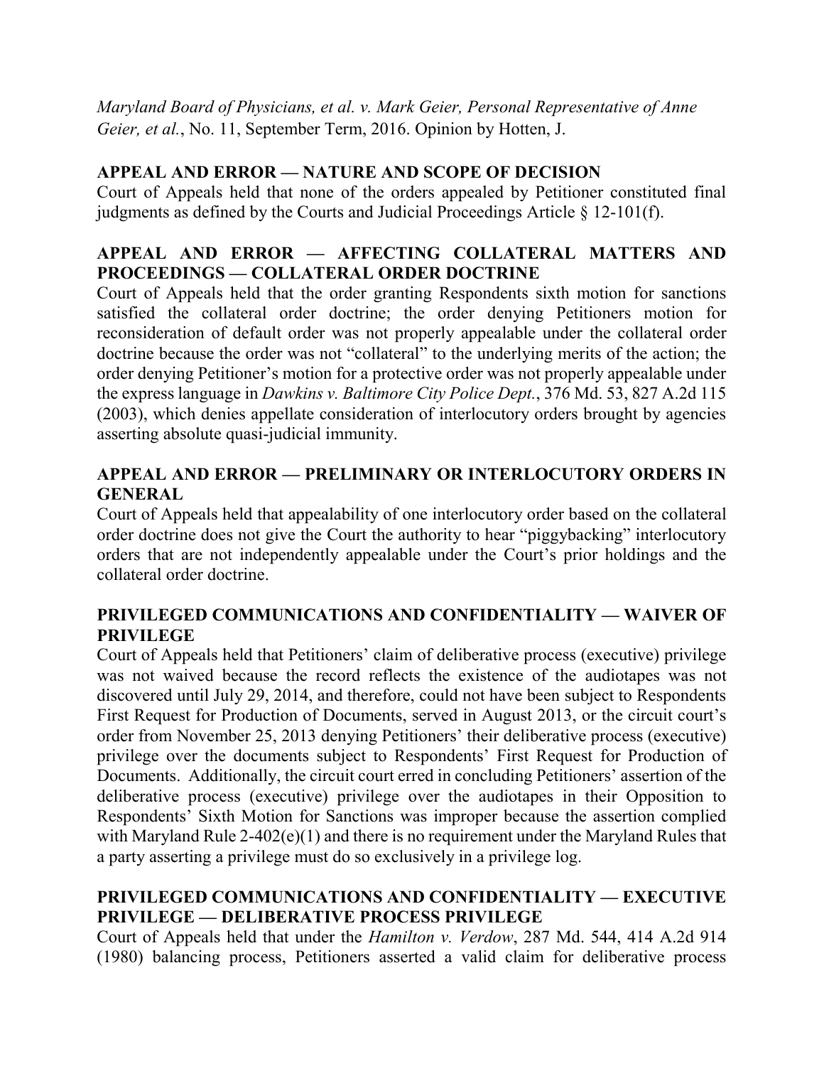*Maryland Board of Physicians, et al. v. Mark Geier, Personal Representative of Anne Geier, et al.*, No. 11, September Term, 2016. Opinion by Hotten, J.

**APPEAL AND ERROR — NATURE AND SCOPE OF DECISION**

Court of Appeals held that none of the orders appealed by Petitioner constituted final judgments as defined by the Courts and Judicial Proceedings Article § 12-101(f).

**APPEAL AND ERROR — AFFECTING COLLATERAL MATTERS AND PROCEEDINGS — COLLATERAL ORDER DOCTRINE**

Court of Appeals held that the order granting Respondents sixth motion for sanctions satisfied the collateral order doctrine; the order denying Petitioners motion for reconsideration of default order was not properly appealable under the collateral order doctrine because the order was not "collateral" to the underlying merits of the action; the order denying Petitioner's motion for a protective order was not properly appealable under the express language in *Dawkins v. Baltimore City Police Dept.*, 376 Md. 53, 827 A.2d 115 (2003), which denies appellate consideration of interlocutory orders brought by agencies asserting absolute quasi-judicial immunity.

**APPEAL AND ERROR — PRELIMINARY OR INTERLOCUTORY ORDERS IN GENERAL**

Court of Appeals held that appealability of one interlocutory order based on the collateral order doctrine does not give the Court the authority to hear "piggybacking" interlocutory orders that are not independently appealable under the Court's prior holdings and the collateral order doctrine.

**PRIVILEGED COMMUNICATIONS AND CONFIDENTIALITY — WAIVER OF PRIVILEGE**

Court of Appeals held that Petitioners' claim of deliberative process (executive) privilege was not waived because the record reflects the existence of the audiotapes was not discovered until July 29, 2014, and therefore, could not have been subject to Respondents First Request for Production of Documents, served in August 2013, or the circuit court's order from November 25, 2013 denying Petitioners' their deliberative process (executive) privilege over the documents subject to Respondents' First Request for Production of Documents. Additionally, the circuit court erred in concluding Petitioners' assertion of the deliberative process (executive) privilege over the audiotapes in their Opposition to Respondents' Sixth Motion for Sanctions was improper because the assertion complied with Maryland Rule 2-402(e)(1) and there is no requirement under the Maryland Rules that a party asserting a privilege must do so exclusively in a privilege log.

**PRIVILEGED COMMUNICATIONS AND CONFIDENTIALITY — EXECUTIVE PRIVILEGE — DELIBERATIVE PROCESS PRIVILEGE**

Court of Appeals held that under the *Hamilton v. Verdow*, 287 Md. 544, 414 A.2d 914 (1980) balancing process, Petitioners asserted a valid claim for deliberative process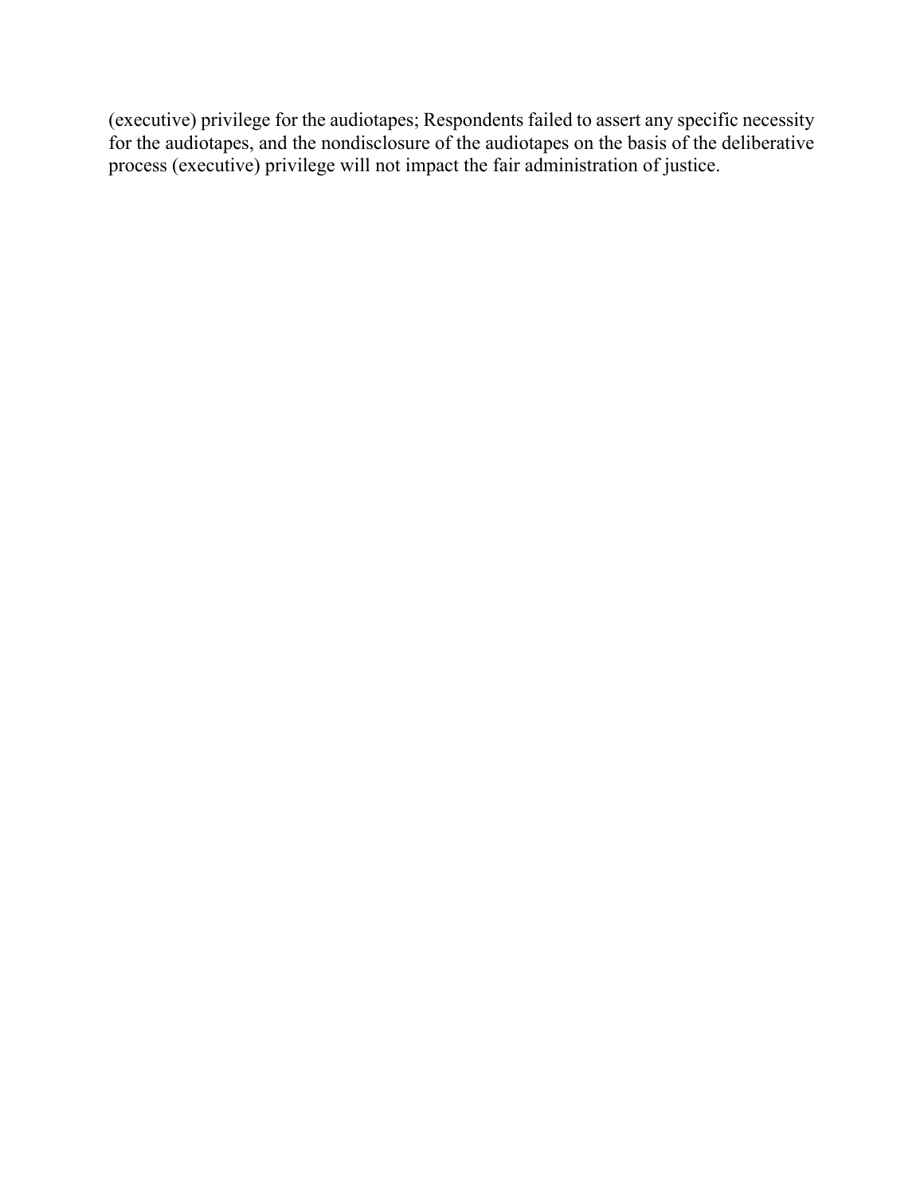(executive) privilege for the audiotapes; Respondents failed to assert any specific necessity for the audiotapes, and the nondisclosure of the audiotapes on the basis of the deliberative process (executive) privilege will not impact the fair administration of justice.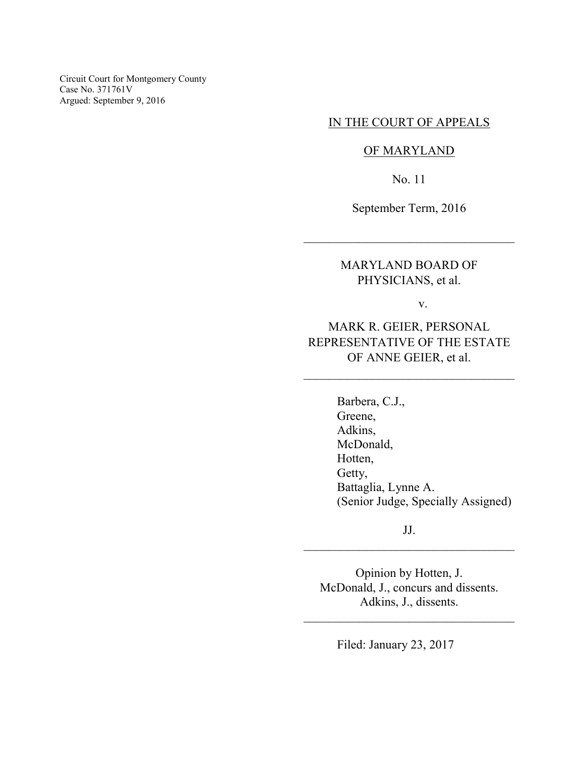Circuit Court for Montgomery County
Case No. 371761V
Argued: September 9, 2016

IN THE COURT OF APPEALS

OF MARYLAND

No. 11

September Term, 2016

---

MARYLAND BOARD OF PHYSICIANS, et al.

v.

MARK R. GEIER, PERSONAL REPRESENTATIVE OF THE ESTATE OF ANNE GEIER, et al.

---

Barbera, C.J.,
Greene,
Adkins,
McDonald,
Hotten,
Getty,
Battaglia, Lynne A.
(Senior Judge, Specially Assigned)

JJ.

---

Opinion by Hotten, J.
McDonald, J., concurs and dissents.
Adkins, J., dissents.

---

Filed: January 23, 2017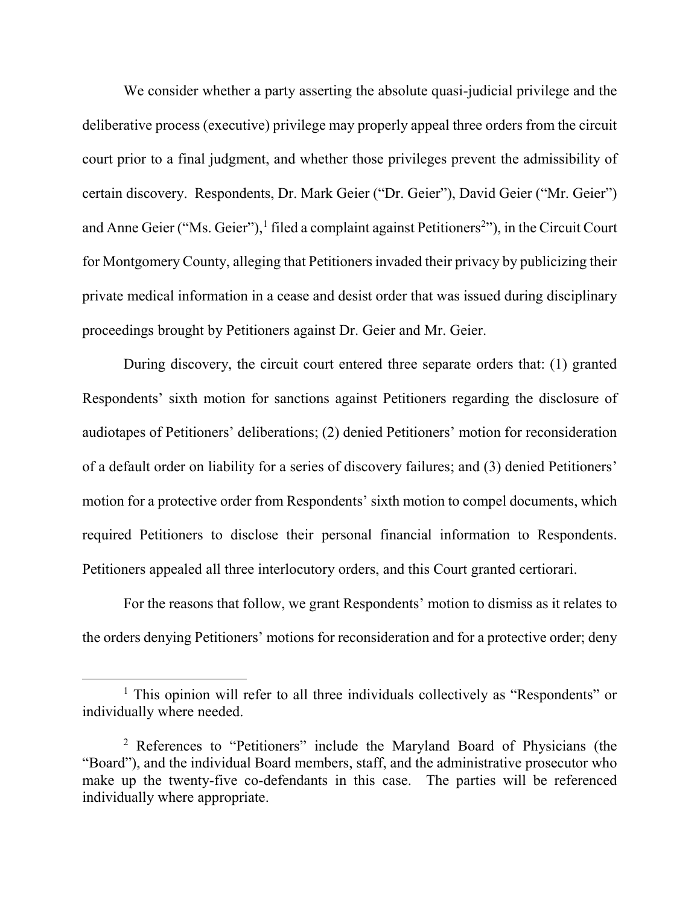We consider whether a party asserting the absolute quasi-judicial privilege and the deliberative process (executive) privilege may properly appeal three orders from the circuit court prior to a final judgment, and whether those privileges prevent the admissibility of certain discovery. Respondents, Dr. Mark Geier ("Dr. Geier"), David Geier ("Mr. Geier") and Anne Geier ("Ms. Geier"),[1] filed a complaint against Petitioners[2]"), in the Circuit Court for Montgomery County, alleging that Petitioners invaded their privacy by publicizing their private medical information in a cease and desist order that was issued during disciplinary proceedings brought by Petitioners against Dr. Geier and Mr. Geier.

During discovery, the circuit court entered three separate orders that: (1) granted Respondents' sixth motion for sanctions against Petitioners regarding the disclosure of audiotapes of Petitioners' deliberations; (2) denied Petitioners' motion for reconsideration of a default order on liability for a series of discovery failures; and (3) denied Petitioners' motion for a protective order from Respondents' sixth motion to compel documents, which required Petitioners to disclose their personal financial information to Respondents. Petitioners appealed all three interlocutory orders, and this Court granted certiorari.

For the reasons that follow, we grant Respondents' motion to dismiss as it relates to the orders denying Petitioners' motions for reconsideration and for a protective order; deny

---

[1] This opinion will refer to all three individuals collectively as "Respondents" or individually where needed.

[2] References to "Petitioners" include the Maryland Board of Physicians (the "Board"), and the individual Board members, staff, and the administrative prosecutor who make up the twenty-five co-defendants in this case. The parties will be referenced individually where appropriate.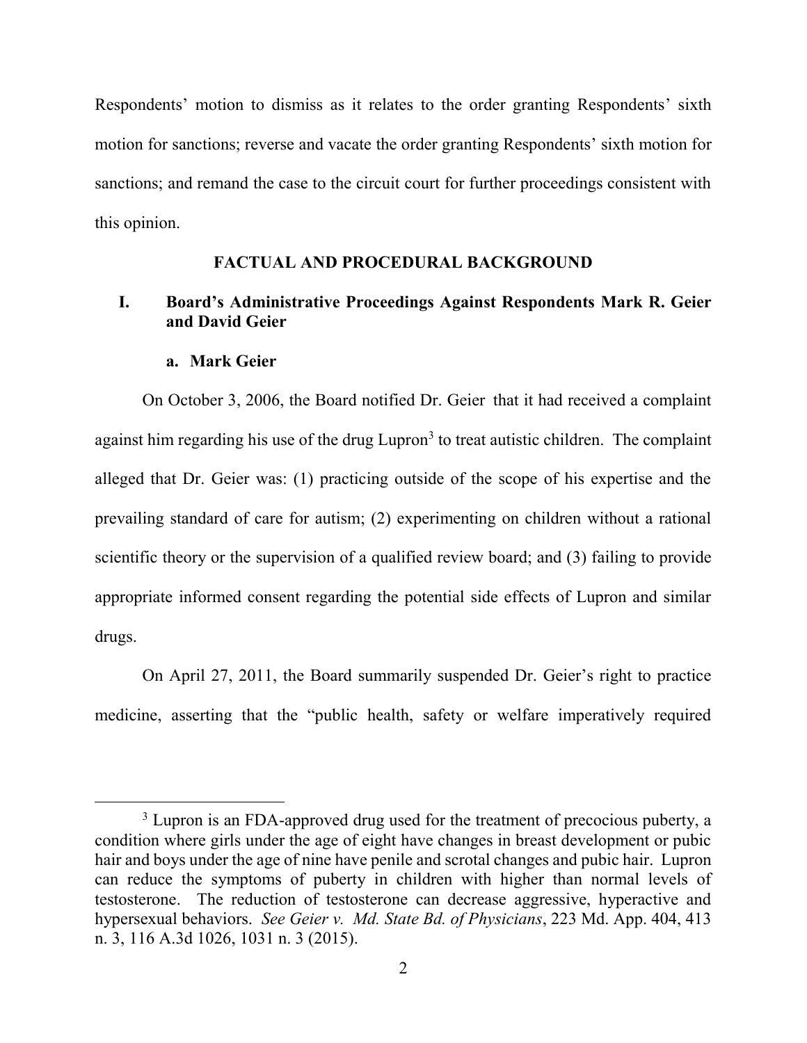Respondents' motion to dismiss as it relates to the order granting Respondents' sixth motion for sanctions; reverse and vacate the order granting Respondents' sixth motion for sanctions; and remand the case to the circuit court for further proceedings consistent with this opinion.

## FACTUAL AND PROCEDURAL BACKGROUND

### I. Board's Administrative Proceedings Against Respondents Mark R. Geier and David Geier

#### a. Mark Geier

On October 3, 2006, the Board notified Dr. Geier that it had received a complaint against him regarding his use of the drug Lupron[3] to treat autistic children. The complaint alleged that Dr. Geier was: (1) practicing outside of the scope of his expertise and the prevailing standard of care for autism; (2) experimenting on children without a rational scientific theory or the supervision of a qualified review board; and (3) failing to provide appropriate informed consent regarding the potential side effects of Lupron and similar drugs.

On April 27, 2011, the Board summarily suspended Dr. Geier's right to practice medicine, asserting that the "public health, safety or welfare imperatively required

---

[3] Lupron is an FDA-approved drug used for the treatment of precocious puberty, a condition where girls under the age of eight have changes in breast development or pubic hair and boys under the age of nine have penile and scrotal changes and pubic hair. Lupron can reduce the symptoms of puberty in children with higher than normal levels of testosterone. The reduction of testosterone can decrease aggressive, hyperactive and hypersexual behaviors. *See Geier v. Md. State Bd. of Physicians*, 223 Md. App. 404, 413 n. 3, 116 A.3d 1026, 1031 n. 3 (2015).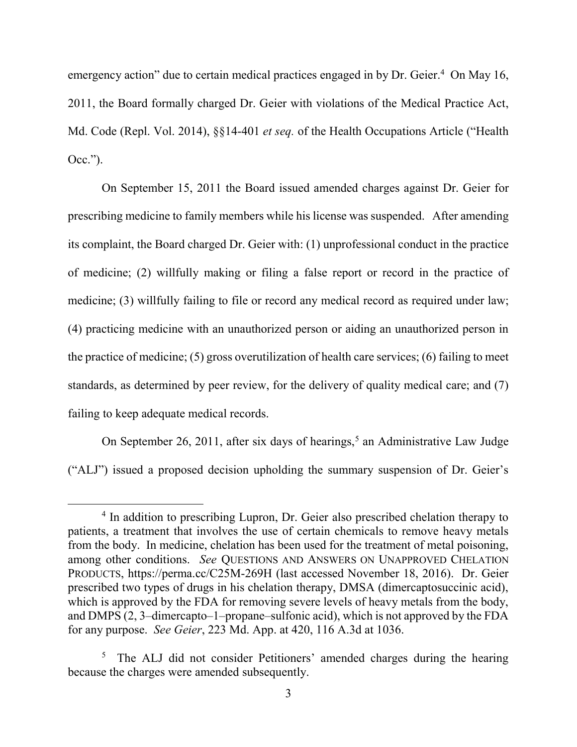emergency action" due to certain medical practices engaged in by Dr. Geier.[4] On May 16, 2011, the Board formally charged Dr. Geier with violations of the Medical Practice Act, Md. Code (Repl. Vol. 2014), §§14-401 *et seq.* of the Health Occupations Article ("Health Occ.").

On September 15, 2011 the Board issued amended charges against Dr. Geier for prescribing medicine to family members while his license was suspended. After amending its complaint, the Board charged Dr. Geier with: (1) unprofessional conduct in the practice of medicine; (2) willfully making or filing a false report or record in the practice of medicine; (3) willfully failing to file or record any medical record as required under law; (4) practicing medicine with an unauthorized person or aiding an unauthorized person in the practice of medicine; (5) gross overutilization of health care services; (6) failing to meet standards, as determined by peer review, for the delivery of quality medical care; and (7) failing to keep adequate medical records.

On September 26, 2011, after six days of hearings,[5] an Administrative Law Judge ("ALJ") issued a proposed decision upholding the summary suspension of Dr. Geier's

---

[4] In addition to prescribing Lupron, Dr. Geier also prescribed chelation therapy to patients, a treatment that involves the use of certain chemicals to remove heavy metals from the body. In medicine, chelation has been used for the treatment of metal poisoning, among other conditions. *See* QUESTIONS AND ANSWERS ON UNAPPROVED CHELATION PRODUCTS, https://perma.cc/C25M-269H (last accessed November 18, 2016). Dr. Geier prescribed two types of drugs in his chelation therapy, DMSA (dimercaptosuccinic acid), which is approved by the FDA for removing severe levels of heavy metals from the body, and DMPS (2, 3–dimercapto–1–propane–sulfonic acid), which is not approved by the FDA for any purpose. *See Geier*, 223 Md. App. at 420, 116 A.3d at 1036.

[5] The ALJ did not consider Petitioners' amended charges during the hearing because the charges were amended subsequently.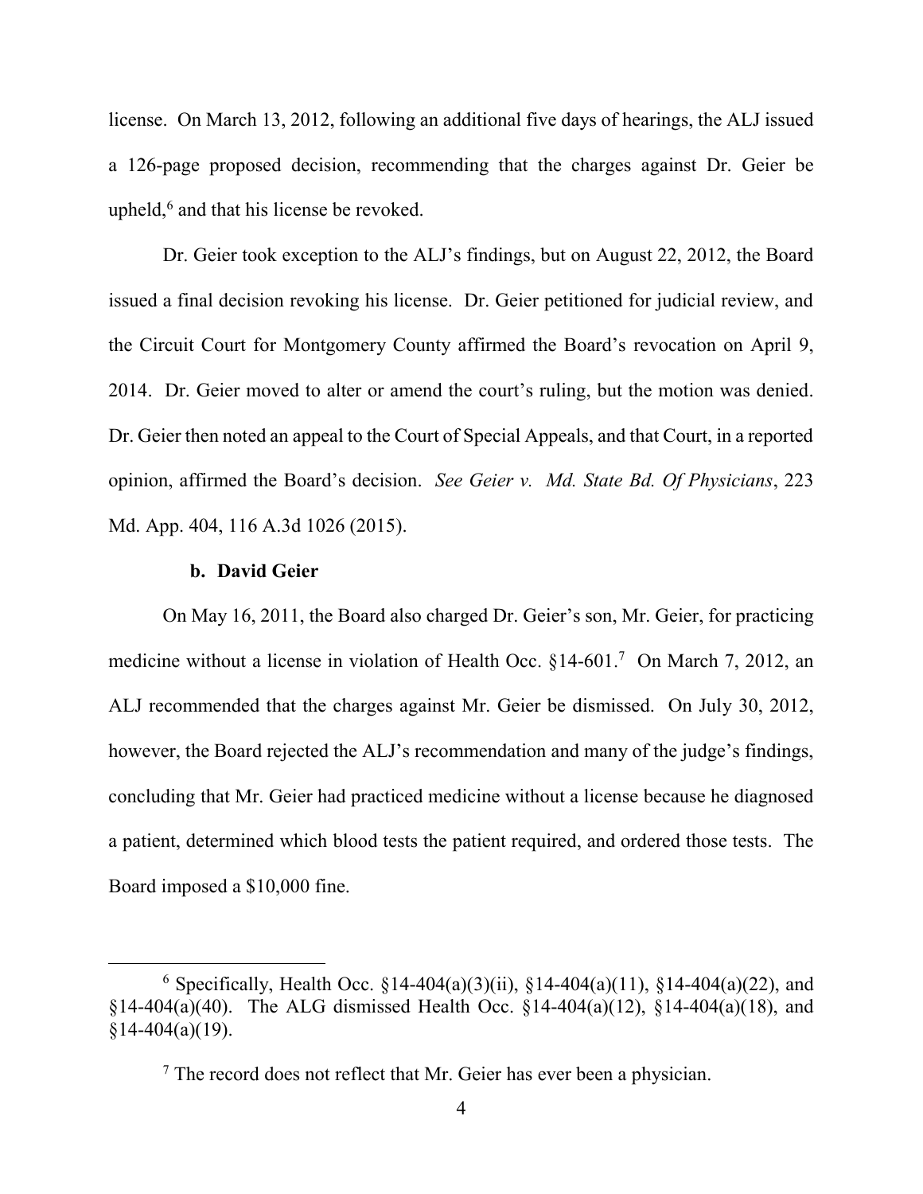license. On March 13, 2012, following an additional five days of hearings, the ALJ issued a 126-page proposed decision, recommending that the charges against Dr. Geier be upheld,[6] and that his license be revoked.

Dr. Geier took exception to the ALJ's findings, but on August 22, 2012, the Board issued a final decision revoking his license. Dr. Geier petitioned for judicial review, and the Circuit Court for Montgomery County affirmed the Board's revocation on April 9, 2014. Dr. Geier moved to alter or amend the court's ruling, but the motion was denied. Dr. Geier then noted an appeal to the Court of Special Appeals, and that Court, in a reported opinion, affirmed the Board's decision. *See Geier v. Md. State Bd. Of Physicians*, 223 Md. App. 404, 116 A.3d 1026 (2015).

**b. David Geier**

On May 16, 2011, the Board also charged Dr. Geier's son, Mr. Geier, for practicing medicine without a license in violation of Health Occ. §14-601.[7] On March 7, 2012, an ALJ recommended that the charges against Mr. Geier be dismissed. On July 30, 2012, however, the Board rejected the ALJ's recommendation and many of the judge's findings, concluding that Mr. Geier had practiced medicine without a license because he diagnosed a patient, determined which blood tests the patient required, and ordered those tests. The Board imposed a $10,000 fine.

---

[6] Specifically, Health Occ. §14-404(a)(3)(ii), §14-404(a)(11), §14-404(a)(22), and §14-404(a)(40). The ALG dismissed Health Occ. §14-404(a)(12), §14-404(a)(18), and §14-404(a)(19).

[7] The record does not reflect that Mr. Geier has ever been a physician.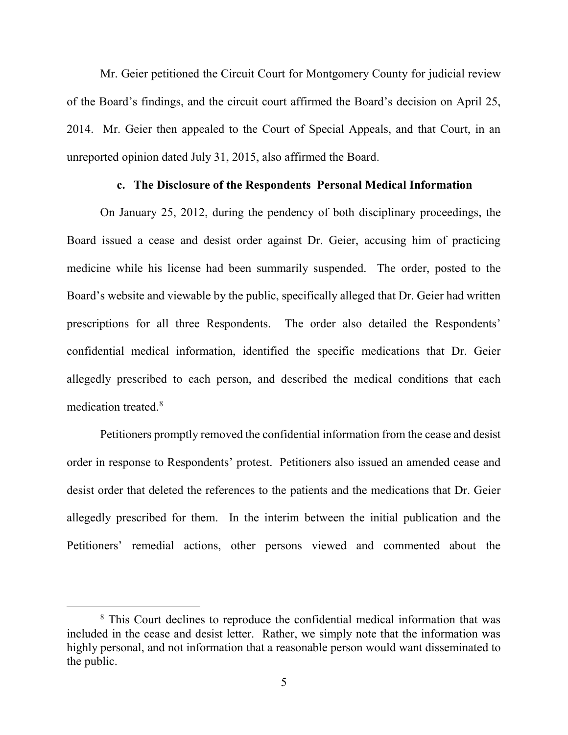Mr. Geier petitioned the Circuit Court for Montgomery County for judicial review of the Board's findings, and the circuit court affirmed the Board's decision on April 25, 2014. Mr. Geier then appealed to the Court of Special Appeals, and that Court, in an unreported opinion dated July 31, 2015, also affirmed the Board.

**c. The Disclosure of the Respondents Personal Medical Information**

On January 25, 2012, during the pendency of both disciplinary proceedings, the Board issued a cease and desist order against Dr. Geier, accusing him of practicing medicine while his license had been summarily suspended. The order, posted to the Board's website and viewable by the public, specifically alleged that Dr. Geier had written prescriptions for all three Respondents. The order also detailed the Respondents' confidential medical information, identified the specific medications that Dr. Geier allegedly prescribed to each person, and described the medical conditions that each medication treated.[8]

Petitioners promptly removed the confidential information from the cease and desist order in response to Respondents' protest. Petitioners also issued an amended cease and desist order that deleted the references to the patients and the medications that Dr. Geier allegedly prescribed for them. In the interim between the initial publication and the Petitioners' remedial actions, other persons viewed and commented about the

[8] This Court declines to reproduce the confidential medical information that was included in the cease and desist letter. Rather, we simply note that the information was highly personal, and not information that a reasonable person would want disseminated to the public.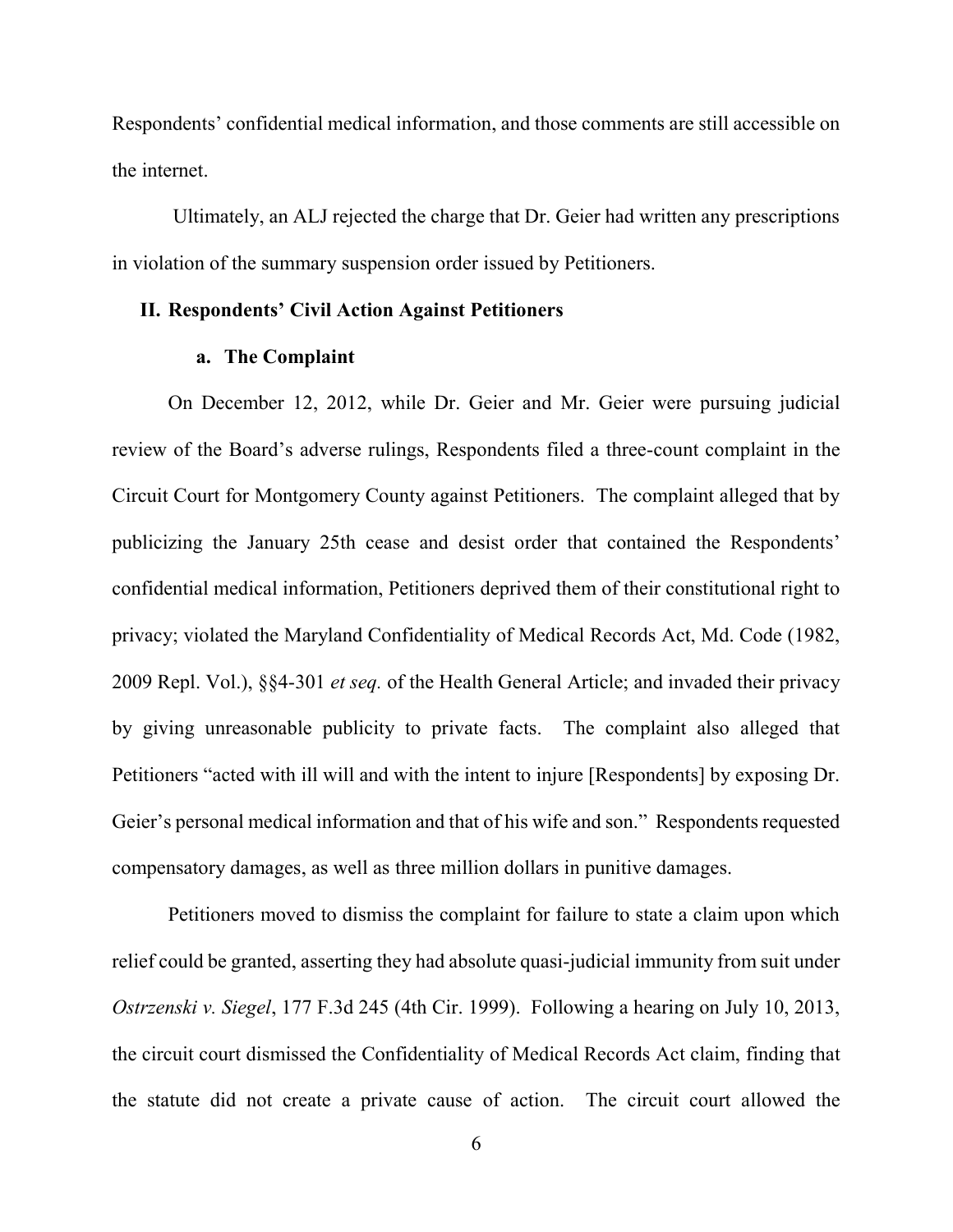Respondents' confidential medical information, and those comments are still accessible on the internet.

Ultimately, an ALJ rejected the charge that Dr. Geier had written any prescriptions in violation of the summary suspension order issued by Petitioners.

## II. Respondents' Civil Action Against Petitioners

### a. The Complaint

On December 12, 2012, while Dr. Geier and Mr. Geier were pursuing judicial review of the Board's adverse rulings, Respondents filed a three-count complaint in the Circuit Court for Montgomery County against Petitioners. The complaint alleged that by publicizing the January 25th cease and desist order that contained the Respondents' confidential medical information, Petitioners deprived them of their constitutional right to privacy; violated the Maryland Confidentiality of Medical Records Act, Md. Code (1982, 2009 Repl. Vol.), §§4-301 *et seq.* of the Health General Article; and invaded their privacy by giving unreasonable publicity to private facts. The complaint also alleged that Petitioners "acted with ill will and with the intent to injure [Respondents] by exposing Dr. Geier's personal medical information and that of his wife and son." Respondents requested compensatory damages, as well as three million dollars in punitive damages.

Petitioners moved to dismiss the complaint for failure to state a claim upon which relief could be granted, asserting they had absolute quasi-judicial immunity from suit under *Ostrzenski v. Siegel*, 177 F.3d 245 (4th Cir. 1999). Following a hearing on July 10, 2013, the circuit court dismissed the Confidentiality of Medical Records Act claim, finding that the statute did not create a private cause of action. The circuit court allowed the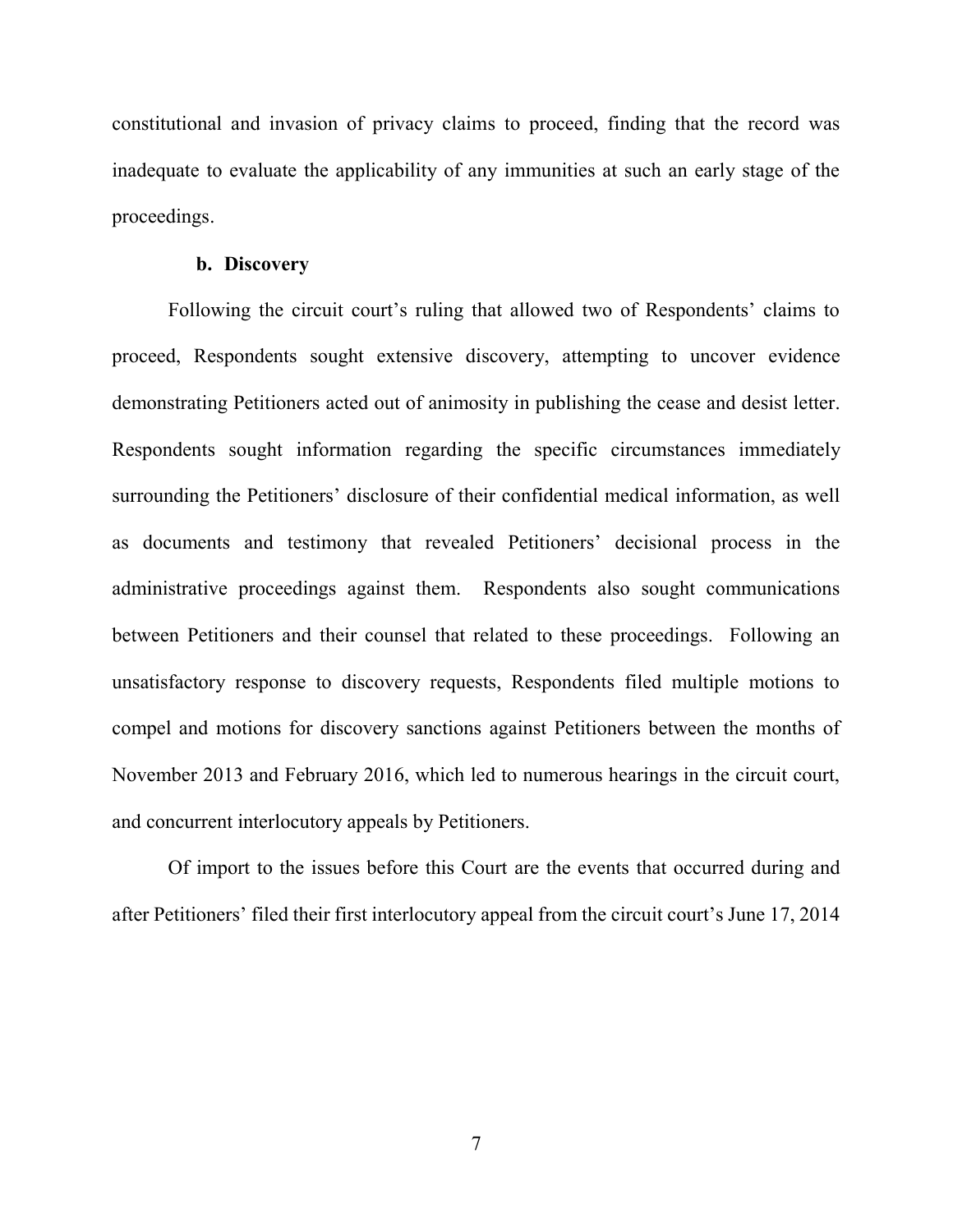constitutional and invasion of privacy claims to proceed, finding that the record was inadequate to evaluate the applicability of any immunities at such an early stage of the proceedings.

### b. Discovery

Following the circuit court's ruling that allowed two of Respondents' claims to proceed, Respondents sought extensive discovery, attempting to uncover evidence demonstrating Petitioners acted out of animosity in publishing the cease and desist letter. Respondents sought information regarding the specific circumstances immediately surrounding the Petitioners' disclosure of their confidential medical information, as well as documents and testimony that revealed Petitioners' decisional process in the administrative proceedings against them. Respondents also sought communications between Petitioners and their counsel that related to these proceedings. Following an unsatisfactory response to discovery requests, Respondents filed multiple motions to compel and motions for discovery sanctions against Petitioners between the months of November 2013 and February 2016, which led to numerous hearings in the circuit court, and concurrent interlocutory appeals by Petitioners.

Of import to the issues before this Court are the events that occurred during and after Petitioners' filed their first interlocutory appeal from the circuit court's June 17, 2014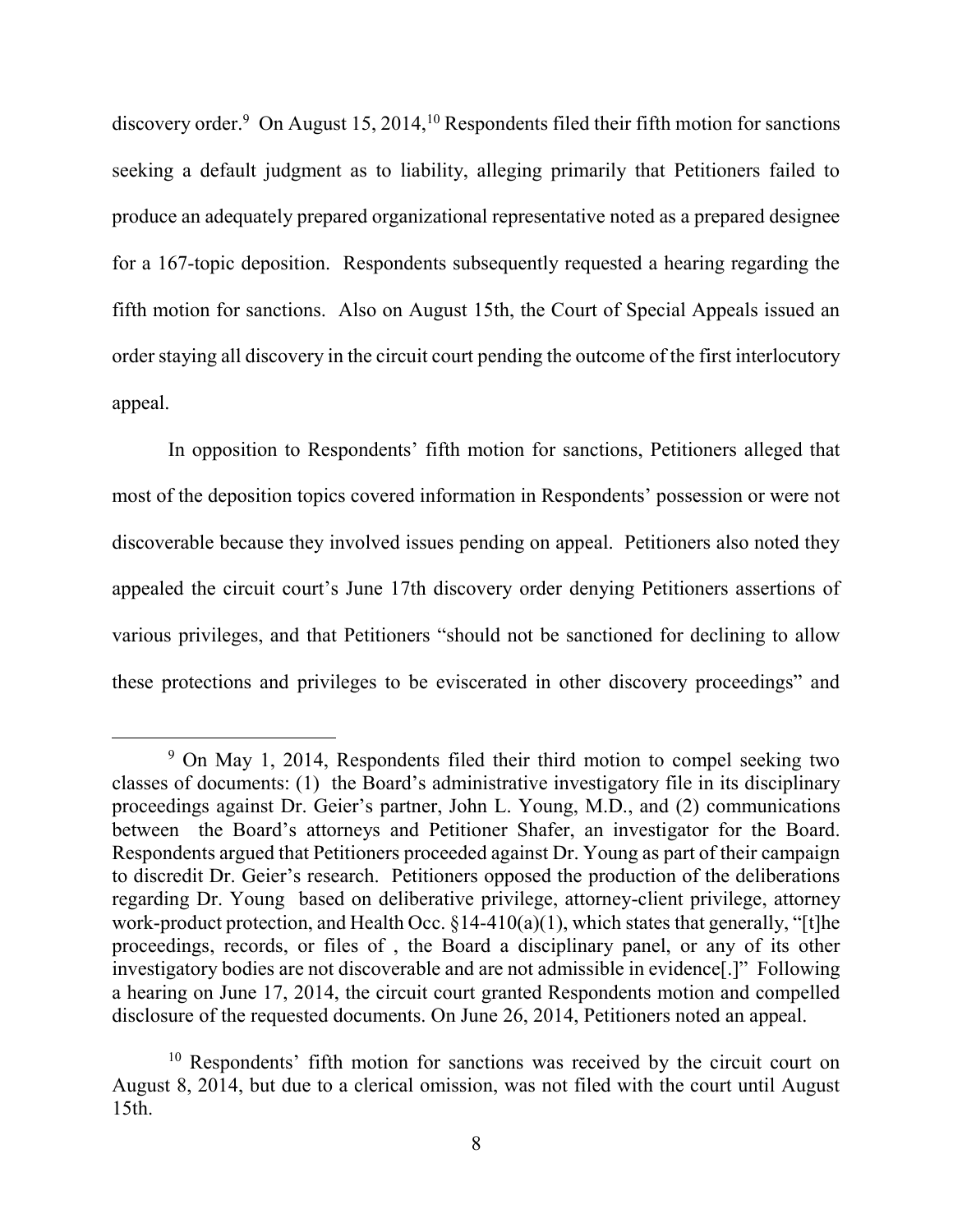discovery order.[9] On August 15, 2014,[10] Respondents filed their fifth motion for sanctions seeking a default judgment as to liability, alleging primarily that Petitioners failed to produce an adequately prepared organizational representative noted as a prepared designee for a 167-topic deposition. Respondents subsequently requested a hearing regarding the fifth motion for sanctions. Also on August 15th, the Court of Special Appeals issued an order staying all discovery in the circuit court pending the outcome of the first interlocutory appeal.

In opposition to Respondents' fifth motion for sanctions, Petitioners alleged that most of the deposition topics covered information in Respondents' possession or were not discoverable because they involved issues pending on appeal. Petitioners also noted they appealed the circuit court's June 17th discovery order denying Petitioners assertions of various privileges, and that Petitioners "should not be sanctioned for declining to allow these protections and privileges to be eviscerated in other discovery proceedings" and

---

[9] On May 1, 2014, Respondents filed their third motion to compel seeking two classes of documents: (1) the Board's administrative investigatory file in its disciplinary proceedings against Dr. Geier's partner, John L. Young, M.D., and (2) communications between the Board's attorneys and Petitioner Shafer, an investigator for the Board. Respondents argued that Petitioners proceeded against Dr. Young as part of their campaign to discredit Dr. Geier's research. Petitioners opposed the production of the deliberations regarding Dr. Young based on deliberative privilege, attorney-client privilege, attorney work-product protection, and Health Occ. §14-410(a)(1), which states that generally, "[t]he proceedings, records, or files of , the Board a disciplinary panel, or any of its other investigatory bodies are not discoverable and are not admissible in evidence[.]" Following a hearing on June 17, 2014, the circuit court granted Respondents motion and compelled disclosure of the requested documents. On June 26, 2014, Petitioners noted an appeal.

[10] Respondents' fifth motion for sanctions was received by the circuit court on August 8, 2014, but due to a clerical omission, was not filed with the court until August 15th.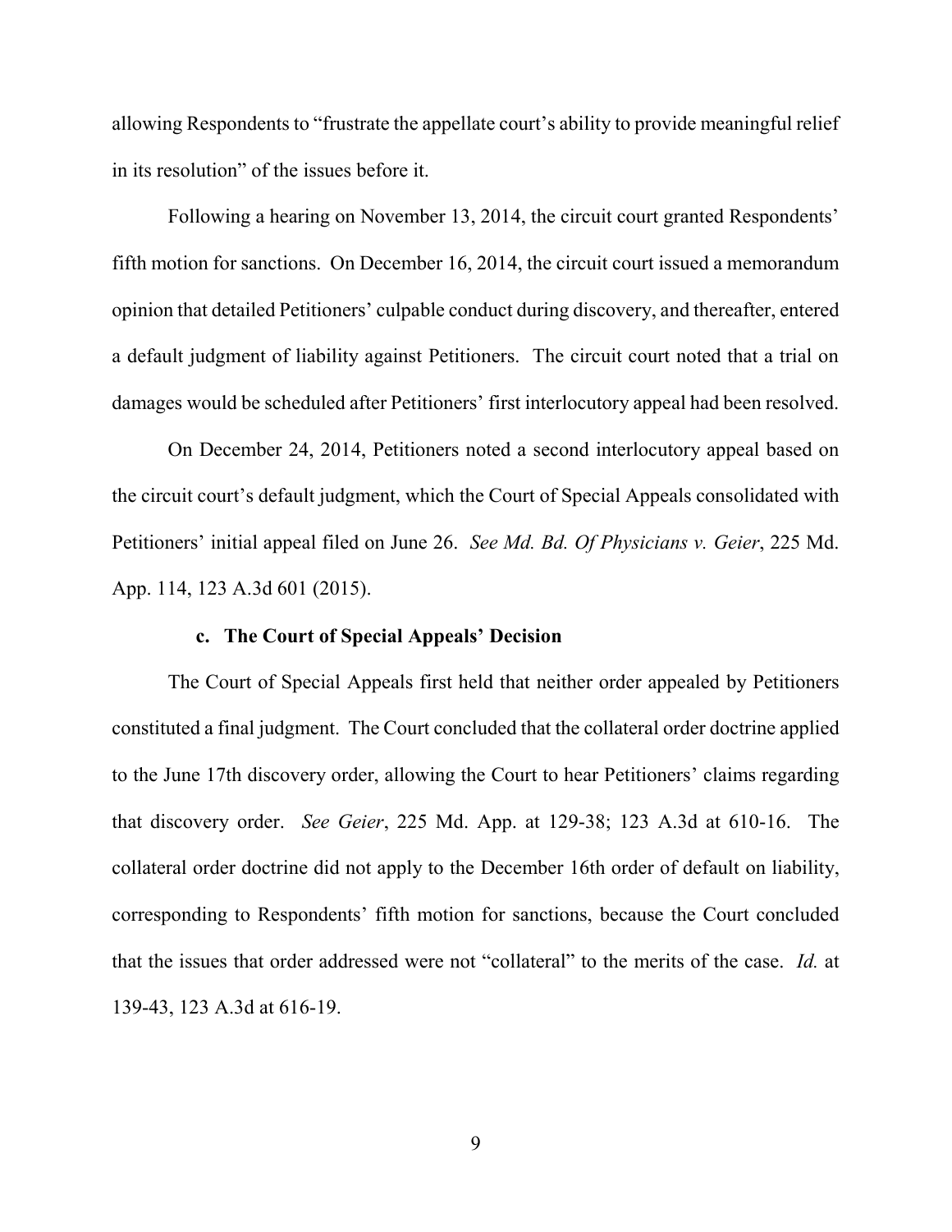allowing Respondents to "frustrate the appellate court's ability to provide meaningful relief in its resolution" of the issues before it.

Following a hearing on November 13, 2014, the circuit court granted Respondents' fifth motion for sanctions. On December 16, 2014, the circuit court issued a memorandum opinion that detailed Petitioners' culpable conduct during discovery, and thereafter, entered a default judgment of liability against Petitioners. The circuit court noted that a trial on damages would be scheduled after Petitioners' first interlocutory appeal had been resolved.

On December 24, 2014, Petitioners noted a second interlocutory appeal based on the circuit court's default judgment, which the Court of Special Appeals consolidated with Petitioners' initial appeal filed on June 26. *See Md. Bd. Of Physicians v. Geier*, 225 Md. App. 114, 123 A.3d 601 (2015).

### c. The Court of Special Appeals' Decision

The Court of Special Appeals first held that neither order appealed by Petitioners constituted a final judgment. The Court concluded that the collateral order doctrine applied to the June 17th discovery order, allowing the Court to hear Petitioners' claims regarding that discovery order. *See Geier*, 225 Md. App. at 129-38; 123 A.3d at 610-16. The collateral order doctrine did not apply to the December 16th order of default on liability, corresponding to Respondents' fifth motion for sanctions, because the Court concluded that the issues that order addressed were not "collateral" to the merits of the case. *Id.* at 139-43, 123 A.3d at 616-19.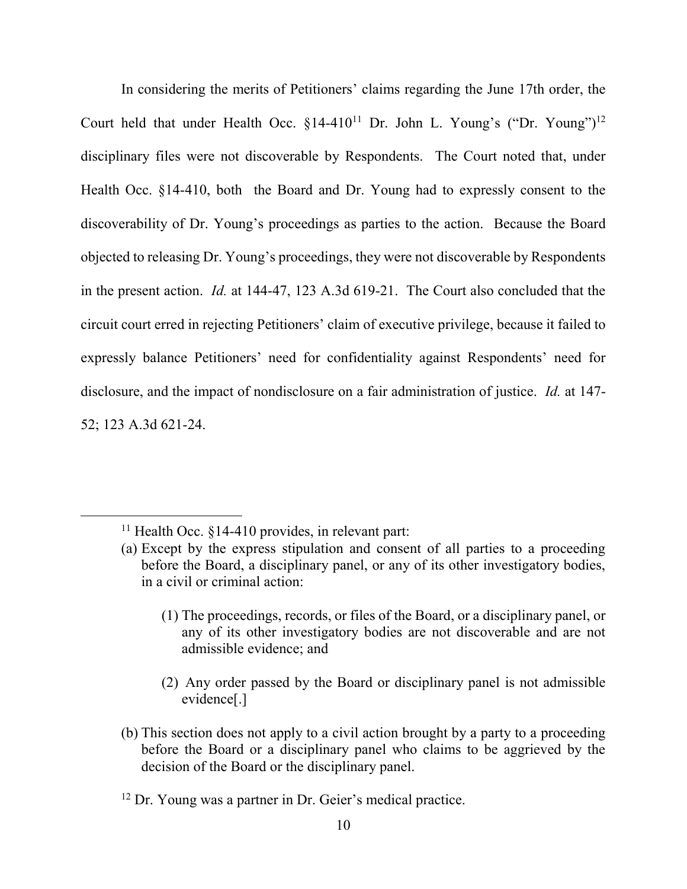In considering the merits of Petitioners' claims regarding the June 17th order, the Court held that under Health Occ. §14-410[11] Dr. John L. Young's ("Dr. Young")[12] disciplinary files were not discoverable by Respondents. The Court noted that, under Health Occ. §14-410, both the Board and Dr. Young had to expressly consent to the discoverability of Dr. Young's proceedings as parties to the action. Because the Board objected to releasing Dr. Young's proceedings, they were not discoverable by Respondents in the present action. *Id.* at 144-47, 123 A.3d 619-21. The Court also concluded that the circuit court erred in rejecting Petitioners' claim of executive privilege, because it failed to expressly balance Petitioners' need for confidentiality against Respondents' need for disclosure, and the impact of nondisclosure on a fair administration of justice. *Id.* at 147-52; 123 A.3d 621-24.

---

[11] Health Occ. §14-410 provides, in relevant part:

(a) Except by the express stipulation and consent of all parties to a proceeding before the Board, a disciplinary panel, or any of its other investigatory bodies, in a civil or criminal action:

> (1) The proceedings, records, or files of the Board, or a disciplinary panel, or any of its other investigatory bodies are not discoverable and are not admissible evidence; and
>
> (2) Any order passed by the Board or disciplinary panel is not admissible evidence[.]

(b) This section does not apply to a civil action brought by a party to a proceeding before the Board or a disciplinary panel who claims to be aggrieved by the decision of the Board or the disciplinary panel.

[12] Dr. Young was a partner in Dr. Geier's medical practice.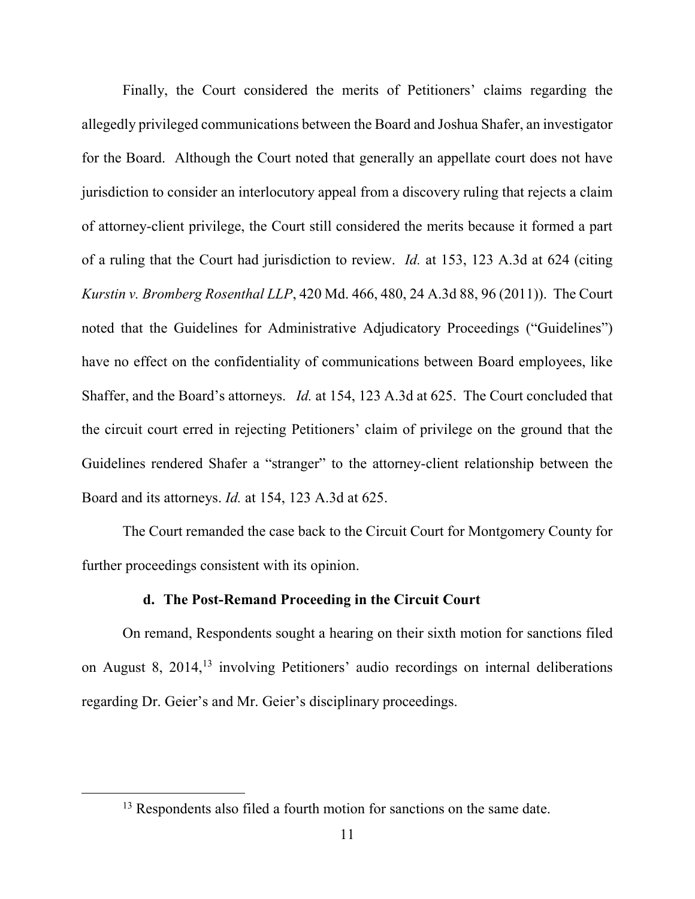Finally, the Court considered the merits of Petitioners' claims regarding the allegedly privileged communications between the Board and Joshua Shafer, an investigator for the Board. Although the Court noted that generally an appellate court does not have jurisdiction to consider an interlocutory appeal from a discovery ruling that rejects a claim of attorney-client privilege, the Court still considered the merits because it formed a part of a ruling that the Court had jurisdiction to review. *Id.* at 153, 123 A.3d at 624 (citing *Kurstin v. Bromberg Rosenthal LLP*, 420 Md. 466, 480, 24 A.3d 88, 96 (2011)). The Court noted that the Guidelines for Administrative Adjudicatory Proceedings ("Guidelines") have no effect on the confidentiality of communications between Board employees, like Shaffer, and the Board's attorneys. *Id.* at 154, 123 A.3d at 625. The Court concluded that the circuit court erred in rejecting Petitioners' claim of privilege on the ground that the Guidelines rendered Shafer a "stranger" to the attorney-client relationship between the Board and its attorneys. *Id.* at 154, 123 A.3d at 625.

The Court remanded the case back to the Circuit Court for Montgomery County for further proceedings consistent with its opinion.

#### d. The Post-Remand Proceeding in the Circuit Court

On remand, Respondents sought a hearing on their sixth motion for sanctions filed on August 8, 2014,[13] involving Petitioners' audio recordings on internal deliberations regarding Dr. Geier's and Mr. Geier's disciplinary proceedings.

[13] Respondents also filed a fourth motion for sanctions on the same date.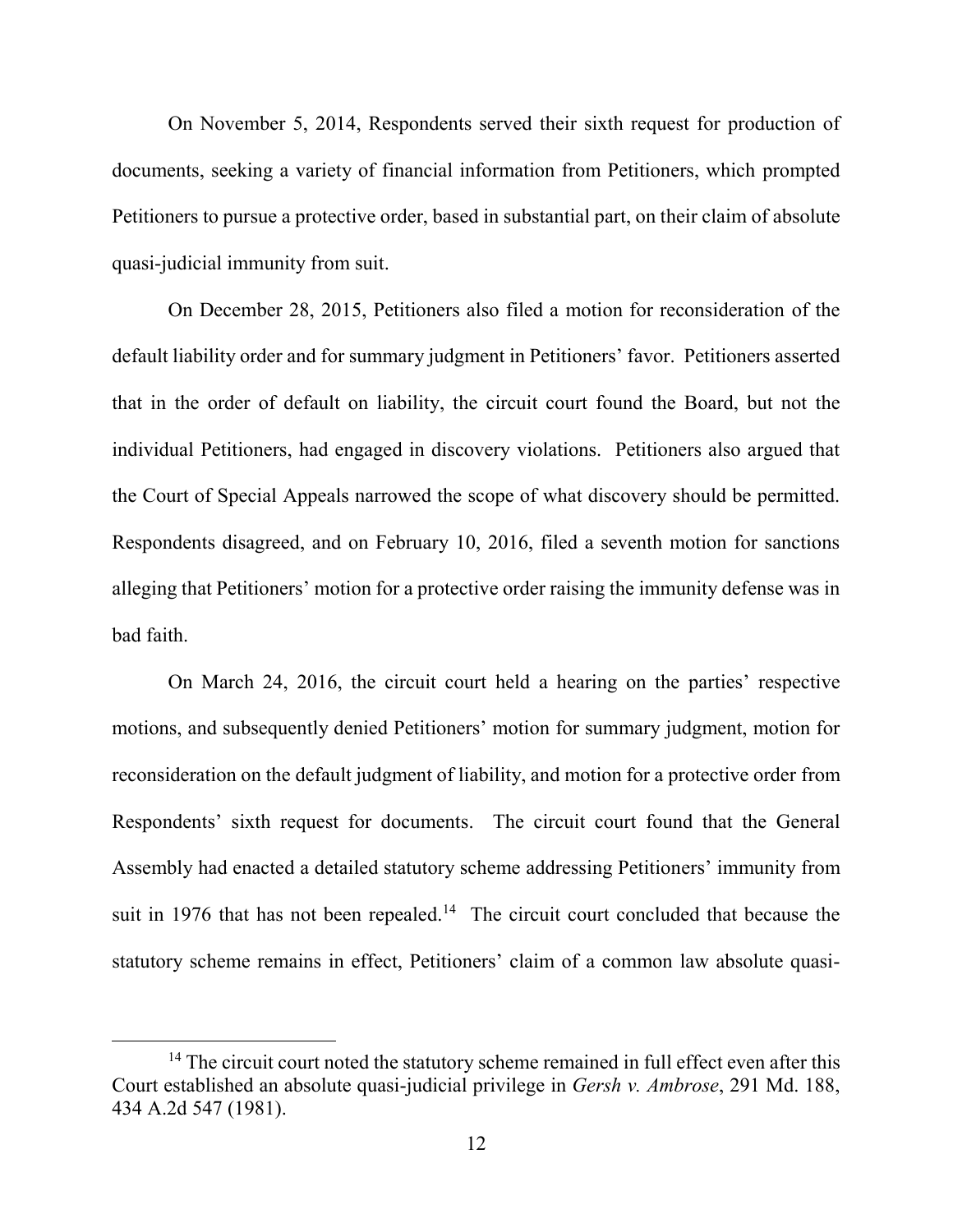On November 5, 2014, Respondents served their sixth request for production of documents, seeking a variety of financial information from Petitioners, which prompted Petitioners to pursue a protective order, based in substantial part, on their claim of absolute quasi-judicial immunity from suit.

On December 28, 2015, Petitioners also filed a motion for reconsideration of the default liability order and for summary judgment in Petitioners' favor. Petitioners asserted that in the order of default on liability, the circuit court found the Board, but not the individual Petitioners, had engaged in discovery violations. Petitioners also argued that the Court of Special Appeals narrowed the scope of what discovery should be permitted. Respondents disagreed, and on February 10, 2016, filed a seventh motion for sanctions alleging that Petitioners' motion for a protective order raising the immunity defense was in bad faith.

On March 24, 2016, the circuit court held a hearing on the parties' respective motions, and subsequently denied Petitioners' motion for summary judgment, motion for reconsideration on the default judgment of liability, and motion for a protective order from Respondents' sixth request for documents. The circuit court found that the General Assembly had enacted a detailed statutory scheme addressing Petitioners' immunity from suit in 1976 that has not been repealed.[14] The circuit court concluded that because the statutory scheme remains in effect, Petitioners' claim of a common law absolute quasi-

[14] The circuit court noted the statutory scheme remained in full effect even after this Court established an absolute quasi-judicial privilege in *Gersh v. Ambrose*, 291 Md. 188, 434 A.2d 547 (1981).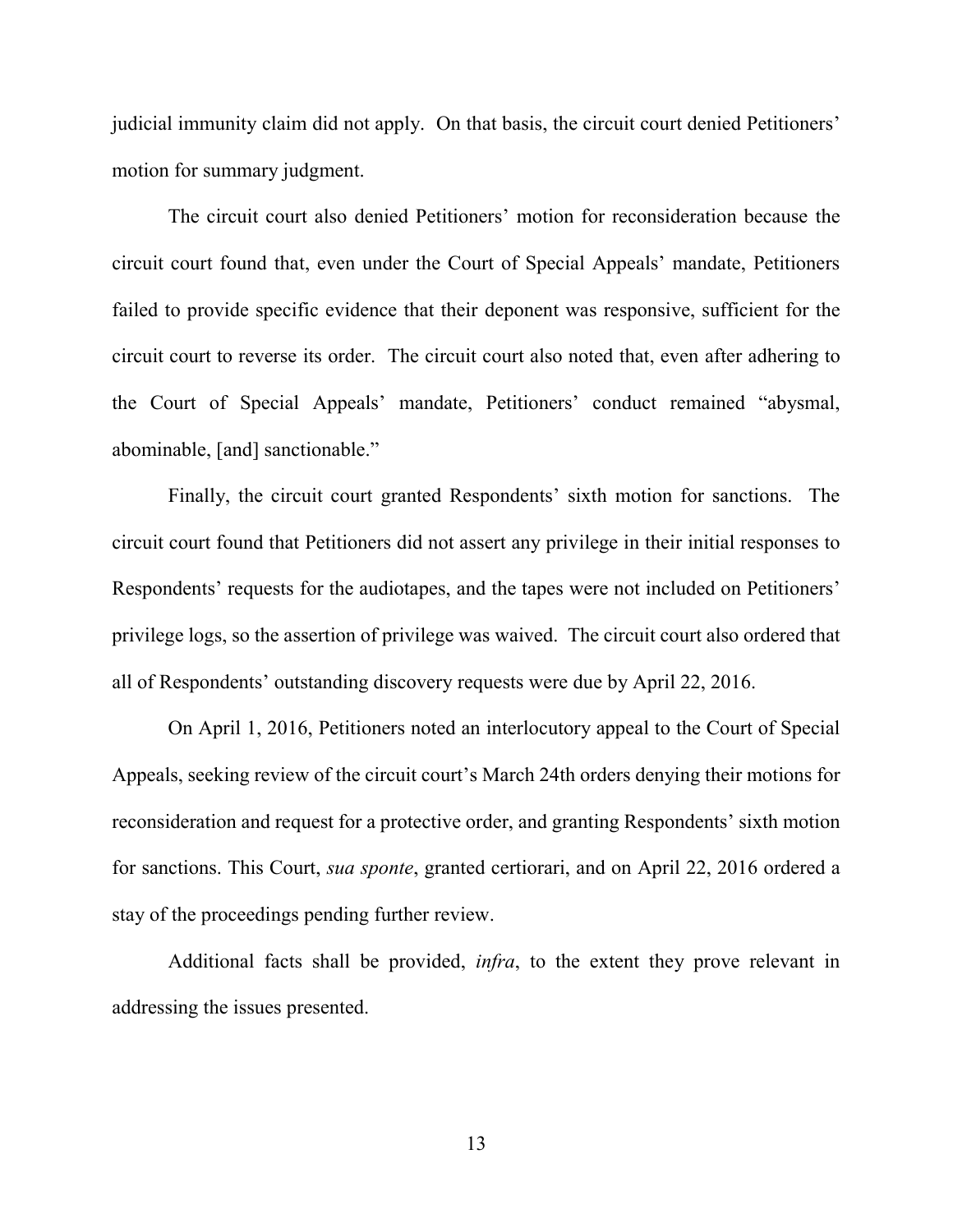judicial immunity claim did not apply. On that basis, the circuit court denied Petitioners' motion for summary judgment.

The circuit court also denied Petitioners' motion for reconsideration because the circuit court found that, even under the Court of Special Appeals' mandate, Petitioners failed to provide specific evidence that their deponent was responsive, sufficient for the circuit court to reverse its order. The circuit court also noted that, even after adhering to the Court of Special Appeals' mandate, Petitioners' conduct remained "abysmal, abominable, [and] sanctionable."

Finally, the circuit court granted Respondents' sixth motion for sanctions. The circuit court found that Petitioners did not assert any privilege in their initial responses to Respondents' requests for the audiotapes, and the tapes were not included on Petitioners' privilege logs, so the assertion of privilege was waived. The circuit court also ordered that all of Respondents' outstanding discovery requests were due by April 22, 2016.

On April 1, 2016, Petitioners noted an interlocutory appeal to the Court of Special Appeals, seeking review of the circuit court's March 24th orders denying their motions for reconsideration and request for a protective order, and granting Respondents' sixth motion for sanctions. This Court, *sua sponte*, granted certiorari, and on April 22, 2016 ordered a stay of the proceedings pending further review.

Additional facts shall be provided, *infra*, to the extent they prove relevant in addressing the issues presented.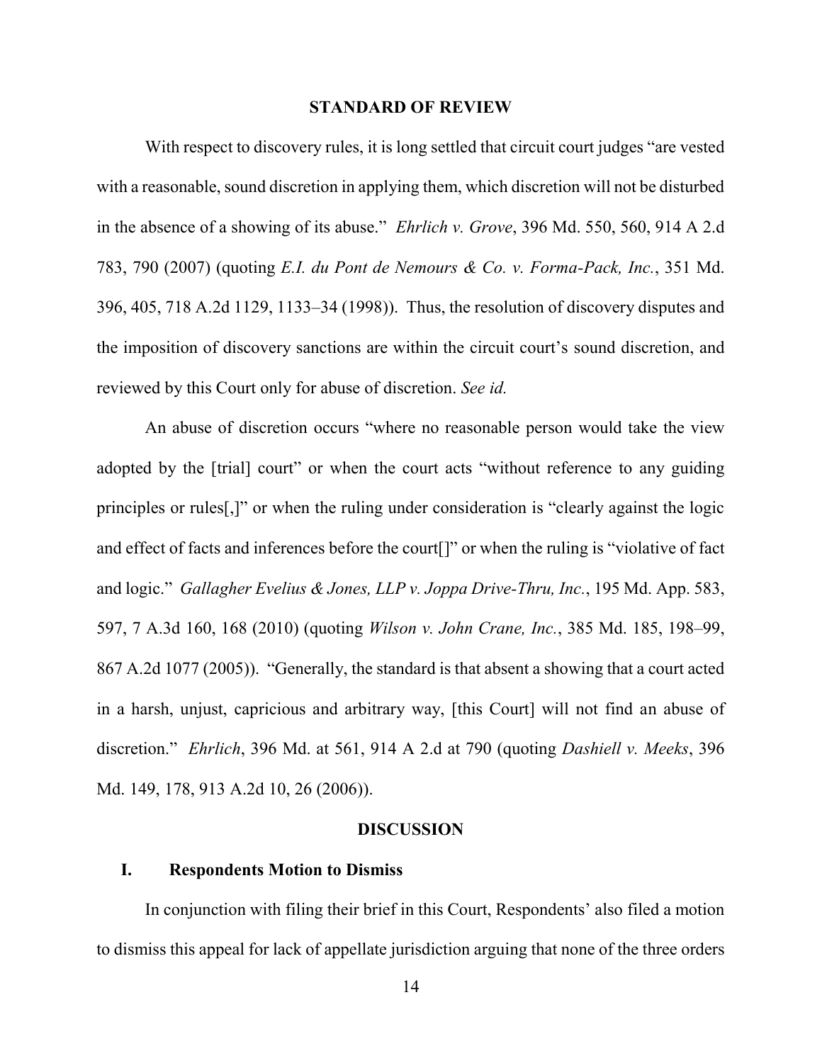## STANDARD OF REVIEW

With respect to discovery rules, it is long settled that circuit court judges "are vested with a reasonable, sound discretion in applying them, which discretion will not be disturbed in the absence of a showing of its abuse." *Ehrlich v. Grove*, 396 Md. 550, 560, 914 A 2.d 783, 790 (2007) (quoting *E.I. du Pont de Nemours & Co. v. Forma-Pack, Inc.*, 351 Md. 396, 405, 718 A.2d 1129, 1133–34 (1998)). Thus, the resolution of discovery disputes and the imposition of discovery sanctions are within the circuit court's sound discretion, and reviewed by this Court only for abuse of discretion. *See id.*

An abuse of discretion occurs "where no reasonable person would take the view adopted by the [trial] court" or when the court acts "without reference to any guiding principles or rules[,]" or when the ruling under consideration is "clearly against the logic and effect of facts and inferences before the court[]" or when the ruling is "violative of fact and logic." *Gallagher Evelius & Jones, LLP v. Joppa Drive-Thru, Inc.*, 195 Md. App. 583, 597, 7 A.3d 160, 168 (2010) (quoting *Wilson v. John Crane, Inc.*, 385 Md. 185, 198–99, 867 A.2d 1077 (2005)). "Generally, the standard is that absent a showing that a court acted in a harsh, unjust, capricious and arbitrary way, [this Court] will not find an abuse of discretion." *Ehrlich*, 396 Md. at 561, 914 A 2.d at 790 (quoting *Dashiell v. Meeks*, 396 Md. 149, 178, 913 A.2d 10, 26 (2006)).

## DISCUSSION

### I. Respondents Motion to Dismiss

In conjunction with filing their brief in this Court, Respondents' also filed a motion to dismiss this appeal for lack of appellate jurisdiction arguing that none of the three orders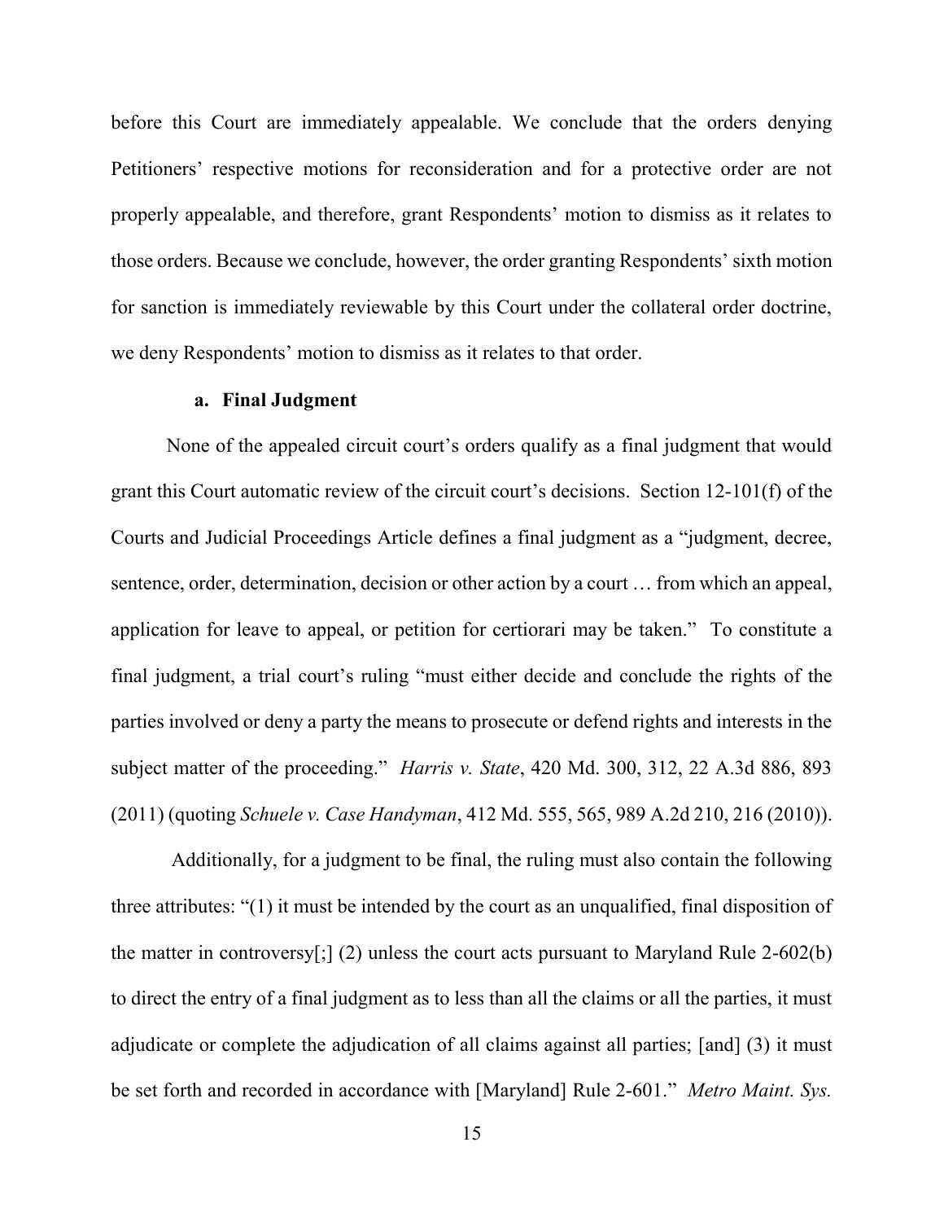before this Court are immediately appealable. We conclude that the orders denying Petitioners' respective motions for reconsideration and for a protective order are not properly appealable, and therefore, grant Respondents' motion to dismiss as it relates to those orders. Because we conclude, however, the order granting Respondents' sixth motion for sanction is immediately reviewable by this Court under the collateral order doctrine, we deny Respondents' motion to dismiss as it relates to that order.

### a. Final Judgment

None of the appealed circuit court's orders qualify as a final judgment that would grant this Court automatic review of the circuit court's decisions. Section 12-101(f) of the Courts and Judicial Proceedings Article defines a final judgment as a "judgment, decree, sentence, order, determination, decision or other action by a court … from which an appeal, application for leave to appeal, or petition for certiorari may be taken." To constitute a final judgment, a trial court's ruling "must either decide and conclude the rights of the parties involved or deny a party the means to prosecute or defend rights and interests in the subject matter of the proceeding." *Harris v. State*, 420 Md. 300, 312, 22 A.3d 886, 893 (2011) (quoting *Schuele v. Case Handyman*, 412 Md. 555, 565, 989 A.2d 210, 216 (2010)).

Additionally, for a judgment to be final, the ruling must also contain the following three attributes: "(1) it must be intended by the court as an unqualified, final disposition of the matter in controversy[;] (2) unless the court acts pursuant to Maryland Rule 2-602(b) to direct the entry of a final judgment as to less than all the claims or all the parties, it must adjudicate or complete the adjudication of all claims against all parties; [and] (3) it must be set forth and recorded in accordance with [Maryland] Rule 2-601." *Metro Maint. Sys.*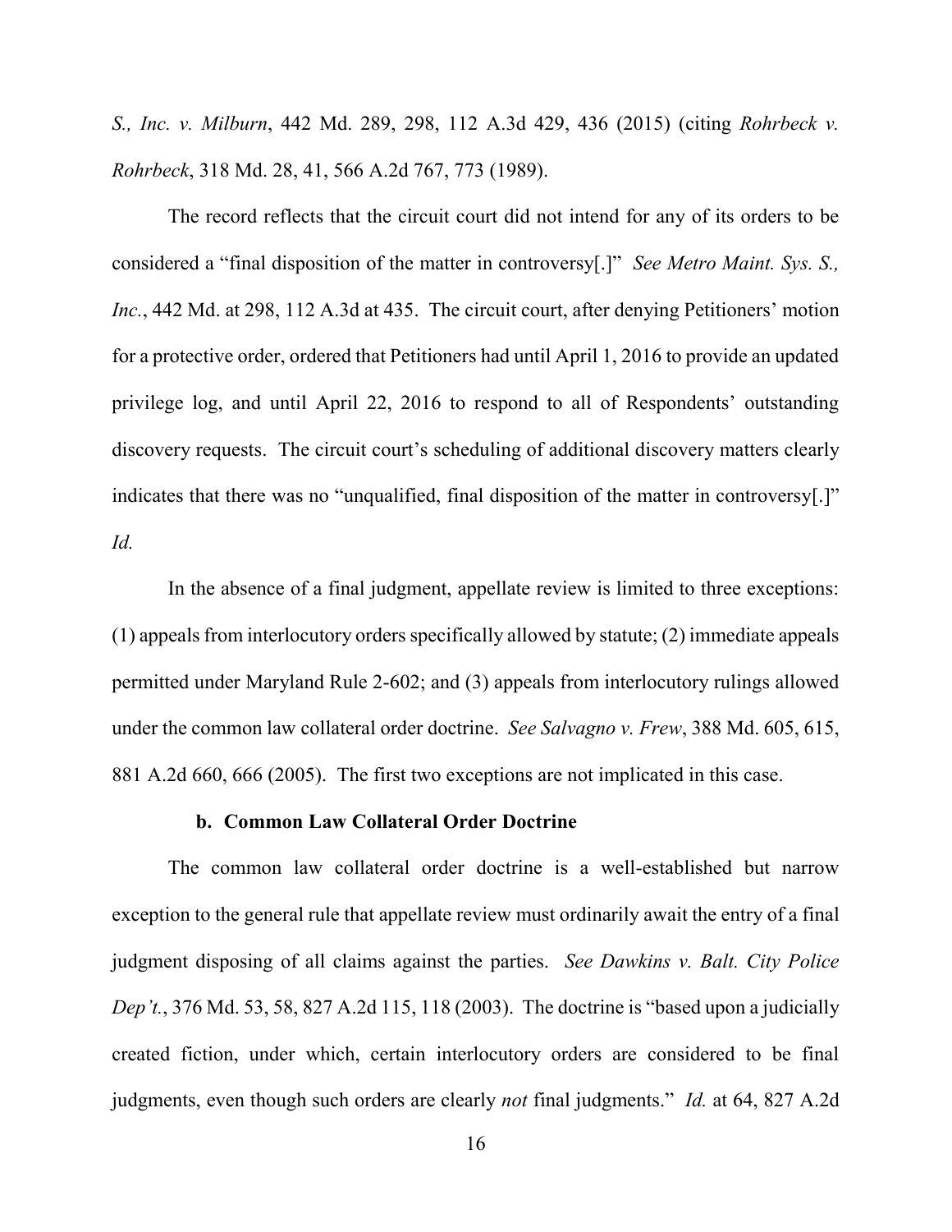*S., Inc. v. Milburn*, 442 Md. 289, 298, 112 A.3d 429, 436 (2015) (citing *Rohrbeck v. Rohrbeck*, 318 Md. 28, 41, 566 A.2d 767, 773 (1989).

The record reflects that the circuit court did not intend for any of its orders to be considered a "final disposition of the matter in controversy[.]" *See Metro Maint. Sys. S., Inc.*, 442 Md. at 298, 112 A.3d at 435. The circuit court, after denying Petitioners' motion for a protective order, ordered that Petitioners had until April 1, 2016 to provide an updated privilege log, and until April 22, 2016 to respond to all of Respondents' outstanding discovery requests. The circuit court's scheduling of additional discovery matters clearly indicates that there was no "unqualified, final disposition of the matter in controversy[.]" *Id.*

In the absence of a final judgment, appellate review is limited to three exceptions: (1) appeals from interlocutory orders specifically allowed by statute; (2) immediate appeals permitted under Maryland Rule 2-602; and (3) appeals from interlocutory rulings allowed under the common law collateral order doctrine. *See Salvagno v. Frew*, 388 Md. 605, 615, 881 A.2d 660, 666 (2005). The first two exceptions are not implicated in this case.

#### b. Common Law Collateral Order Doctrine

The common law collateral order doctrine is a well-established but narrow exception to the general rule that appellate review must ordinarily await the entry of a final judgment disposing of all claims against the parties. *See Dawkins v. Balt. City Police Dep't.*, 376 Md. 53, 58, 827 A.2d 115, 118 (2003). The doctrine is "based upon a judicially created fiction, under which, certain interlocutory orders are considered to be final judgments, even though such orders are clearly *not* final judgments." *Id.* at 64, 827 A.2d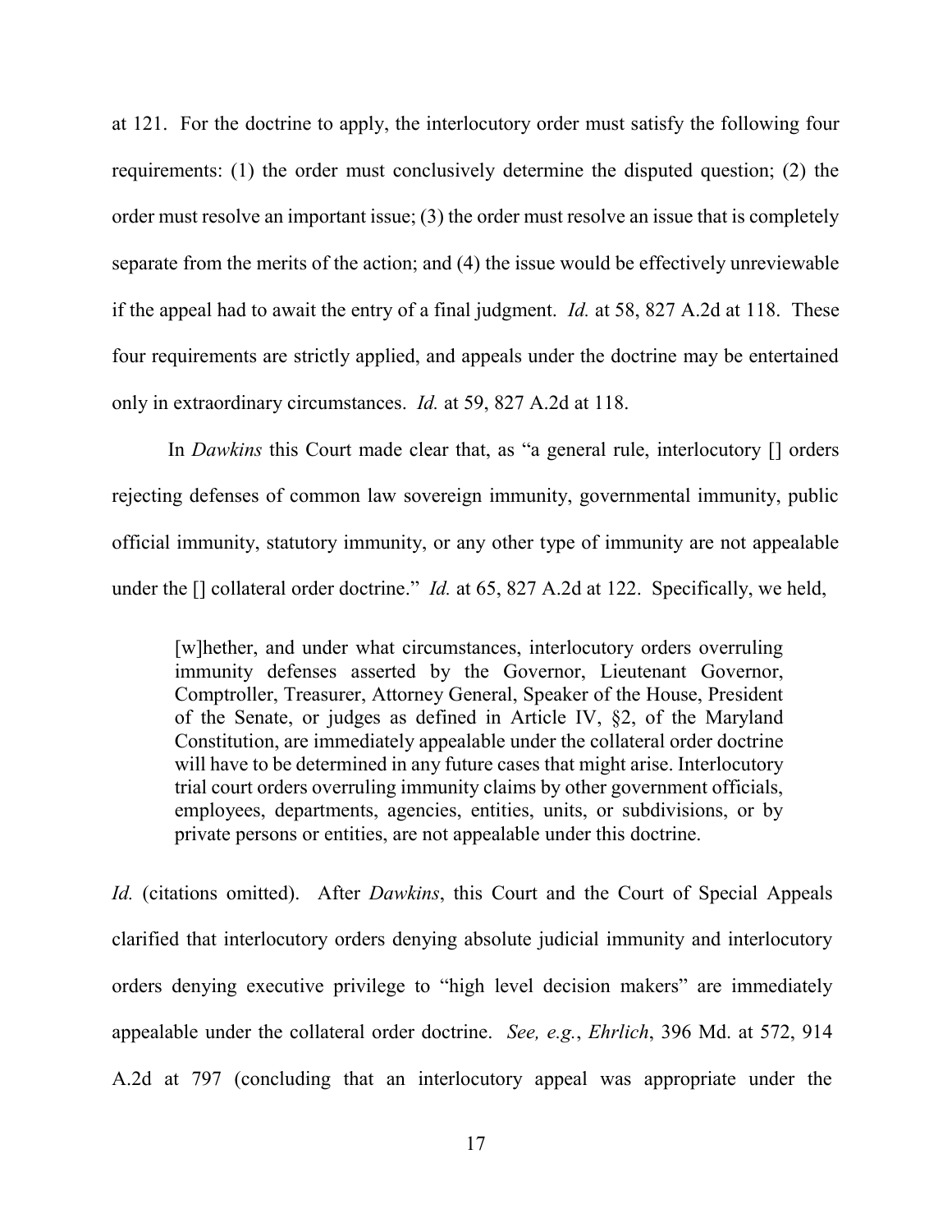at 121. For the doctrine to apply, the interlocutory order must satisfy the following four requirements: (1) the order must conclusively determine the disputed question; (2) the order must resolve an important issue; (3) the order must resolve an issue that is completely separate from the merits of the action; and (4) the issue would be effectively unreviewable if the appeal had to await the entry of a final judgment. *Id.* at 58, 827 A.2d at 118. These four requirements are strictly applied, and appeals under the doctrine may be entertained only in extraordinary circumstances. *Id.* at 59, 827 A.2d at 118.

In *Dawkins* this Court made clear that, as "a general rule, interlocutory [] orders rejecting defenses of common law sovereign immunity, governmental immunity, public official immunity, statutory immunity, or any other type of immunity are not appealable under the [] collateral order doctrine." *Id.* at 65, 827 A.2d at 122. Specifically, we held,

> [w]hether, and under what circumstances, interlocutory orders overruling immunity defenses asserted by the Governor, Lieutenant Governor, Comptroller, Treasurer, Attorney General, Speaker of the House, President of the Senate, or judges as defined in Article IV, §2, of the Maryland Constitution, are immediately appealable under the collateral order doctrine will have to be determined in any future cases that might arise. Interlocutory trial court orders overruling immunity claims by other government officials, employees, departments, agencies, entities, units, or subdivisions, or by private persons or entities, are not appealable under this doctrine.

*Id.* (citations omitted). After *Dawkins*, this Court and the Court of Special Appeals clarified that interlocutory orders denying absolute judicial immunity and interlocutory orders denying executive privilege to "high level decision makers" are immediately appealable under the collateral order doctrine. *See, e.g.*, *Ehrlich*, 396 Md. at 572, 914 A.2d at 797 (concluding that an interlocutory appeal was appropriate under the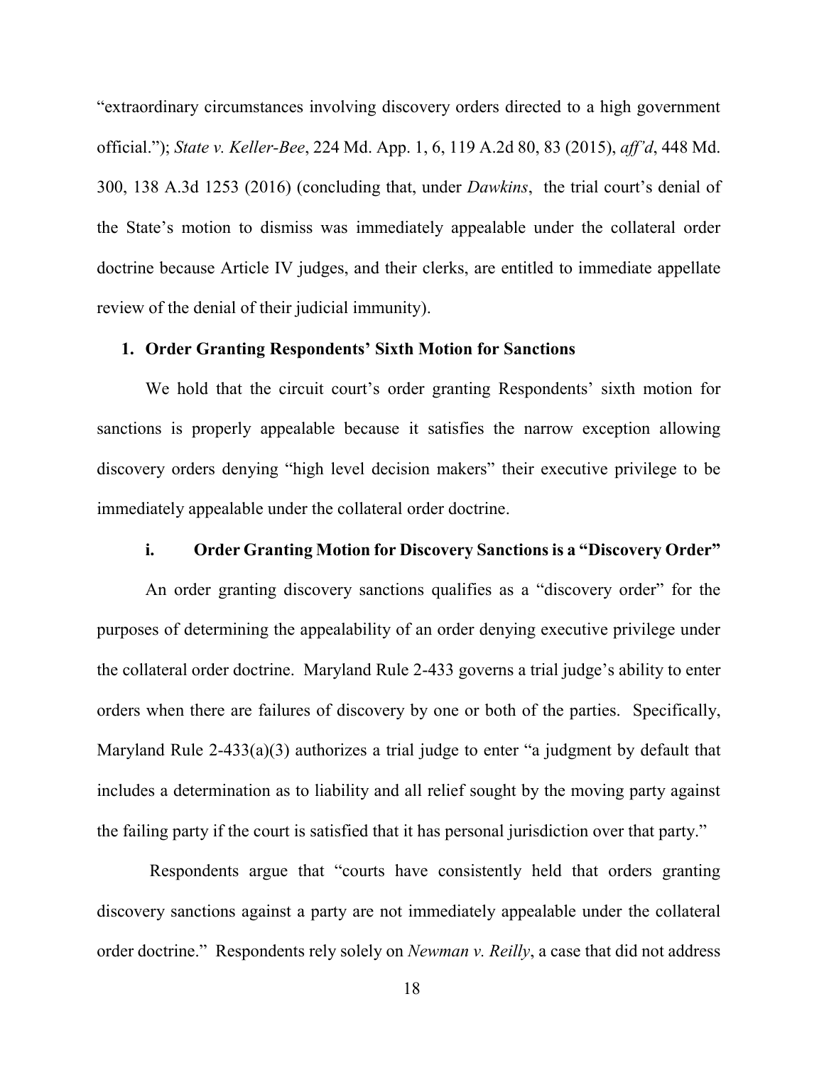"extraordinary circumstances involving discovery orders directed to a high government official."); *State v. Keller-Bee*, 224 Md. App. 1, 6, 119 A.2d 80, 83 (2015), *aff'd*, 448 Md. 300, 138 A.3d 1253 (2016) (concluding that, under *Dawkins*, the trial court's denial of the State's motion to dismiss was immediately appealable under the collateral order doctrine because Article IV judges, and their clerks, are entitled to immediate appellate review of the denial of their judicial immunity).

### 1. Order Granting Respondents' Sixth Motion for Sanctions

We hold that the circuit court's order granting Respondents' sixth motion for sanctions is properly appealable because it satisfies the narrow exception allowing discovery orders denying "high level decision makers" their executive privilege to be immediately appealable under the collateral order doctrine.

#### i. Order Granting Motion for Discovery Sanctions is a "Discovery Order"

An order granting discovery sanctions qualifies as a "discovery order" for the purposes of determining the appealability of an order denying executive privilege under the collateral order doctrine. Maryland Rule 2-433 governs a trial judge's ability to enter orders when there are failures of discovery by one or both of the parties. Specifically, Maryland Rule 2-433(a)(3) authorizes a trial judge to enter "a judgment by default that includes a determination as to liability and all relief sought by the moving party against the failing party if the court is satisfied that it has personal jurisdiction over that party."

Respondents argue that "courts have consistently held that orders granting discovery sanctions against a party are not immediately appealable under the collateral order doctrine." Respondents rely solely on *Newman v. Reilly*, a case that did not address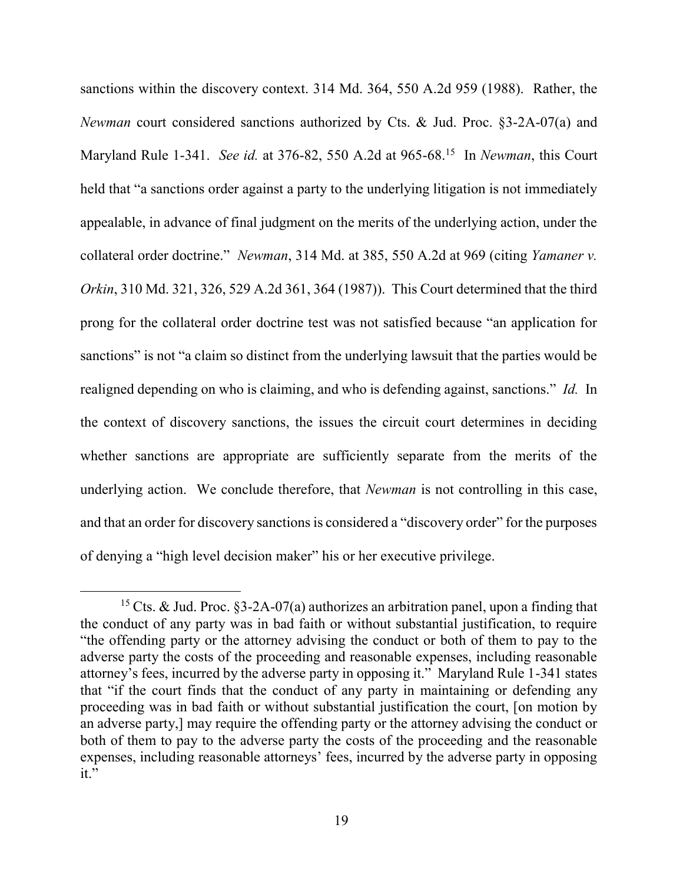sanctions within the discovery context. 314 Md. 364, 550 A.2d 959 (1988). Rather, the *Newman* court considered sanctions authorized by Cts. & Jud. Proc. §3-2A-07(a) and Maryland Rule 1-341. *See id.* at 376-82, 550 A.2d at 965-68.[15] In *Newman*, this Court held that "a sanctions order against a party to the underlying litigation is not immediately appealable, in advance of final judgment on the merits of the underlying action, under the collateral order doctrine." *Newman*, 314 Md. at 385, 550 A.2d at 969 (citing *Yamaner v. Orkin*, 310 Md. 321, 326, 529 A.2d 361, 364 (1987)). This Court determined that the third prong for the collateral order doctrine test was not satisfied because "an application for sanctions" is not "a claim so distinct from the underlying lawsuit that the parties would be realigned depending on who is claiming, and who is defending against, sanctions." *Id.* In the context of discovery sanctions, the issues the circuit court determines in deciding whether sanctions are appropriate are sufficiently separate from the merits of the underlying action. We conclude therefore, that *Newman* is not controlling in this case, and that an order for discovery sanctions is considered a "discovery order" for the purposes of denying a "high level decision maker" his or her executive privilege.

---

[15] Cts. & Jud. Proc. §3-2A-07(a) authorizes an arbitration panel, upon a finding that the conduct of any party was in bad faith or without substantial justification, to require "the offending party or the attorney advising the conduct or both of them to pay to the adverse party the costs of the proceeding and reasonable expenses, including reasonable attorney's fees, incurred by the adverse party in opposing it." Maryland Rule 1-341 states that "if the court finds that the conduct of any party in maintaining or defending any proceeding was in bad faith or without substantial justification the court, [on motion by an adverse party,] may require the offending party or the attorney advising the conduct or both of them to pay to the adverse party the costs of the proceeding and the reasonable expenses, including reasonable attorneys' fees, incurred by the adverse party in opposing it."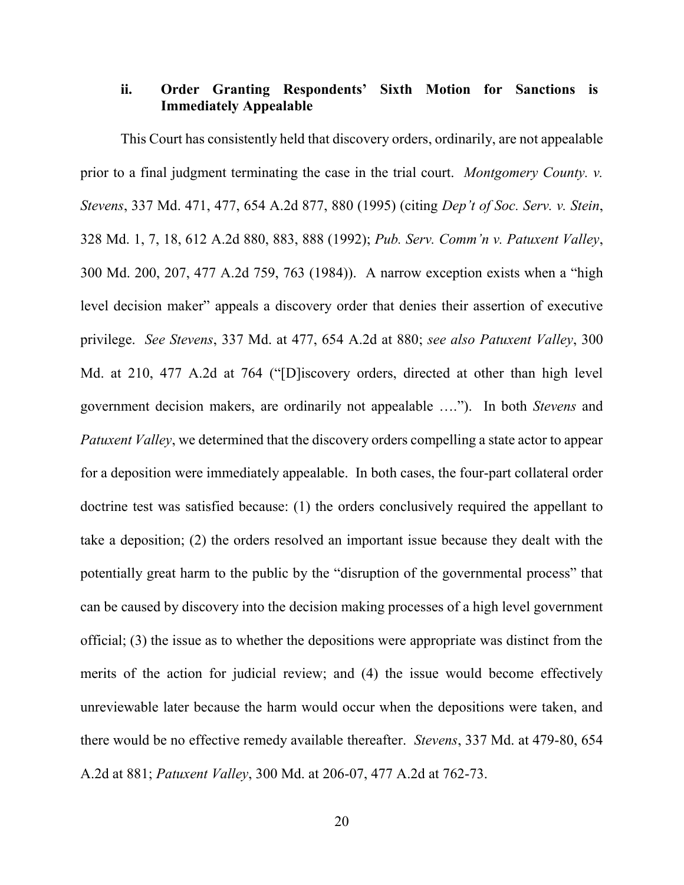### ii. Order Granting Respondents' Sixth Motion for Sanctions is Immediately Appealable

This Court has consistently held that discovery orders, ordinarily, are not appealable prior to a final judgment terminating the case in the trial court. *Montgomery County. v. Stevens*, 337 Md. 471, 477, 654 A.2d 877, 880 (1995) (citing *Dep't of Soc. Serv. v. Stein*, 328 Md. 1, 7, 18, 612 A.2d 880, 883, 888 (1992); *Pub. Serv. Comm'n v. Patuxent Valley*, 300 Md. 200, 207, 477 A.2d 759, 763 (1984)). A narrow exception exists when a "high level decision maker" appeals a discovery order that denies their assertion of executive privilege. *See Stevens*, 337 Md. at 477, 654 A.2d at 880; *see also Patuxent Valley*, 300 Md. at 210, 477 A.2d at 764 ("[D]iscovery orders, directed at other than high level government decision makers, are ordinarily not appealable …."). In both *Stevens* and *Patuxent Valley*, we determined that the discovery orders compelling a state actor to appear for a deposition were immediately appealable. In both cases, the four-part collateral order doctrine test was satisfied because: (1) the orders conclusively required the appellant to take a deposition; (2) the orders resolved an important issue because they dealt with the potentially great harm to the public by the "disruption of the governmental process" that can be caused by discovery into the decision making processes of a high level government official; (3) the issue as to whether the depositions were appropriate was distinct from the merits of the action for judicial review; and (4) the issue would become effectively unreviewable later because the harm would occur when the depositions were taken, and there would be no effective remedy available thereafter. *Stevens*, 337 Md. at 479-80, 654 A.2d at 881; *Patuxent Valley*, 300 Md. at 206-07, 477 A.2d at 762-73.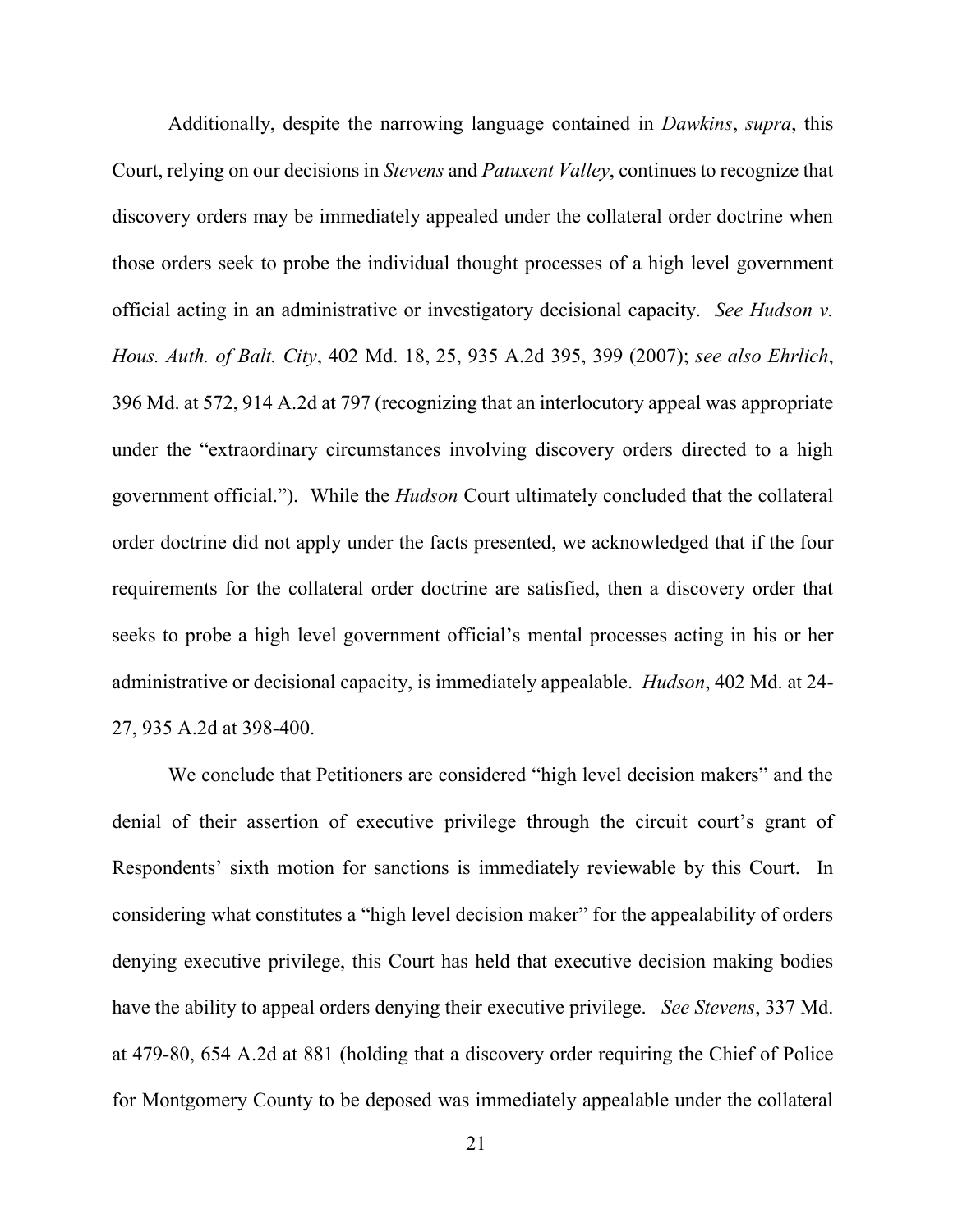Additionally, despite the narrowing language contained in *Dawkins*, *supra*, this Court, relying on our decisions in *Stevens* and *Patuxent Valley*, continues to recognize that discovery orders may be immediately appealed under the collateral order doctrine when those orders seek to probe the individual thought processes of a high level government official acting in an administrative or investigatory decisional capacity. *See Hudson v. Hous. Auth. of Balt. City*, 402 Md. 18, 25, 935 A.2d 395, 399 (2007); *see also Ehrlich*, 396 Md. at 572, 914 A.2d at 797 (recognizing that an interlocutory appeal was appropriate under the "extraordinary circumstances involving discovery orders directed to a high government official."). While the *Hudson* Court ultimately concluded that the collateral order doctrine did not apply under the facts presented, we acknowledged that if the four requirements for the collateral order doctrine are satisfied, then a discovery order that seeks to probe a high level government official's mental processes acting in his or her administrative or decisional capacity, is immediately appealable. *Hudson*, 402 Md. at 24-27, 935 A.2d at 398-400.

We conclude that Petitioners are considered "high level decision makers" and the denial of their assertion of executive privilege through the circuit court's grant of Respondents' sixth motion for sanctions is immediately reviewable by this Court. In considering what constitutes a "high level decision maker" for the appealability of orders denying executive privilege, this Court has held that executive decision making bodies have the ability to appeal orders denying their executive privilege. *See Stevens*, 337 Md. at 479-80, 654 A.2d at 881 (holding that a discovery order requiring the Chief of Police for Montgomery County to be deposed was immediately appealable under the collateral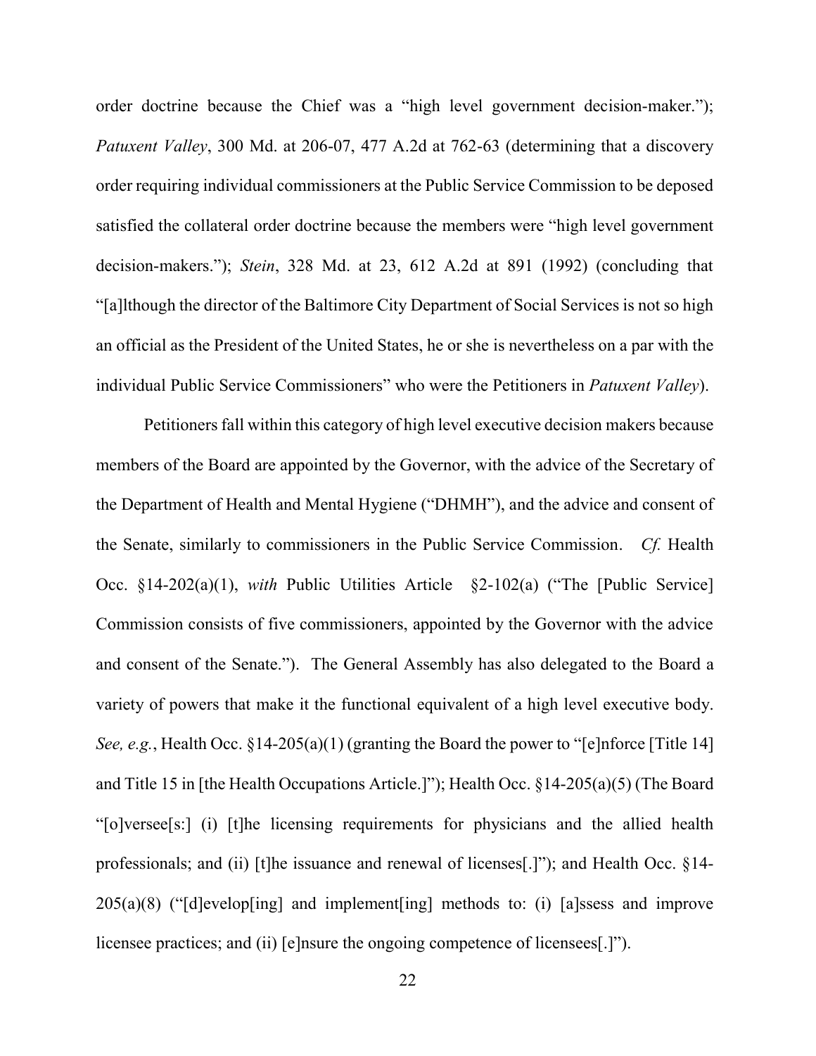order doctrine because the Chief was a "high level government decision-maker."); *Patuxent Valley*, 300 Md. at 206-07, 477 A.2d at 762-63 (determining that a discovery order requiring individual commissioners at the Public Service Commission to be deposed satisfied the collateral order doctrine because the members were "high level government decision-makers."); *Stein*, 328 Md. at 23, 612 A.2d at 891 (1992) (concluding that "[a]lthough the director of the Baltimore City Department of Social Services is not so high an official as the President of the United States, he or she is nevertheless on a par with the individual Public Service Commissioners" who were the Petitioners in *Patuxent Valley*).

Petitioners fall within this category of high level executive decision makers because members of the Board are appointed by the Governor, with the advice of the Secretary of the Department of Health and Mental Hygiene ("DHMH"), and the advice and consent of the Senate, similarly to commissioners in the Public Service Commission. *Cf.* Health Occ. §14-202(a)(1), *with* Public Utilities Article §2-102(a) ("The [Public Service] Commission consists of five commissioners, appointed by the Governor with the advice and consent of the Senate."). The General Assembly has also delegated to the Board a variety of powers that make it the functional equivalent of a high level executive body. *See, e.g.*, Health Occ. §14-205(a)(1) (granting the Board the power to "[e]nforce [Title 14] and Title 15 in [the Health Occupations Article.]"); Health Occ. §14-205(a)(5) (The Board "[o]versee[s:] (i) [t]he licensing requirements for physicians and the allied health professionals; and (ii) [t]he issuance and renewal of licenses[.]"); and Health Occ. §14-205(a)(8) ("[d]evelop[ing] and implement[ing] methods to: (i) [a]ssess and improve licensee practices; and (ii) [e]nsure the ongoing competence of licensees[.]").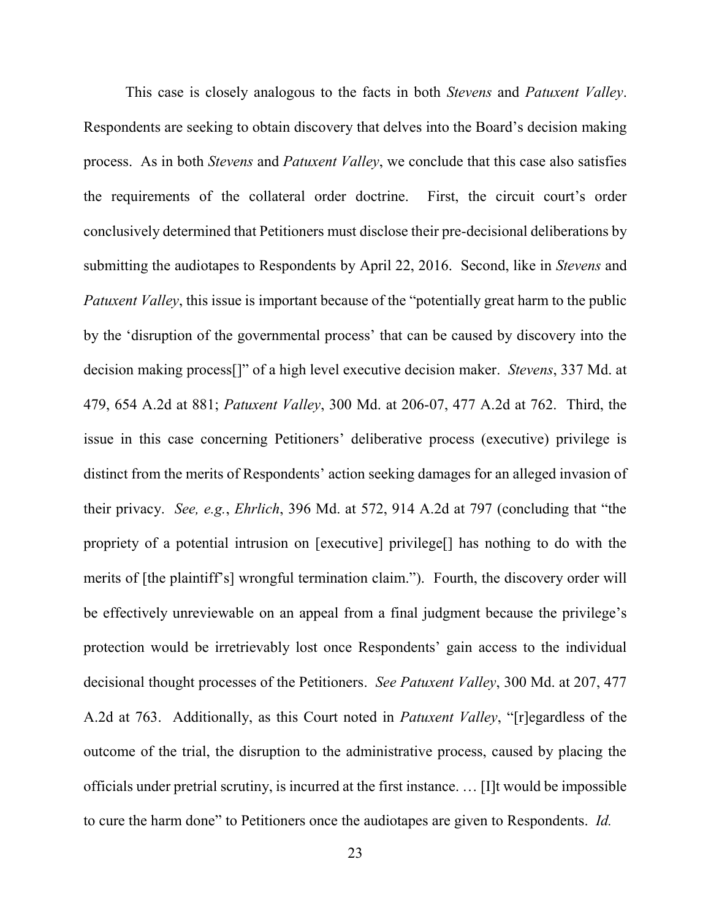This case is closely analogous to the facts in both *Stevens* and *Patuxent Valley*. Respondents are seeking to obtain discovery that delves into the Board's decision making process. As in both *Stevens* and *Patuxent Valley*, we conclude that this case also satisfies the requirements of the collateral order doctrine. First, the circuit court's order conclusively determined that Petitioners must disclose their pre-decisional deliberations by submitting the audiotapes to Respondents by April 22, 2016. Second, like in *Stevens* and *Patuxent Valley*, this issue is important because of the "potentially great harm to the public by the 'disruption of the governmental process' that can be caused by discovery into the decision making process[]" of a high level executive decision maker. *Stevens*, 337 Md. at 479, 654 A.2d at 881; *Patuxent Valley*, 300 Md. at 206-07, 477 A.2d at 762. Third, the issue in this case concerning Petitioners' deliberative process (executive) privilege is distinct from the merits of Respondents' action seeking damages for an alleged invasion of their privacy. *See, e.g.*, *Ehrlich*, 396 Md. at 572, 914 A.2d at 797 (concluding that "the propriety of a potential intrusion on [executive] privilege[] has nothing to do with the merits of [the plaintiff's] wrongful termination claim."). Fourth, the discovery order will be effectively unreviewable on an appeal from a final judgment because the privilege's protection would be irretrievably lost once Respondents' gain access to the individual decisional thought processes of the Petitioners. *See Patuxent Valley*, 300 Md. at 207, 477 A.2d at 763. Additionally, as this Court noted in *Patuxent Valley*, "[r]egardless of the outcome of the trial, the disruption to the administrative process, caused by placing the officials under pretrial scrutiny, is incurred at the first instance. … [I]t would be impossible to cure the harm done" to Petitioners once the audiotapes are given to Respondents. *Id.*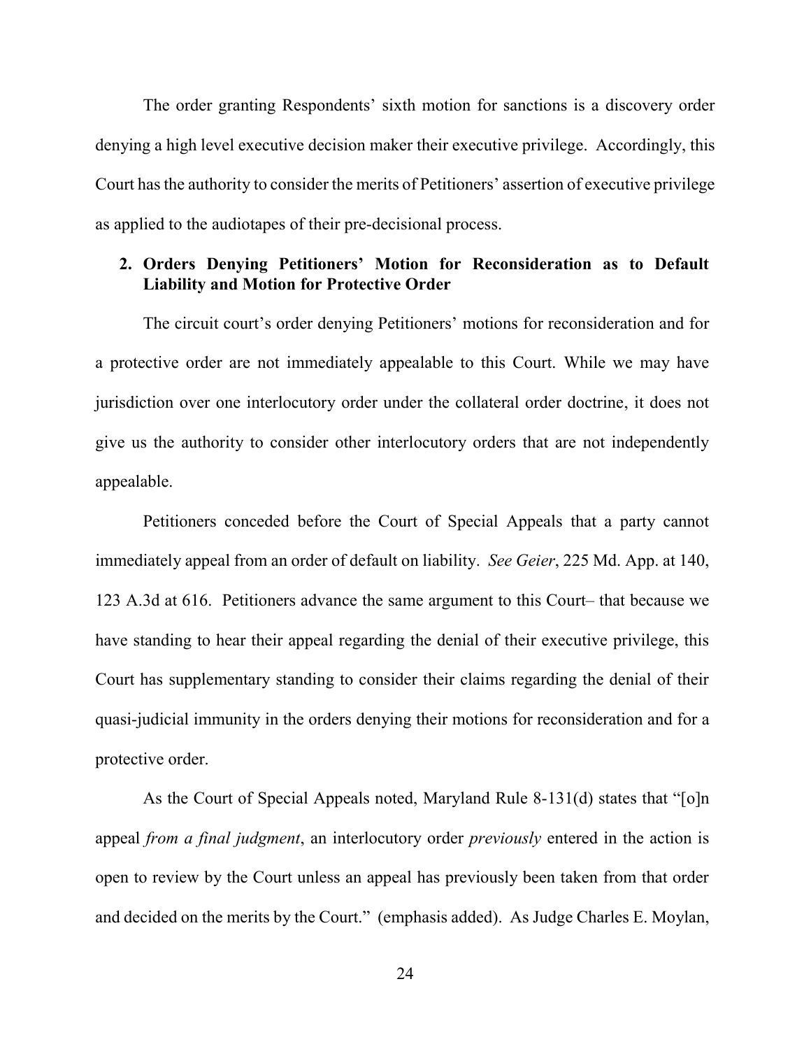The order granting Respondents' sixth motion for sanctions is a discovery order denying a high level executive decision maker their executive privilege. Accordingly, this Court has the authority to consider the merits of Petitioners' assertion of executive privilege as applied to the audiotapes of their pre-decisional process.

### 2. Orders Denying Petitioners' Motion for Reconsideration as to Default Liability and Motion for Protective Order

The circuit court's order denying Petitioners' motions for reconsideration and for a protective order are not immediately appealable to this Court. While we may have jurisdiction over one interlocutory order under the collateral order doctrine, it does not give us the authority to consider other interlocutory orders that are not independently appealable.

Petitioners conceded before the Court of Special Appeals that a party cannot immediately appeal from an order of default on liability. *See Geier*, 225 Md. App. at 140, 123 A.3d at 616. Petitioners advance the same argument to this Court– that because we have standing to hear their appeal regarding the denial of their executive privilege, this Court has supplementary standing to consider their claims regarding the denial of their quasi-judicial immunity in the orders denying their motions for reconsideration and for a protective order.

As the Court of Special Appeals noted, Maryland Rule 8-131(d) states that "[o]n appeal *from a final judgment*, an interlocutory order *previously* entered in the action is open to review by the Court unless an appeal has previously been taken from that order and decided on the merits by the Court." (emphasis added). As Judge Charles E. Moylan,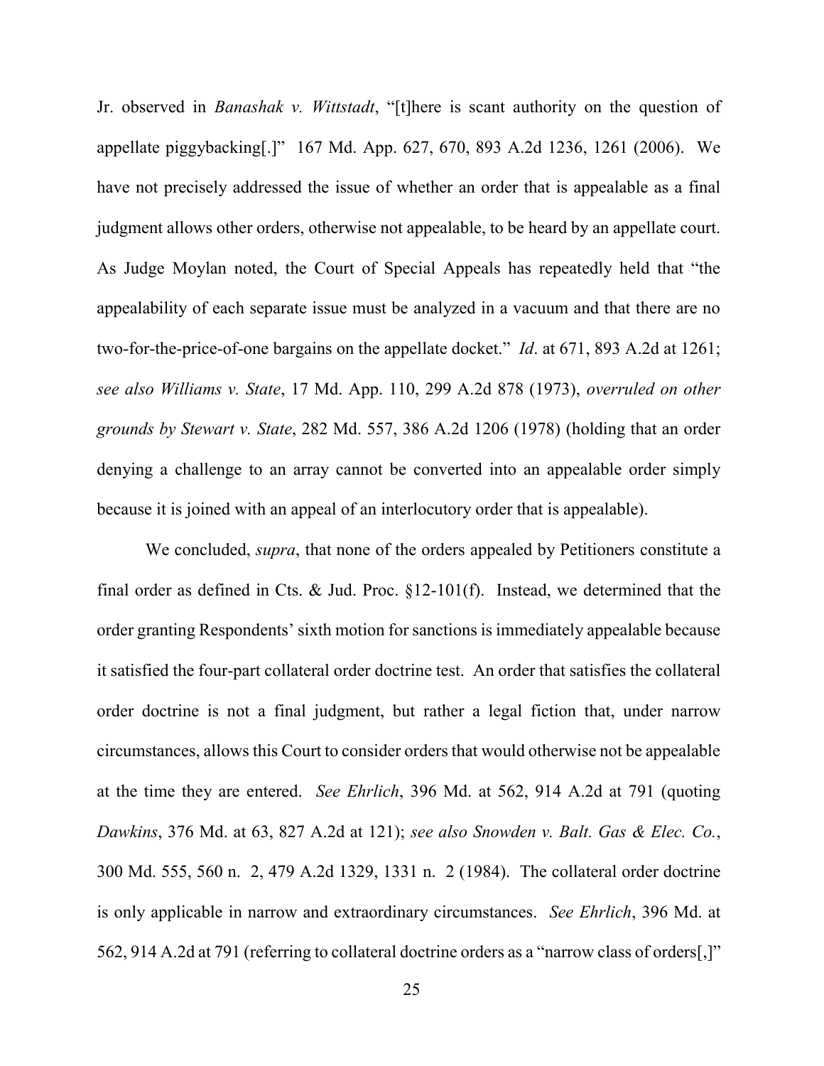Jr. observed in *Banashak v. Wittstadt*, "[t]here is scant authority on the question of appellate piggybacking[.]" 167 Md. App. 627, 670, 893 A.2d 1236, 1261 (2006). We have not precisely addressed the issue of whether an order that is appealable as a final judgment allows other orders, otherwise not appealable, to be heard by an appellate court. As Judge Moylan noted, the Court of Special Appeals has repeatedly held that "the appealability of each separate issue must be analyzed in a vacuum and that there are no two-for-the-price-of-one bargains on the appellate docket." *Id*. at 671, 893 A.2d at 1261; *see also Williams v. State*, 17 Md. App. 110, 299 A.2d 878 (1973), *overruled on other grounds by Stewart v. State*, 282 Md. 557, 386 A.2d 1206 (1978) (holding that an order denying a challenge to an array cannot be converted into an appealable order simply because it is joined with an appeal of an interlocutory order that is appealable).

We concluded, *supra*, that none of the orders appealed by Petitioners constitute a final order as defined in Cts. & Jud. Proc. §12-101(f). Instead, we determined that the order granting Respondents' sixth motion for sanctions is immediately appealable because it satisfied the four-part collateral order doctrine test. An order that satisfies the collateral order doctrine is not a final judgment, but rather a legal fiction that, under narrow circumstances, allows this Court to consider orders that would otherwise not be appealable at the time they are entered. *See Ehrlich*, 396 Md. at 562, 914 A.2d at 791 (quoting *Dawkins*, 376 Md. at 63, 827 A.2d at 121); *see also Snowden v. Balt. Gas & Elec. Co.*, 300 Md. 555, 560 n. 2, 479 A.2d 1329, 1331 n. 2 (1984). The collateral order doctrine is only applicable in narrow and extraordinary circumstances. *See Ehrlich*, 396 Md. at 562, 914 A.2d at 791 (referring to collateral doctrine orders as a "narrow class of orders[,]"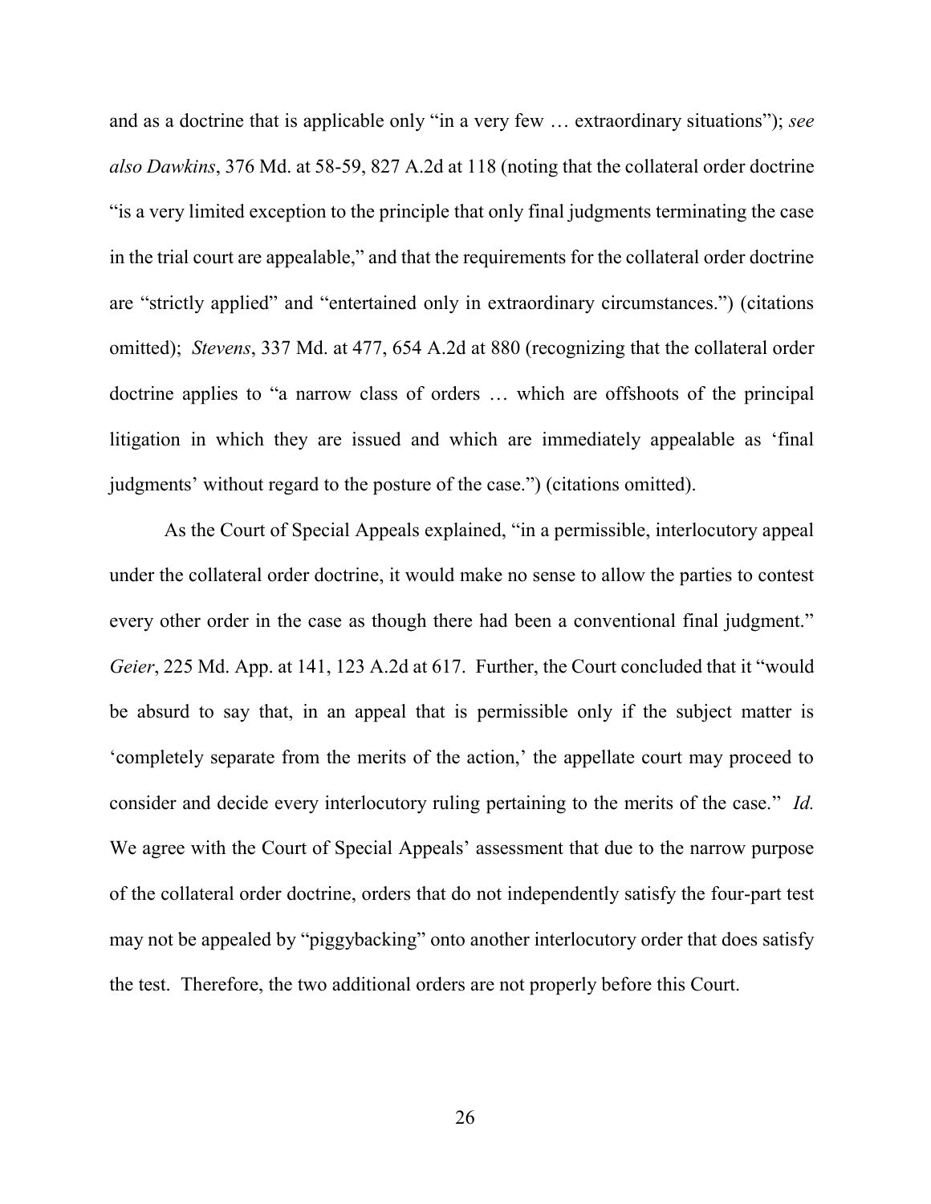and as a doctrine that is applicable only "in a very few … extraordinary situations"); *see also Dawkins*, 376 Md. at 58-59, 827 A.2d at 118 (noting that the collateral order doctrine "is a very limited exception to the principle that only final judgments terminating the case in the trial court are appealable," and that the requirements for the collateral order doctrine are "strictly applied" and "entertained only in extraordinary circumstances.") (citations omitted); *Stevens*, 337 Md. at 477, 654 A.2d at 880 (recognizing that the collateral order doctrine applies to "a narrow class of orders … which are offshoots of the principal litigation in which they are issued and which are immediately appealable as 'final judgments' without regard to the posture of the case.") (citations omitted).

As the Court of Special Appeals explained, "in a permissible, interlocutory appeal under the collateral order doctrine, it would make no sense to allow the parties to contest every other order in the case as though there had been a conventional final judgment." *Geier*, 225 Md. App. at 141, 123 A.2d at 617. Further, the Court concluded that it "would be absurd to say that, in an appeal that is permissible only if the subject matter is 'completely separate from the merits of the action,' the appellate court may proceed to consider and decide every interlocutory ruling pertaining to the merits of the case." *Id.* We agree with the Court of Special Appeals' assessment that due to the narrow purpose of the collateral order doctrine, orders that do not independently satisfy the four-part test may not be appealed by "piggybacking" onto another interlocutory order that does satisfy the test. Therefore, the two additional orders are not properly before this Court.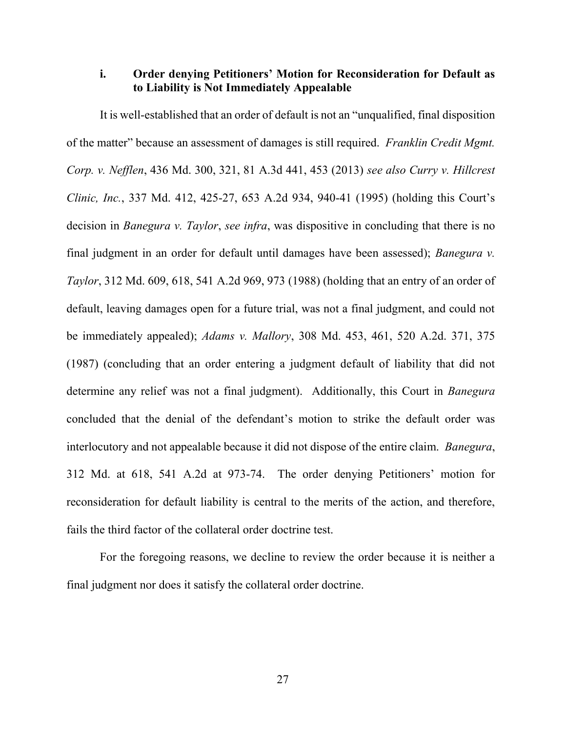### i. Order denying Petitioners' Motion for Reconsideration for Default as to Liability is Not Immediately Appealable

It is well-established that an order of default is not an "unqualified, final disposition of the matter" because an assessment of damages is still required. *Franklin Credit Mgmt. Corp. v. Nefflen*, 436 Md. 300, 321, 81 A.3d 441, 453 (2013) *see also Curry v. Hillcrest Clinic, Inc.*, 337 Md. 412, 425-27, 653 A.2d 934, 940-41 (1995) (holding this Court's decision in *Banegura v. Taylor*, *see infra*, was dispositive in concluding that there is no final judgment in an order for default until damages have been assessed); *Banegura v. Taylor*, 312 Md. 609, 618, 541 A.2d 969, 973 (1988) (holding that an entry of an order of default, leaving damages open for a future trial, was not a final judgment, and could not be immediately appealed); *Adams v. Mallory*, 308 Md. 453, 461, 520 A.2d. 371, 375 (1987) (concluding that an order entering a judgment default of liability that did not determine any relief was not a final judgment). Additionally, this Court in *Banegura* concluded that the denial of the defendant's motion to strike the default order was interlocutory and not appealable because it did not dispose of the entire claim. *Banegura*, 312 Md. at 618, 541 A.2d at 973-74. The order denying Petitioners' motion for reconsideration for default liability is central to the merits of the action, and therefore, fails the third factor of the collateral order doctrine test.

For the foregoing reasons, we decline to review the order because it is neither a final judgment nor does it satisfy the collateral order doctrine.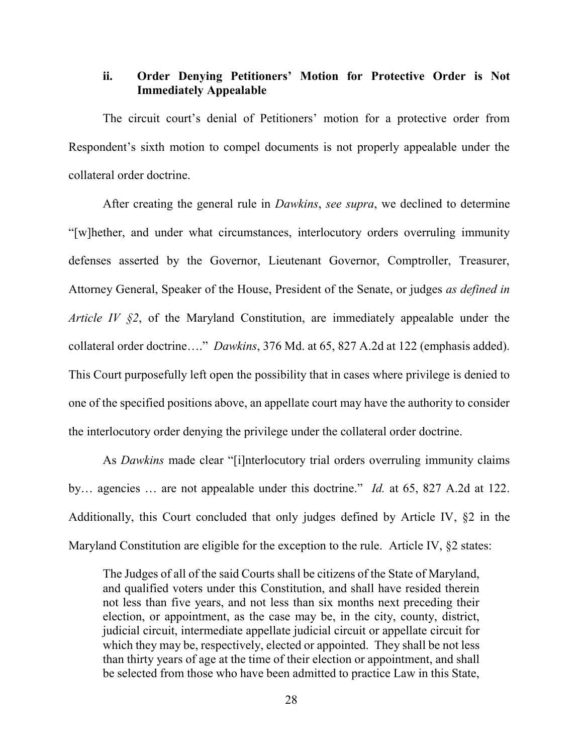### ii. Order Denying Petitioners' Motion for Protective Order is Not Immediately Appealable

The circuit court's denial of Petitioners' motion for a protective order from Respondent's sixth motion to compel documents is not properly appealable under the collateral order doctrine.

After creating the general rule in *Dawkins*, *see supra*, we declined to determine "[w]hether, and under what circumstances, interlocutory orders overruling immunity defenses asserted by the Governor, Lieutenant Governor, Comptroller, Treasurer, Attorney General, Speaker of the House, President of the Senate, or judges *as defined in Article IV §2*, of the Maryland Constitution, are immediately appealable under the collateral order doctrine…." *Dawkins*, 376 Md. at 65, 827 A.2d at 122 (emphasis added). This Court purposefully left open the possibility that in cases where privilege is denied to one of the specified positions above, an appellate court may have the authority to consider the interlocutory order denying the privilege under the collateral order doctrine.

As *Dawkins* made clear "[i]nterlocutory trial orders overruling immunity claims by… agencies … are not appealable under this doctrine." *Id.* at 65, 827 A.2d at 122. Additionally, this Court concluded that only judges defined by Article IV, §2 in the Maryland Constitution are eligible for the exception to the rule. Article IV, §2 states:

> The Judges of all of the said Courts shall be citizens of the State of Maryland, and qualified voters under this Constitution, and shall have resided therein not less than five years, and not less than six months next preceding their election, or appointment, as the case may be, in the city, county, district, judicial circuit, intermediate appellate judicial circuit or appellate circuit for which they may be, respectively, elected or appointed. They shall be not less than thirty years of age at the time of their election or appointment, and shall be selected from those who have been admitted to practice Law in this State,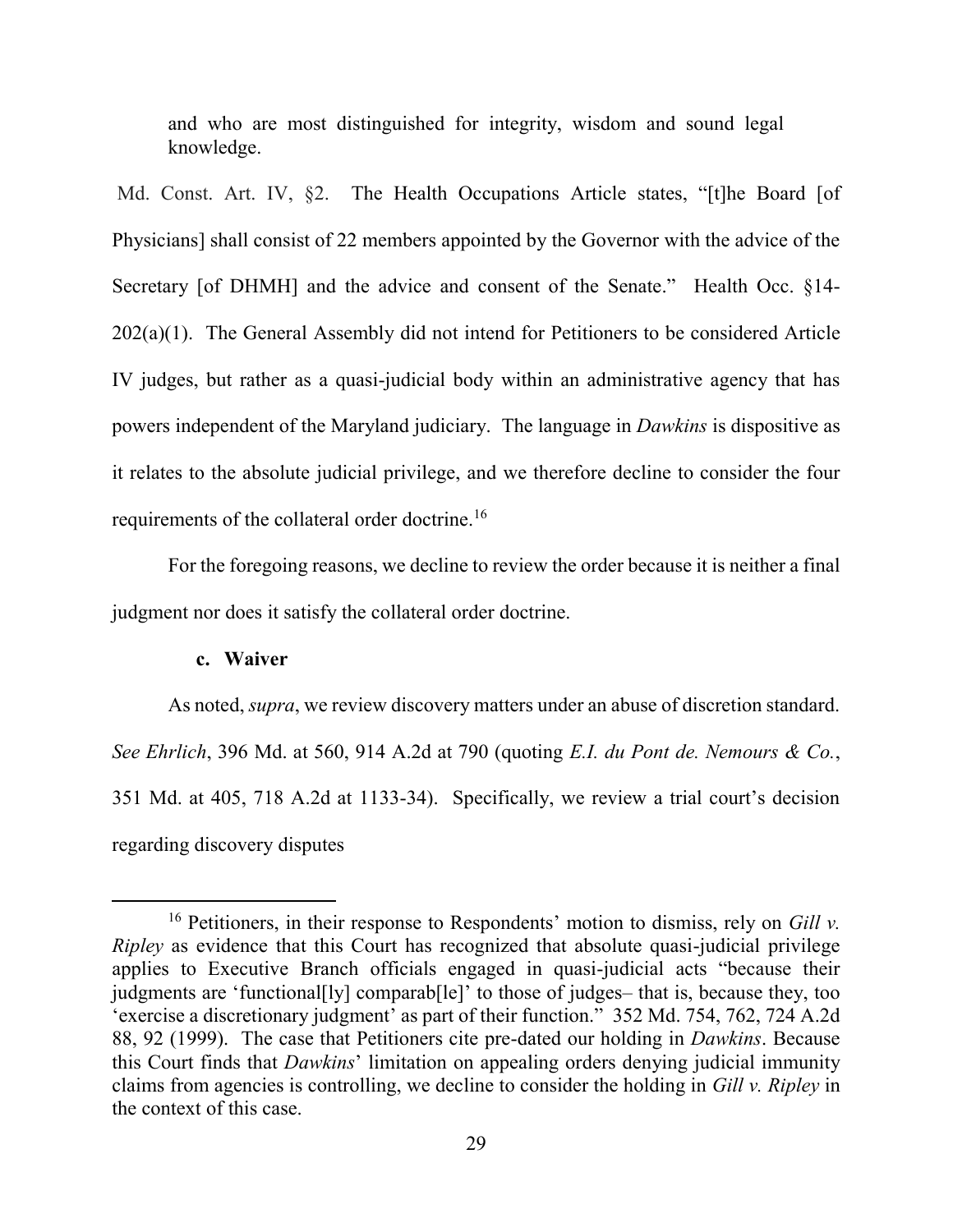and who are most distinguished for integrity, wisdom and sound legal knowledge.

Md. Const. Art. IV, §2. The Health Occupations Article states, "[t]he Board [of Physicians] shall consist of 22 members appointed by the Governor with the advice of the Secretary [of DHMH] and the advice and consent of the Senate." Health Occ. §14-202(a)(1). The General Assembly did not intend for Petitioners to be considered Article IV judges, but rather as a quasi-judicial body within an administrative agency that has powers independent of the Maryland judiciary. The language in *Dawkins* is dispositive as it relates to the absolute judicial privilege, and we therefore decline to consider the four requirements of the collateral order doctrine.[16]

For the foregoing reasons, we decline to review the order because it is neither a final judgment nor does it satisfy the collateral order doctrine.

**c. Waiver**

As noted, *supra*, we review discovery matters under an abuse of discretion standard. *See Ehrlich*, 396 Md. at 560, 914 A.2d at 790 (quoting *E.I. du Pont de. Nemours & Co.*, 351 Md. at 405, 718 A.2d at 1133-34). Specifically, we review a trial court's decision regarding discovery disputes

---

[16] Petitioners, in their response to Respondents' motion to dismiss, rely on *Gill v. Ripley* as evidence that this Court has recognized that absolute quasi-judicial privilege applies to Executive Branch officials engaged in quasi-judicial acts "because their judgments are 'functional[ly] comparab[le]' to those of judges– that is, because they, too 'exercise a discretionary judgment' as part of their function." 352 Md. 754, 762, 724 A.2d 88, 92 (1999). The case that Petitioners cite pre-dated our holding in *Dawkins*. Because this Court finds that *Dawkins*' limitation on appealing orders denying judicial immunity claims from agencies is controlling, we decline to consider the holding in *Gill v. Ripley* in the context of this case.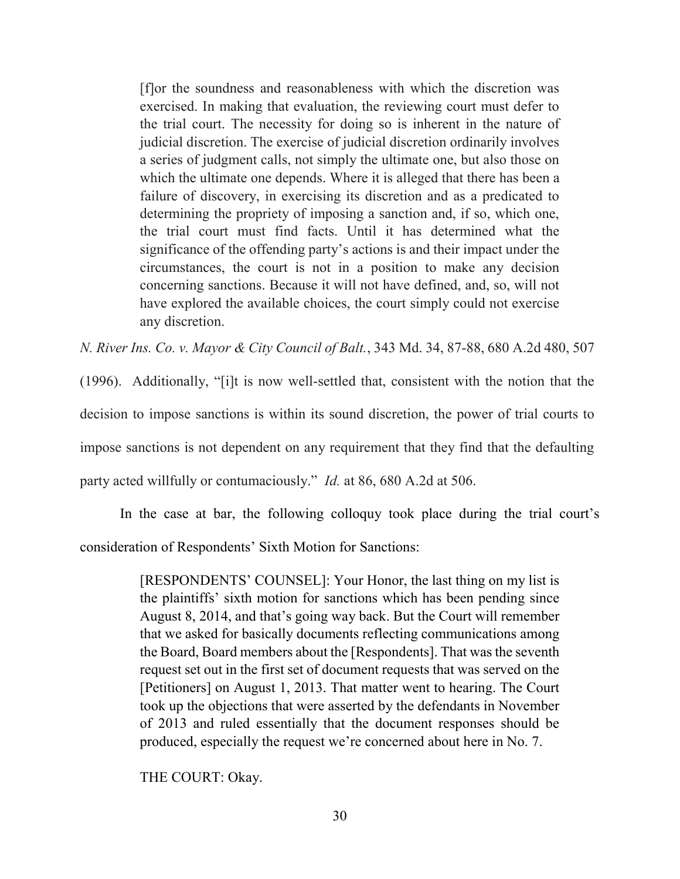> [f]or the soundness and reasonableness with which the discretion was exercised. In making that evaluation, the reviewing court must defer to the trial court. The necessity for doing so is inherent in the nature of judicial discretion. The exercise of judicial discretion ordinarily involves a series of judgment calls, not simply the ultimate one, but also those on which the ultimate one depends. Where it is alleged that there has been a failure of discovery, in exercising its discretion and as a predicated to determining the propriety of imposing a sanction and, if so, which one, the trial court must find facts. Until it has determined what the significance of the offending party's actions is and their impact under the circumstances, the court is not in a position to make any decision concerning sanctions. Because it will not have defined, and, so, will not have explored the available choices, the court simply could not exercise any discretion.

*N. River Ins. Co. v. Mayor & City Council of Balt.*, 343 Md. 34, 87-88, 680 A.2d 480, 507 (1996). Additionally, "[i]t is now well-settled that, consistent with the notion that the decision to impose sanctions is within its sound discretion, the power of trial courts to impose sanctions is not dependent on any requirement that they find that the defaulting party acted willfully or contumaciously." *Id.* at 86, 680 A.2d at 506.

In the case at bar, the following colloquy took place during the trial court's consideration of Respondents' Sixth Motion for Sanctions:

> [RESPONDENTS' COUNSEL]: Your Honor, the last thing on my list is the plaintiffs' sixth motion for sanctions which has been pending since August 8, 2014, and that's going way back. But the Court will remember that we asked for basically documents reflecting communications among the Board, Board members about the [Respondents]. That was the seventh request set out in the first set of document requests that was served on the [Petitioners] on August 1, 2013. That matter went to hearing. The Court took up the objections that were asserted by the defendants in November of 2013 and ruled essentially that the document responses should be produced, especially the request we're concerned about here in No. 7.
>
> THE COURT: Okay.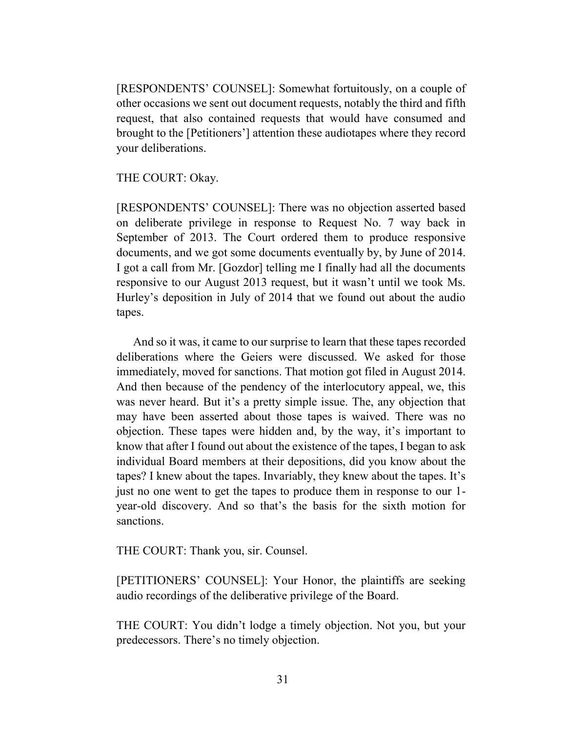[RESPONDENTS' COUNSEL]: Somewhat fortuitously, on a couple of other occasions we sent out document requests, notably the third and fifth request, that also contained requests that would have consumed and brought to the [Petitioners'] attention these audiotapes where they record your deliberations.

THE COURT: Okay.

[RESPONDENTS' COUNSEL]: There was no objection asserted based on deliberate privilege in response to Request No. 7 way back in September of 2013. The Court ordered them to produce responsive documents, and we got some documents eventually by, by June of 2014. I got a call from Mr. [Gozdor] telling me I finally had all the documents responsive to our August 2013 request, but it wasn't until we took Ms. Hurley's deposition in July of 2014 that we found out about the audio tapes.

And so it was, it came to our surprise to learn that these tapes recorded deliberations where the Geiers were discussed. We asked for those immediately, moved for sanctions. That motion got filed in August 2014. And then because of the pendency of the interlocutory appeal, we, this was never heard. But it's a pretty simple issue. The, any objection that may have been asserted about those tapes is waived. There was no objection. These tapes were hidden and, by the way, it's important to know that after I found out about the existence of the tapes, I began to ask individual Board members at their depositions, did you know about the tapes? I knew about the tapes. Invariably, they knew about the tapes. It's just no one went to get the tapes to produce them in response to our 1-year-old discovery. And so that's the basis for the sixth motion for sanctions.

THE COURT: Thank you, sir. Counsel.

[PETITIONERS' COUNSEL]: Your Honor, the plaintiffs are seeking audio recordings of the deliberative privilege of the Board.

THE COURT: You didn't lodge a timely objection. Not you, but your predecessors. There's no timely objection.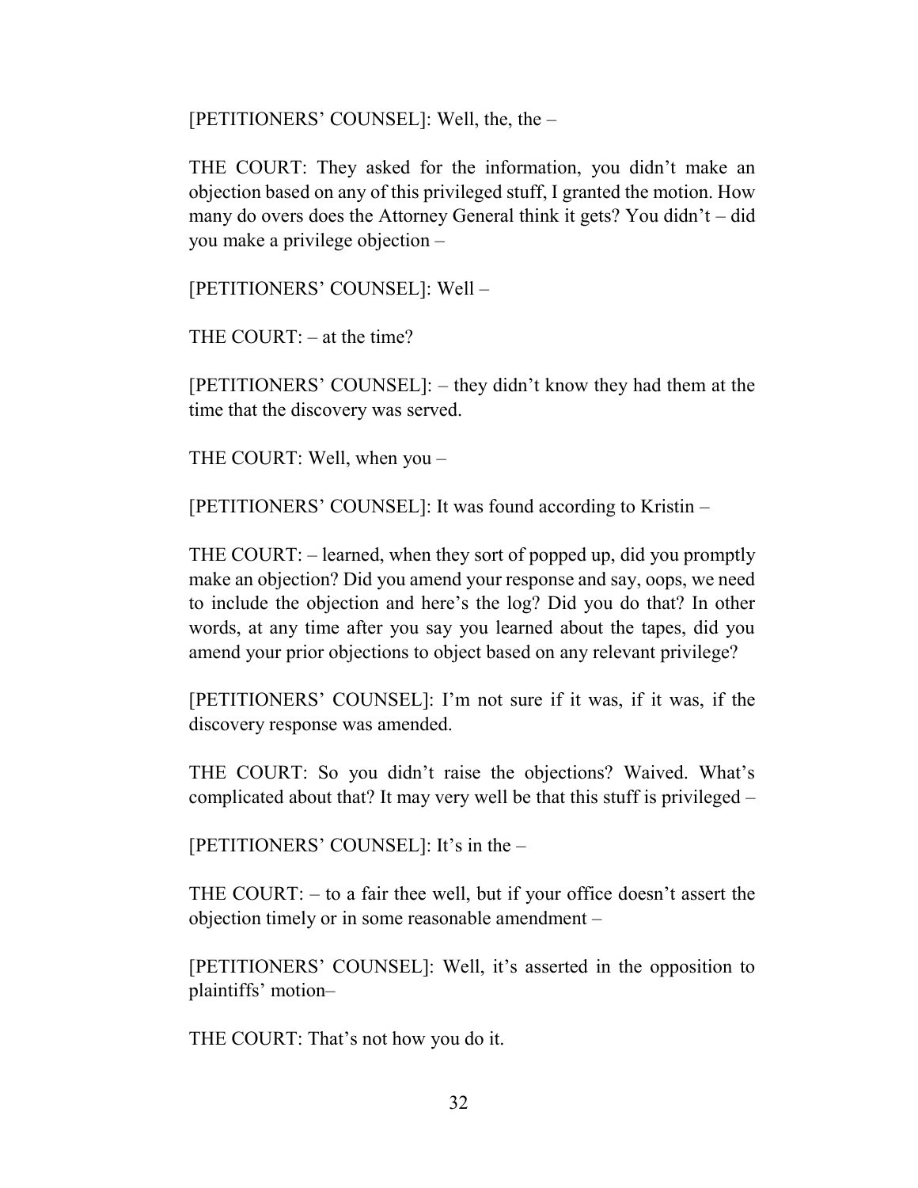[PETITIONERS' COUNSEL]: Well, the, the –

THE COURT: They asked for the information, you didn't make an objection based on any of this privileged stuff, I granted the motion. How many do overs does the Attorney General think it gets? You didn't – did you make a privilege objection –

[PETITIONERS' COUNSEL]: Well –

THE COURT: – at the time?

[PETITIONERS' COUNSEL]: – they didn't know they had them at the time that the discovery was served.

THE COURT: Well, when you –

[PETITIONERS' COUNSEL]: It was found according to Kristin –

THE COURT: – learned, when they sort of popped up, did you promptly make an objection? Did you amend your response and say, oops, we need to include the objection and here's the log? Did you do that? In other words, at any time after you say you learned about the tapes, did you amend your prior objections to object based on any relevant privilege?

[PETITIONERS' COUNSEL]: I'm not sure if it was, if it was, if the discovery response was amended.

THE COURT: So you didn't raise the objections? Waived. What's complicated about that? It may very well be that this stuff is privileged –

[PETITIONERS' COUNSEL]: It's in the –

THE COURT: – to a fair thee well, but if your office doesn't assert the objection timely or in some reasonable amendment –

[PETITIONERS' COUNSEL]: Well, it's asserted in the opposition to plaintiffs' motion–

THE COURT: That's not how you do it.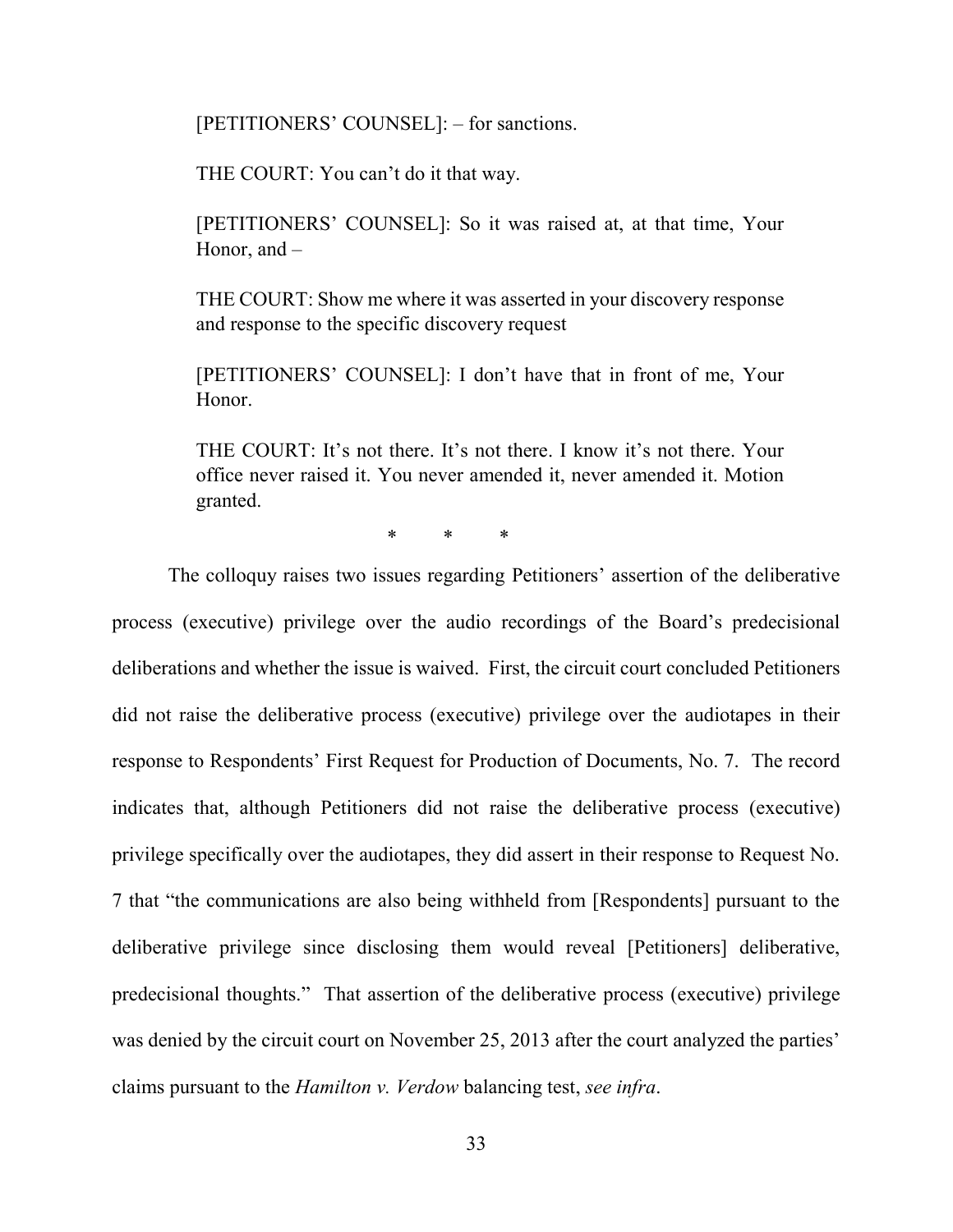> [PETITIONERS' COUNSEL]: – for sanctions.
>
> THE COURT: You can't do it that way.
>
> [PETITIONERS' COUNSEL]: So it was raised at, at that time, Your Honor, and –
>
> THE COURT: Show me where it was asserted in your discovery response and response to the specific discovery request
>
> [PETITIONERS' COUNSEL]: I don't have that in front of me, Your Honor.
>
> THE COURT: It's not there. It's not there. I know it's not there. Your office never raised it. You never amended it, never amended it. Motion granted.

\* \* \*

The colloquy raises two issues regarding Petitioners' assertion of the deliberative process (executive) privilege over the audio recordings of the Board's predecisional deliberations and whether the issue is waived. First, the circuit court concluded Petitioners did not raise the deliberative process (executive) privilege over the audiotapes in their response to Respondents' First Request for Production of Documents, No. 7. The record indicates that, although Petitioners did not raise the deliberative process (executive) privilege specifically over the audiotapes, they did assert in their response to Request No. 7 that "the communications are also being withheld from [Respondents] pursuant to the deliberative privilege since disclosing them would reveal [Petitioners] deliberative, predecisional thoughts." That assertion of the deliberative process (executive) privilege was denied by the circuit court on November 25, 2013 after the court analyzed the parties' claims pursuant to the *Hamilton v. Verdow* balancing test, *see infra*.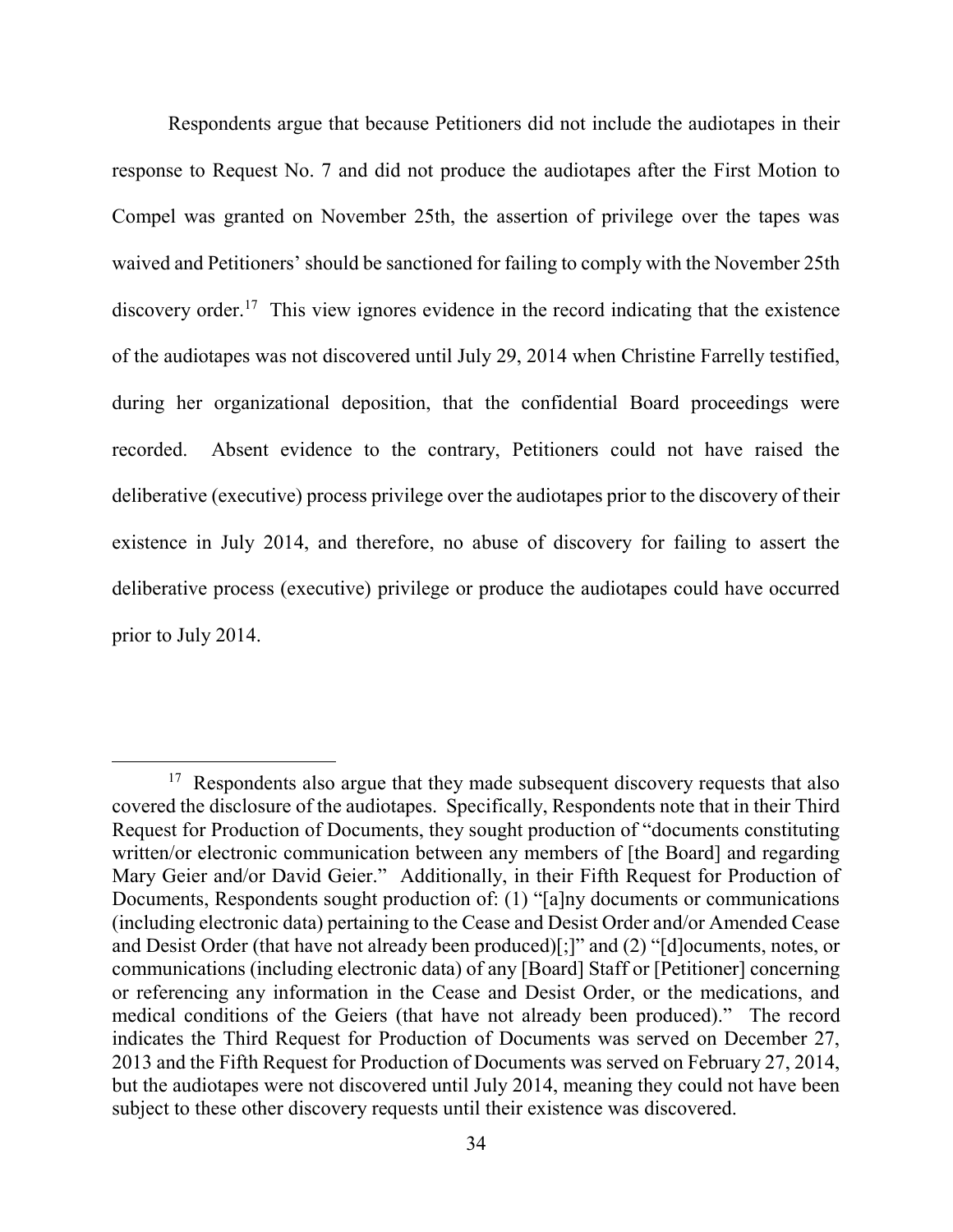Respondents argue that because Petitioners did not include the audiotapes in their response to Request No. 7 and did not produce the audiotapes after the First Motion to Compel was granted on November 25th, the assertion of privilege over the tapes was waived and Petitioners' should be sanctioned for failing to comply with the November 25th discovery order.[17] This view ignores evidence in the record indicating that the existence of the audiotapes was not discovered until July 29, 2014 when Christine Farrelly testified, during her organizational deposition, that the confidential Board proceedings were recorded. Absent evidence to the contrary, Petitioners could not have raised the deliberative (executive) process privilege over the audiotapes prior to the discovery of their existence in July 2014, and therefore, no abuse of discovery for failing to assert the deliberative process (executive) privilege or produce the audiotapes could have occurred prior to July 2014.

---

[17] Respondents also argue that they made subsequent discovery requests that also covered the disclosure of the audiotapes. Specifically, Respondents note that in their Third Request for Production of Documents, they sought production of "documents constituting written/or electronic communication between any members of [the Board] and regarding Mary Geier and/or David Geier." Additionally, in their Fifth Request for Production of Documents, Respondents sought production of: (1) "[a]ny documents or communications (including electronic data) pertaining to the Cease and Desist Order and/or Amended Cease and Desist Order (that have not already been produced)[;]" and (2) "[d]ocuments, notes, or communications (including electronic data) of any [Board] Staff or [Petitioner] concerning or referencing any information in the Cease and Desist Order, or the medications, and medical conditions of the Geiers (that have not already been produced)." The record indicates the Third Request for Production of Documents was served on December 27, 2013 and the Fifth Request for Production of Documents was served on February 27, 2014, but the audiotapes were not discovered until July 2014, meaning they could not have been subject to these other discovery requests until their existence was discovered.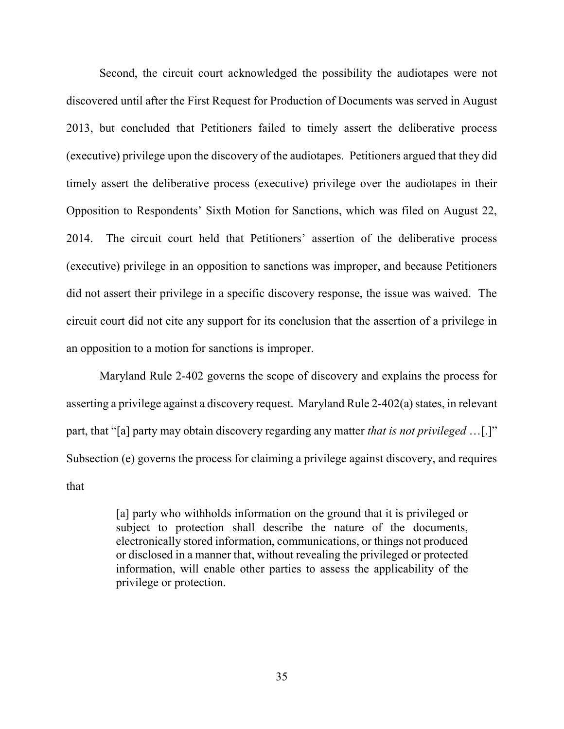Second, the circuit court acknowledged the possibility the audiotapes were not discovered until after the First Request for Production of Documents was served in August 2013, but concluded that Petitioners failed to timely assert the deliberative process (executive) privilege upon the discovery of the audiotapes. Petitioners argued that they did timely assert the deliberative process (executive) privilege over the audiotapes in their Opposition to Respondents' Sixth Motion for Sanctions, which was filed on August 22, 2014. The circuit court held that Petitioners' assertion of the deliberative process (executive) privilege in an opposition to sanctions was improper, and because Petitioners did not assert their privilege in a specific discovery response, the issue was waived. The circuit court did not cite any support for its conclusion that the assertion of a privilege in an opposition to a motion for sanctions is improper.

Maryland Rule 2-402 governs the scope of discovery and explains the process for asserting a privilege against a discovery request. Maryland Rule 2-402(a) states, in relevant part, that "[a] party may obtain discovery regarding any matter *that is not privileged* …[.]" Subsection (e) governs the process for claiming a privilege against discovery, and requires that

> [a] party who withholds information on the ground that it is privileged or subject to protection shall describe the nature of the documents, electronically stored information, communications, or things not produced or disclosed in a manner that, without revealing the privileged or protected information, will enable other parties to assess the applicability of the privilege or protection.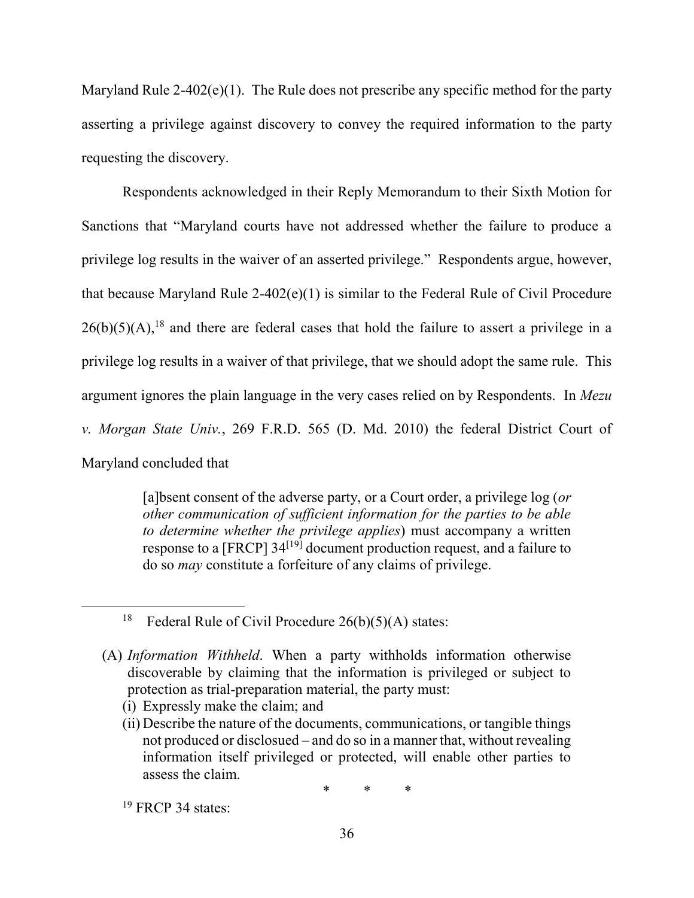Maryland Rule 2-402(e)(1). The Rule does not prescribe any specific method for the party asserting a privilege against discovery to convey the required information to the party requesting the discovery.

Respondents acknowledged in their Reply Memorandum to their Sixth Motion for Sanctions that "Maryland courts have not addressed whether the failure to produce a privilege log results in the waiver of an asserted privilege." Respondents argue, however, that because Maryland Rule 2-402(e)(1) is similar to the Federal Rule of Civil Procedure 26(b)(5)(A),[18] and there are federal cases that hold the failure to assert a privilege in a privilege log results in a waiver of that privilege, that we should adopt the same rule. This argument ignores the plain language in the very cases relied on by Respondents. In *Mezu v. Morgan State Univ.*, 269 F.R.D. 565 (D. Md. 2010) the federal District Court of Maryland concluded that

> [a]bsent consent of the adverse party, or a Court order, a privilege log (*or other communication of sufficient information for the parties to be able to determine whether the privilege applies*) must accompany a written response to a [FRCP] 34[19] document production request, and a failure to do so *may* constitute a forfeiture of any claims of privilege.

---

[18] Federal Rule of Civil Procedure 26(b)(5)(A) states:

(A) *Information Withheld*. When a party withholds information otherwise discoverable by claiming that the information is privileged or subject to protection as trial-preparation material, the party must:
   (i) Expressly make the claim; and
   (ii) Describe the nature of the documents, communications, or tangible things not produced or disclosued – and do so in a manner that, without revealing information itself privileged or protected, will enable other parties to assess the claim.

\* \* \*

[19] FRCP 34 states: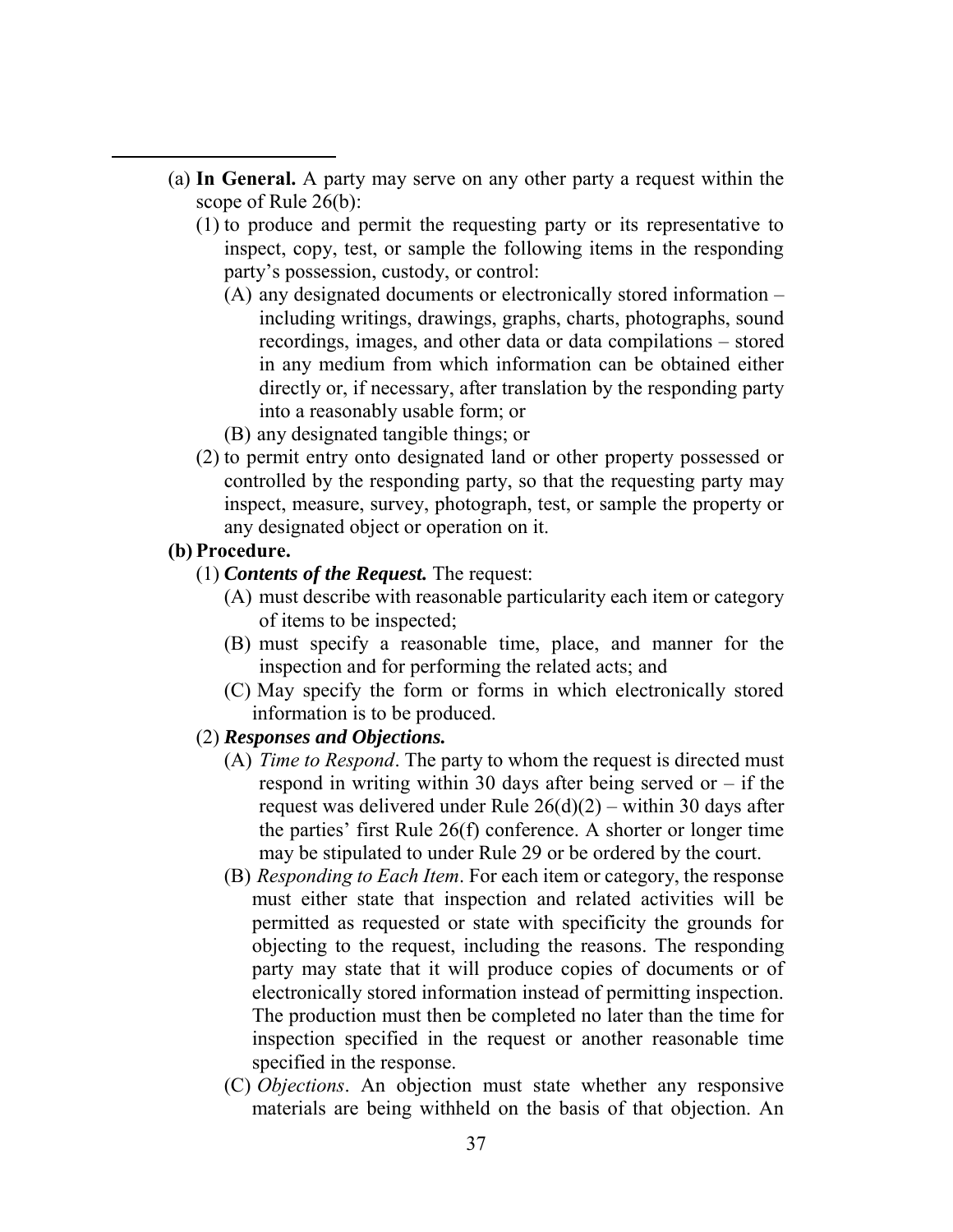(a) **In General.** A party may serve on any other party a request within the scope of Rule 26(b):

   (1) to produce and permit the requesting party or its representative to inspect, copy, test, or sample the following items in the responding party's possession, custody, or control:

      (A) any designated documents or electronically stored information – including writings, drawings, graphs, charts, photographs, sound recordings, images, and other data or data compilations – stored in any medium from which information can be obtained either directly or, if necessary, after translation by the responding party into a reasonably usable form; or

      (B) any designated tangible things; or

   (2) to permit entry onto designated land or other property possessed or controlled by the responding party, so that the requesting party may inspect, measure, survey, photograph, test, or sample the property or any designated object or operation on it.

**(b) Procedure.**

   (1) ***Contents of the Request.*** The request:

      (A) must describe with reasonable particularity each item or category of items to be inspected;

      (B) must specify a reasonable time, place, and manner for the inspection and for performing the related acts; and

      (C) May specify the form or forms in which electronically stored information is to be produced.

   (2) ***Responses and Objections.***

      (A) *Time to Respond*. The party to whom the request is directed must respond in writing within 30 days after being served or – if the request was delivered under Rule 26(d)(2) – within 30 days after the parties' first Rule 26(f) conference. A shorter or longer time may be stipulated to under Rule 29 or be ordered by the court.

      (B) *Responding to Each Item*. For each item or category, the response must either state that inspection and related activities will be permitted as requested or state with specificity the grounds for objecting to the request, including the reasons. The responding party may state that it will produce copies of documents or of electronically stored information instead of permitting inspection. The production must then be completed no later than the time for inspection specified in the request or another reasonable time specified in the response.

      (C) *Objections*. An objection must state whether any responsive materials are being withheld on the basis of that objection. An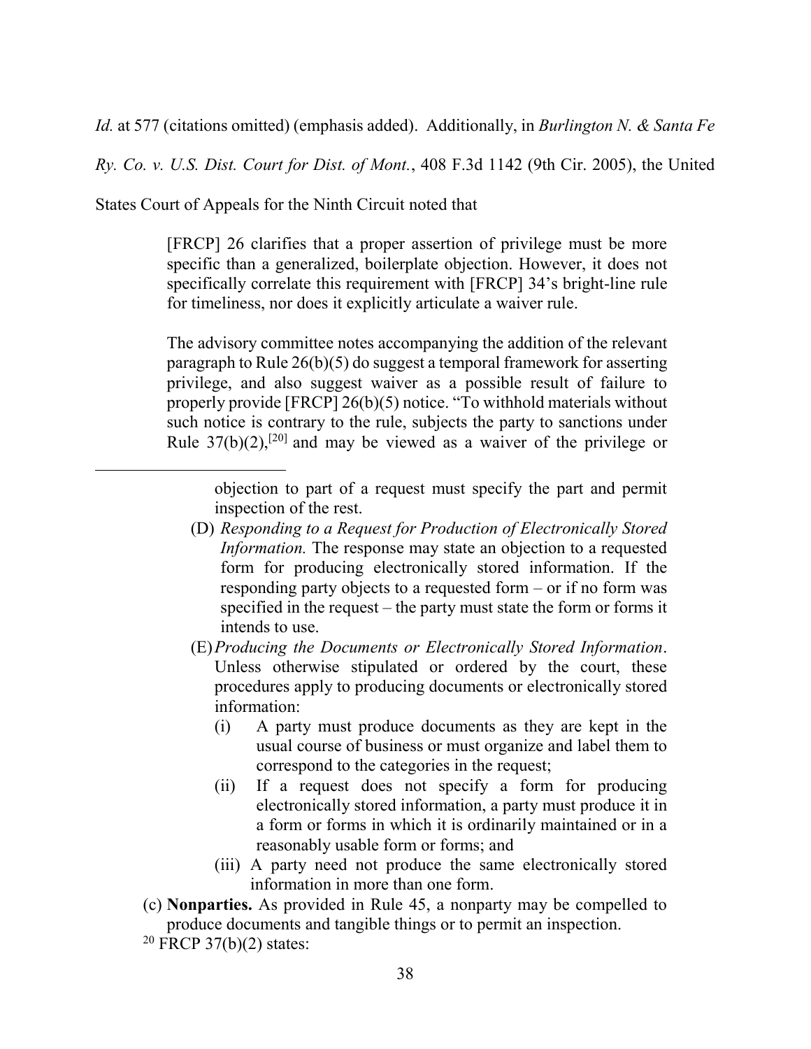*Id.* at 577 (citations omitted) (emphasis added). Additionally, in *Burlington N. & Santa Fe Ry. Co. v. U.S. Dist. Court for Dist. of Mont.*, 408 F.3d 1142 (9th Cir. 2005), the United States Court of Appeals for the Ninth Circuit noted that

> [FRCP] 26 clarifies that a proper assertion of privilege must be more specific than a generalized, boilerplate objection. However, it does not specifically correlate this requirement with [FRCP] 34's bright-line rule for timeliness, nor does it explicitly articulate a waiver rule.
>
> The advisory committee notes accompanying the addition of the relevant paragraph to Rule 26(b)(5) do suggest a temporal framework for asserting privilege, and also suggest waiver as a possible result of failure to properly provide [FRCP] 26(b)(5) notice. "To withhold materials without such notice is contrary to the rule, subjects the party to sanctions under Rule 37(b)(2),[20] and may be viewed as a waiver of the privilege or

---

> objection to part of a request must specify the part and permit inspection of the rest.
>
> (D) *Responding to a Request for Production of Electronically Stored Information.* The response may state an objection to a requested form for producing electronically stored information. If the responding party objects to a requested form – or if no form was specified in the request – the party must state the form or forms it intends to use.
>
> (E) *Producing the Documents or Electronically Stored Information*. Unless otherwise stipulated or ordered by the court, these procedures apply to producing documents or electronically stored information:
>
> (i) A party must produce documents as they are kept in the usual course of business or must organize and label them to correspond to the categories in the request;
>
> (ii) If a request does not specify a form for producing electronically stored information, a party must produce it in a form or forms in which it is ordinarily maintained or in a reasonably usable form or forms; and
>
> (iii) A party need not produce the same electronically stored information in more than one form.
>
> (c) **Nonparties.** As provided in Rule 45, a nonparty may be compelled to produce documents and tangible things or to permit an inspection.

[20] FRCP 37(b)(2) states: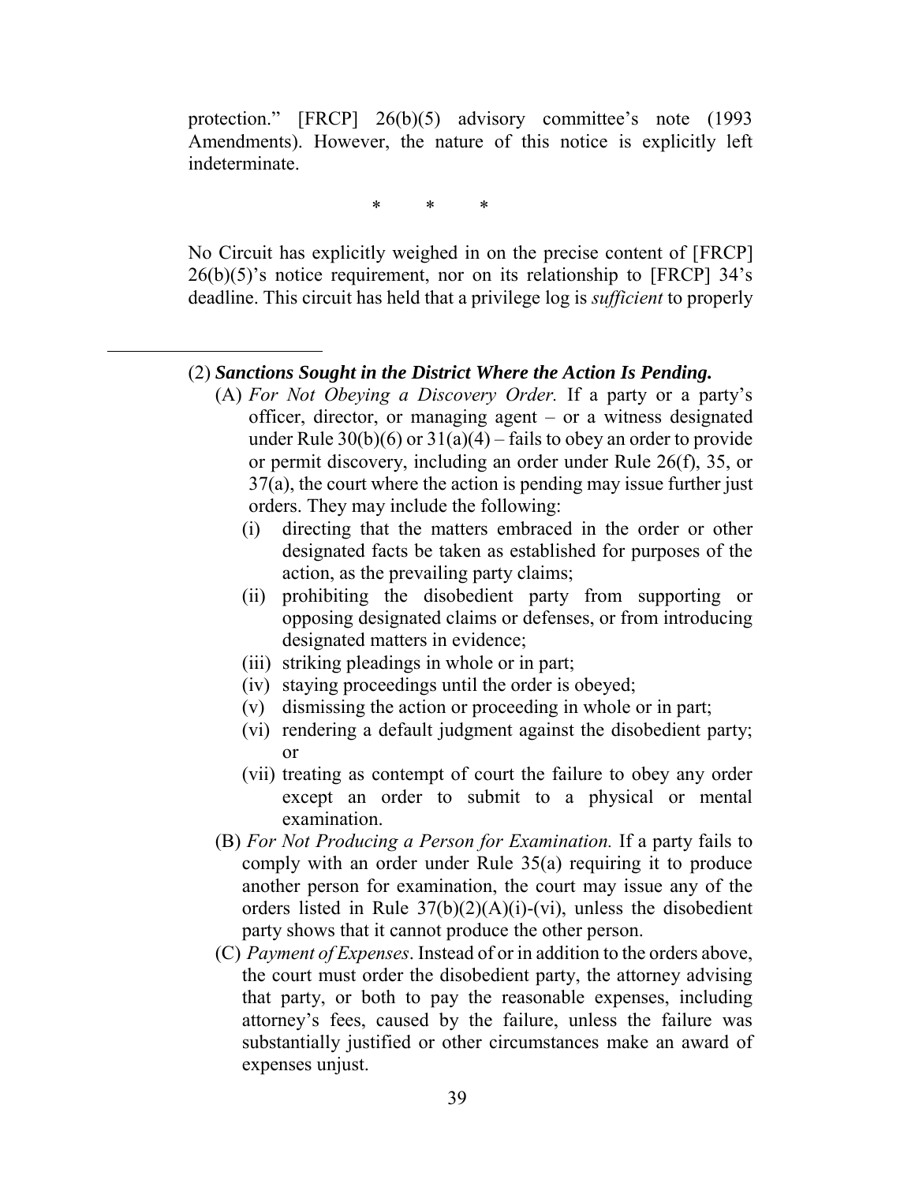protection." [FRCP] 26(b)(5) advisory committee's note (1993 Amendments). However, the nature of this notice is explicitly left indeterminate.

\* \* \*

No Circuit has explicitly weighed in on the precise content of [FRCP] 26(b)(5)'s notice requirement, nor on its relationship to [FRCP] 34's deadline. This circuit has held that a privilege log is *sufficient* to properly

---

(2) ***Sanctions Sought in the District Where the Action Is Pending.***

- (A) *For Not Obeying a Discovery Order.* If a party or a party's officer, director, or managing agent – or a witness designated under Rule 30(b)(6) or 31(a)(4) – fails to obey an order to provide or permit discovery, including an order under Rule 26(f), 35, or 37(a), the court where the action is pending may issue further just orders. They may include the following:
  - (i) directing that the matters embraced in the order or other designated facts be taken as established for purposes of the action, as the prevailing party claims;
  - (ii) prohibiting the disobedient party from supporting or opposing designated claims or defenses, or from introducing designated matters in evidence;
  - (iii) striking pleadings in whole or in part;
  - (iv) staying proceedings until the order is obeyed;
  - (v) dismissing the action or proceeding in whole or in part;
  - (vi) rendering a default judgment against the disobedient party; or
  - (vii) treating as contempt of court the failure to obey any order except an order to submit to a physical or mental examination.
- (B) *For Not Producing a Person for Examination.* If a party fails to comply with an order under Rule 35(a) requiring it to produce another person for examination, the court may issue any of the orders listed in Rule 37(b)(2)(A)(i)-(vi), unless the disobedient party shows that it cannot produce the other person.
- (C) *Payment of Expenses*. Instead of or in addition to the orders above, the court must order the disobedient party, the attorney advising that party, or both to pay the reasonable expenses, including attorney's fees, caused by the failure, unless the failure was substantially justified or other circumstances make an award of expenses unjust.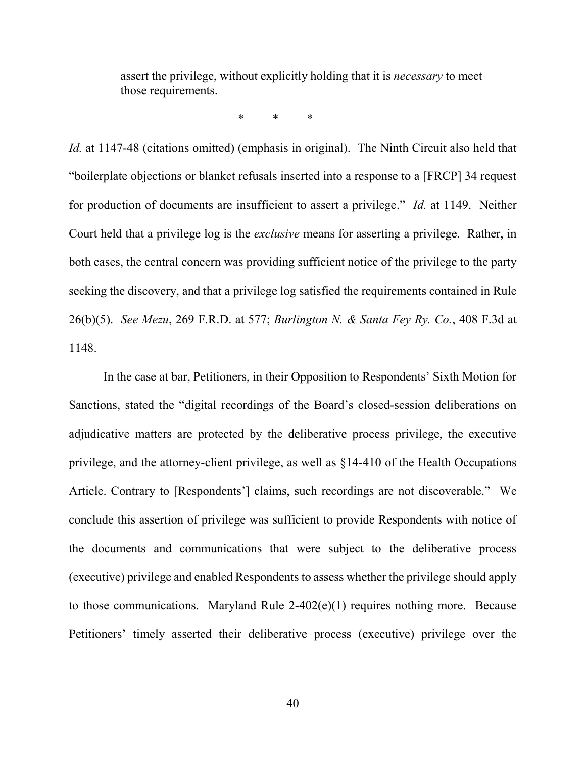> assert the privilege, without explicitly holding that it is *necessary* to meet those requirements.
>
> \* \* \*

*Id.* at 1147-48 (citations omitted) (emphasis in original). The Ninth Circuit also held that "boilerplate objections or blanket refusals inserted into a response to a [FRCP] 34 request for production of documents are insufficient to assert a privilege." *Id.* at 1149. Neither Court held that a privilege log is the *exclusive* means for asserting a privilege. Rather, in both cases, the central concern was providing sufficient notice of the privilege to the party seeking the discovery, and that a privilege log satisfied the requirements contained in Rule 26(b)(5). *See Mezu*, 269 F.R.D. at 577; *Burlington N. & Santa Fey Ry. Co.*, 408 F.3d at 1148.

In the case at bar, Petitioners, in their Opposition to Respondents' Sixth Motion for Sanctions, stated the "digital recordings of the Board's closed-session deliberations on adjudicative matters are protected by the deliberative process privilege, the executive privilege, and the attorney-client privilege, as well as §14-410 of the Health Occupations Article. Contrary to [Respondents'] claims, such recordings are not discoverable." We conclude this assertion of privilege was sufficient to provide Respondents with notice of the documents and communications that were subject to the deliberative process (executive) privilege and enabled Respondents to assess whether the privilege should apply to those communications. Maryland Rule 2-402(e)(1) requires nothing more. Because Petitioners' timely asserted their deliberative process (executive) privilege over the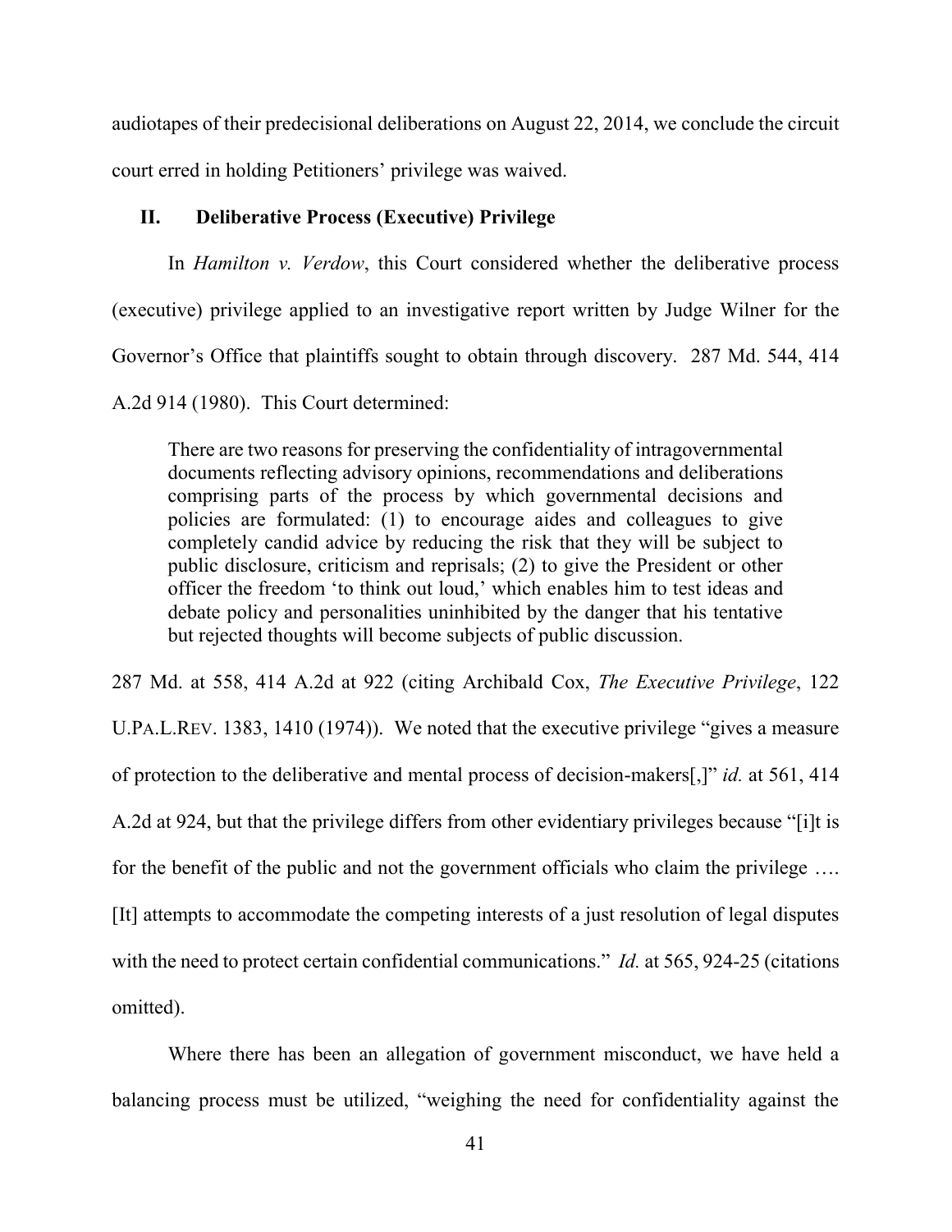audiotapes of their predecisional deliberations on August 22, 2014, we conclude the circuit court erred in holding Petitioners' privilege was waived.

## II. Deliberative Process (Executive) Privilege

In *Hamilton v. Verdow*, this Court considered whether the deliberative process (executive) privilege applied to an investigative report written by Judge Wilner for the Governor's Office that plaintiffs sought to obtain through discovery. 287 Md. 544, 414 A.2d 914 (1980). This Court determined:

> There are two reasons for preserving the confidentiality of intragovernmental documents reflecting advisory opinions, recommendations and deliberations comprising parts of the process by which governmental decisions and policies are formulated: (1) to encourage aides and colleagues to give completely candid advice by reducing the risk that they will be subject to public disclosure, criticism and reprisals; (2) to give the President or other officer the freedom 'to think out loud,' which enables him to test ideas and debate policy and personalities uninhibited by the danger that his tentative but rejected thoughts will become subjects of public discussion.

287 Md. at 558, 414 A.2d at 922 (citing Archibald Cox, *The Executive Privilege*, 122 U.PA.L.REV. 1383, 1410 (1974)). We noted that the executive privilege "gives a measure of protection to the deliberative and mental process of decision-makers[,]" *id.* at 561, 414 A.2d at 924, but that the privilege differs from other evidentiary privileges because "[i]t is for the benefit of the public and not the government officials who claim the privilege …. [It] attempts to accommodate the competing interests of a just resolution of legal disputes with the need to protect certain confidential communications." *Id.* at 565, 924-25 (citations omitted).

Where there has been an allegation of government misconduct, we have held a balancing process must be utilized, "weighing the need for confidentiality against the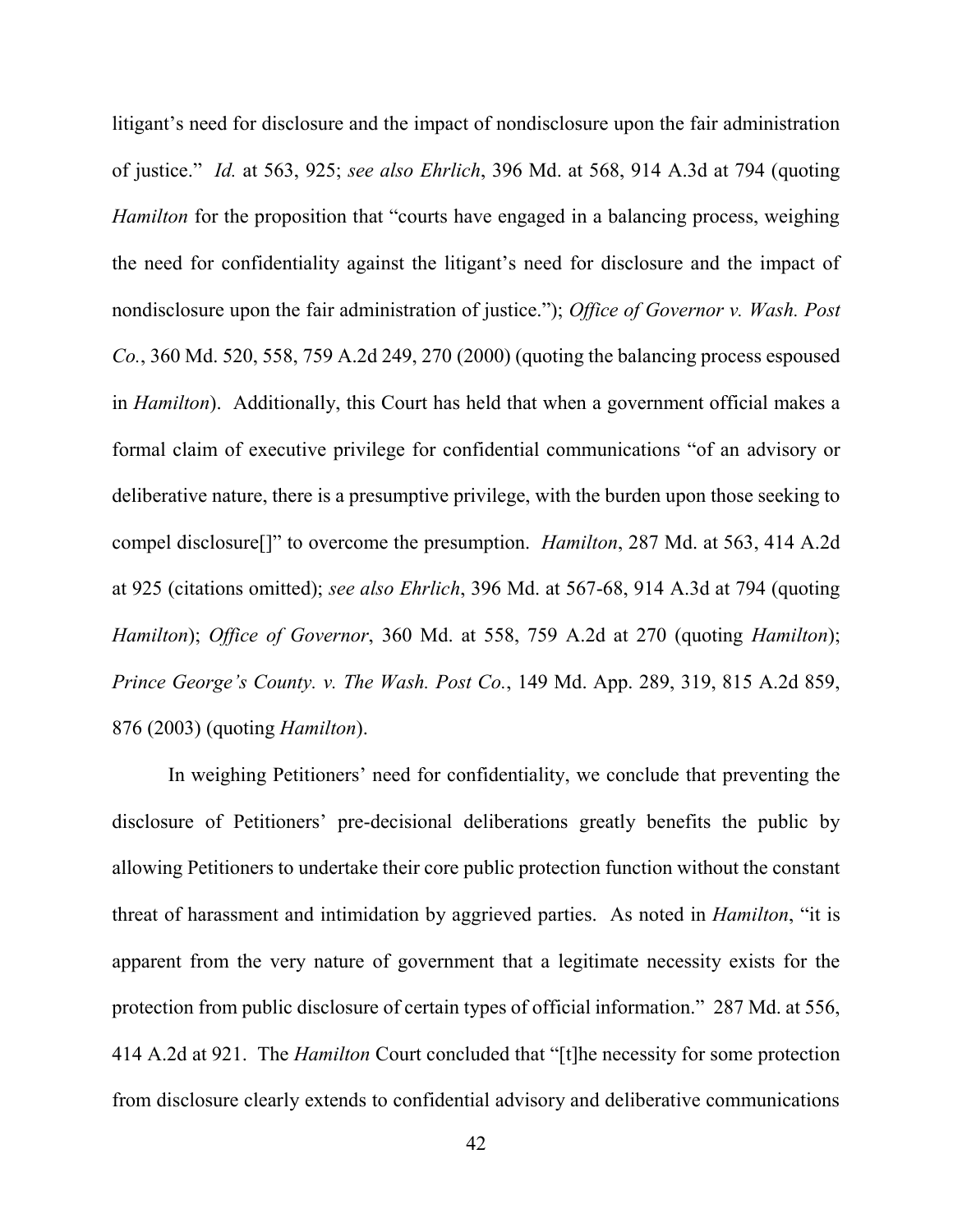litigant's need for disclosure and the impact of nondisclosure upon the fair administration of justice." *Id.* at 563, 925; *see also Ehrlich*, 396 Md. at 568, 914 A.3d at 794 (quoting *Hamilton* for the proposition that "courts have engaged in a balancing process, weighing the need for confidentiality against the litigant's need for disclosure and the impact of nondisclosure upon the fair administration of justice."); *Office of Governor v. Wash. Post Co.*, 360 Md. 520, 558, 759 A.2d 249, 270 (2000) (quoting the balancing process espoused in *Hamilton*). Additionally, this Court has held that when a government official makes a formal claim of executive privilege for confidential communications "of an advisory or deliberative nature, there is a presumptive privilege, with the burden upon those seeking to compel disclosure[]" to overcome the presumption. *Hamilton*, 287 Md. at 563, 414 A.2d at 925 (citations omitted); *see also Ehrlich*, 396 Md. at 567-68, 914 A.3d at 794 (quoting *Hamilton*); *Office of Governor*, 360 Md. at 558, 759 A.2d at 270 (quoting *Hamilton*); *Prince George's County. v. The Wash. Post Co.*, 149 Md. App. 289, 319, 815 A.2d 859, 876 (2003) (quoting *Hamilton*).

In weighing Petitioners' need for confidentiality, we conclude that preventing the disclosure of Petitioners' pre-decisional deliberations greatly benefits the public by allowing Petitioners to undertake their core public protection function without the constant threat of harassment and intimidation by aggrieved parties. As noted in *Hamilton*, "it is apparent from the very nature of government that a legitimate necessity exists for the protection from public disclosure of certain types of official information." 287 Md. at 556, 414 A.2d at 921. The *Hamilton* Court concluded that "[t]he necessity for some protection from disclosure clearly extends to confidential advisory and deliberative communications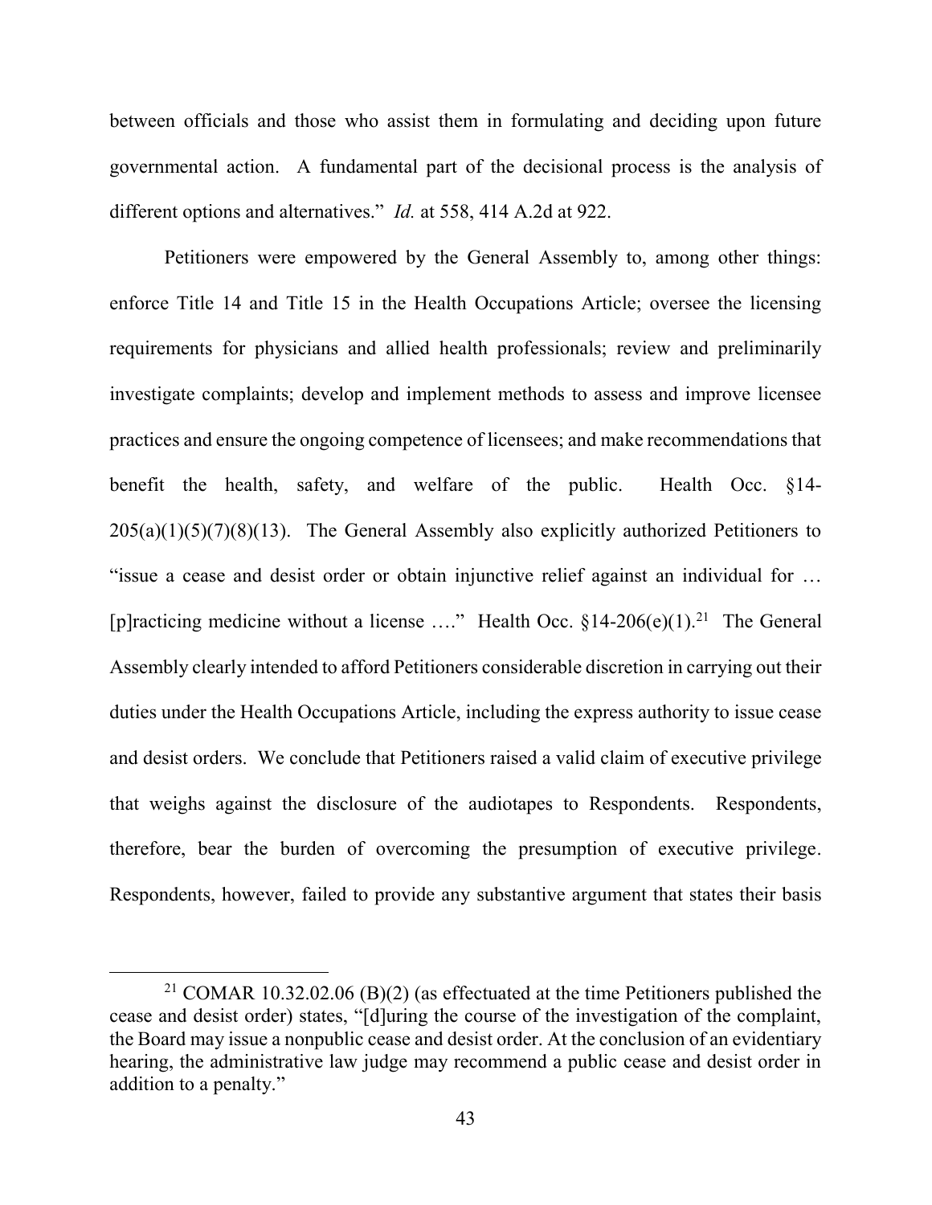between officials and those who assist them in formulating and deciding upon future governmental action. A fundamental part of the decisional process is the analysis of different options and alternatives." *Id.* at 558, 414 A.2d at 922.

Petitioners were empowered by the General Assembly to, among other things: enforce Title 14 and Title 15 in the Health Occupations Article; oversee the licensing requirements for physicians and allied health professionals; review and preliminarily investigate complaints; develop and implement methods to assess and improve licensee practices and ensure the ongoing competence of licensees; and make recommendations that benefit the health, safety, and welfare of the public. Health Occ. §14-205(a)(1)(5)(7)(8)(13). The General Assembly also explicitly authorized Petitioners to "issue a cease and desist order or obtain injunctive relief against an individual for … [p]racticing medicine without a license …." Health Occ. §14-206(e)(1).[21] The General Assembly clearly intended to afford Petitioners considerable discretion in carrying out their duties under the Health Occupations Article, including the express authority to issue cease and desist orders. We conclude that Petitioners raised a valid claim of executive privilege that weighs against the disclosure of the audiotapes to Respondents. Respondents, therefore, bear the burden of overcoming the presumption of executive privilege. Respondents, however, failed to provide any substantive argument that states their basis

---

[21] COMAR 10.32.02.06 (B)(2) (as effectuated at the time Petitioners published the cease and desist order) states, "[d]uring the course of the investigation of the complaint, the Board may issue a nonpublic cease and desist order. At the conclusion of an evidentiary hearing, the administrative law judge may recommend a public cease and desist order in addition to a penalty."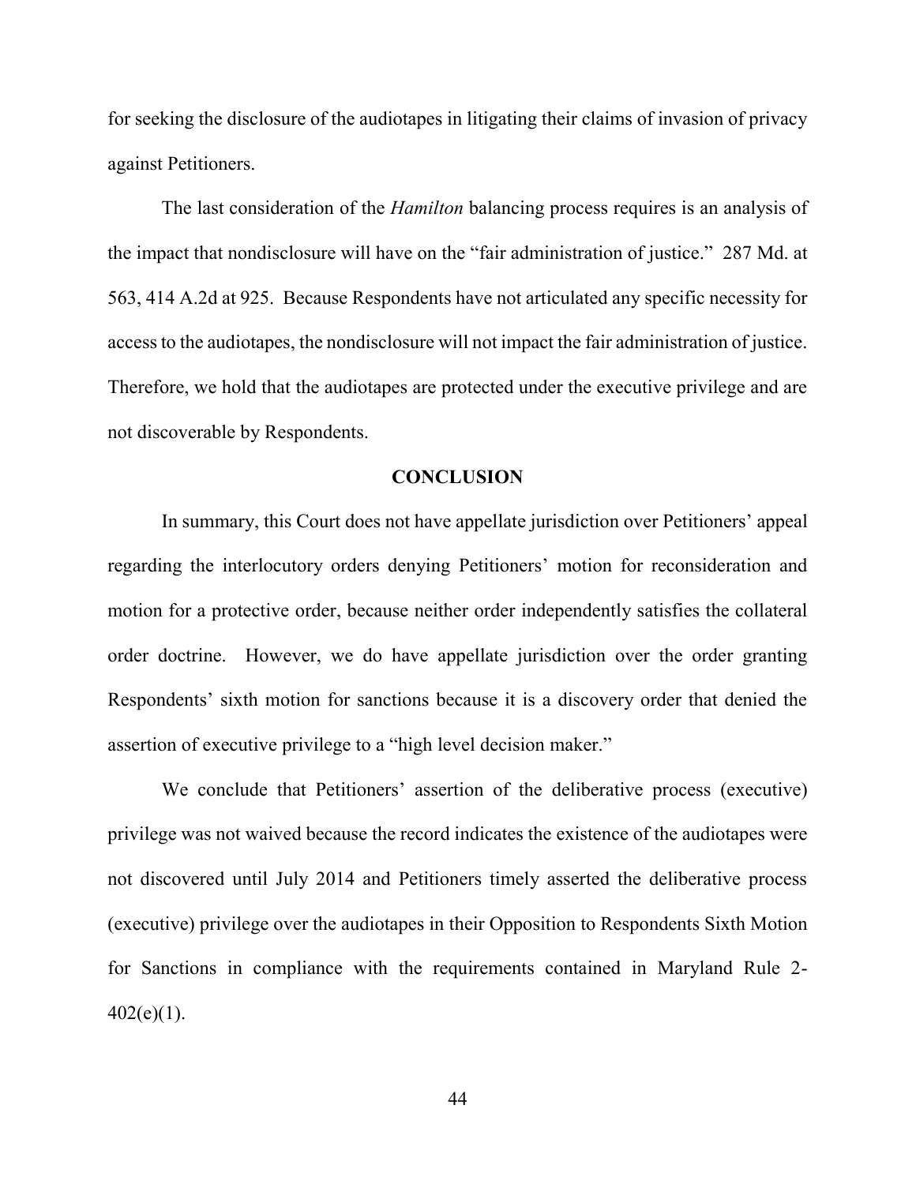for seeking the disclosure of the audiotapes in litigating their claims of invasion of privacy against Petitioners.

The last consideration of the *Hamilton* balancing process requires is an analysis of the impact that nondisclosure will have on the "fair administration of justice." 287 Md. at 563, 414 A.2d at 925. Because Respondents have not articulated any specific necessity for access to the audiotapes, the nondisclosure will not impact the fair administration of justice. Therefore, we hold that the audiotapes are protected under the executive privilege and are not discoverable by Respondents.

## CONCLUSION

In summary, this Court does not have appellate jurisdiction over Petitioners' appeal regarding the interlocutory orders denying Petitioners' motion for reconsideration and motion for a protective order, because neither order independently satisfies the collateral order doctrine. However, we do have appellate jurisdiction over the order granting Respondents' sixth motion for sanctions because it is a discovery order that denied the assertion of executive privilege to a "high level decision maker."

We conclude that Petitioners' assertion of the deliberative process (executive) privilege was not waived because the record indicates the existence of the audiotapes were not discovered until July 2014 and Petitioners timely asserted the deliberative process (executive) privilege over the audiotapes in their Opposition to Respondents Sixth Motion for Sanctions in compliance with the requirements contained in Maryland Rule 2-402(e)(1).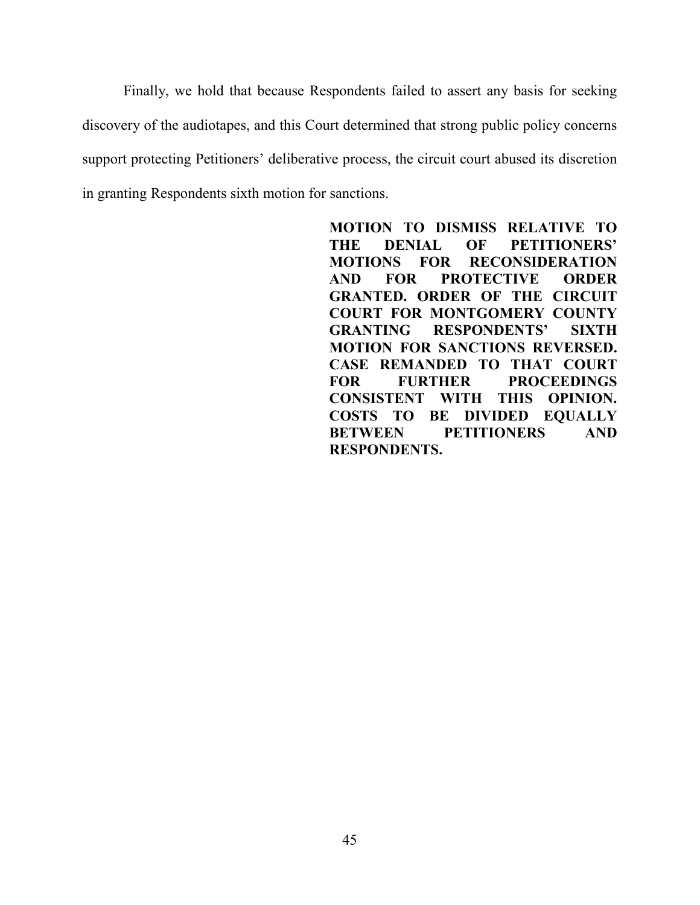Finally, we hold that because Respondents failed to assert any basis for seeking discovery of the audiotapes, and this Court determined that strong public policy concerns support protecting Petitioners' deliberative process, the circuit court abused its discretion in granting Respondents sixth motion for sanctions.

**MOTION TO DISMISS RELATIVE TO THE DENIAL OF PETITIONERS' MOTIONS FOR RECONSIDERATION AND FOR PROTECTIVE ORDER GRANTED. ORDER OF THE CIRCUIT COURT FOR MONTGOMERY COUNTY GRANTING RESPONDENTS' SIXTH MOTION FOR SANCTIONS REVERSED. CASE REMANDED TO THAT COURT FOR FURTHER PROCEEDINGS CONSISTENT WITH THIS OPINION. COSTS TO BE DIVIDED EQUALLY BETWEEN PETITIONERS AND RESPONDENTS.**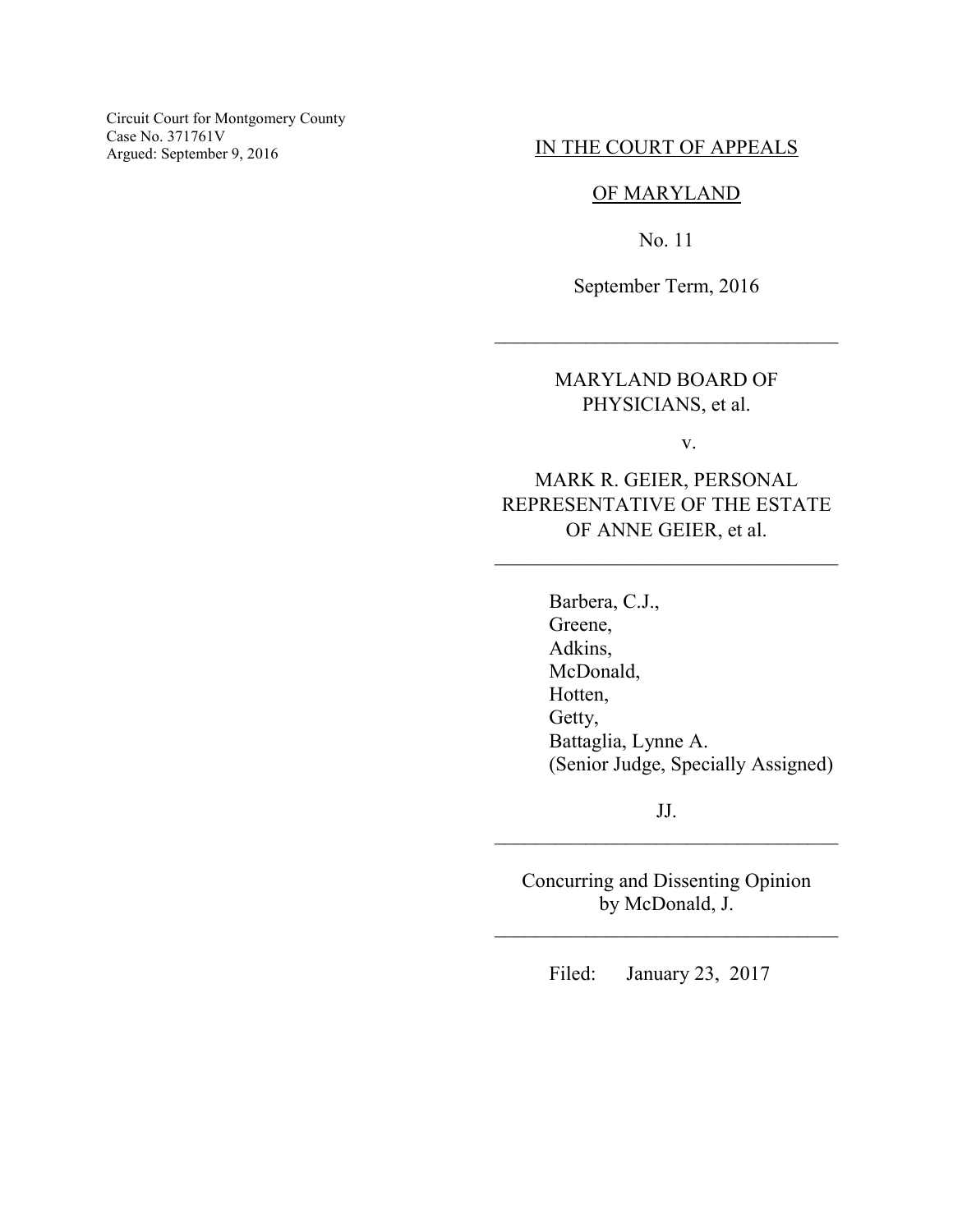Circuit Court for Montgomery County
Case No. 371761V
Argued: September 9, 2016

IN THE COURT OF APPEALS

OF MARYLAND

No. 11

September Term, 2016

---

MARYLAND BOARD OF PHYSICIANS, et al.

v.

MARK R. GEIER, PERSONAL REPRESENTATIVE OF THE ESTATE OF ANNE GEIER, et al.

---

Barbera, C.J.,
Greene,
Adkins,
McDonald,
Hotten,
Getty,
Battaglia, Lynne A.
(Senior Judge, Specially Assigned)

JJ.

---

Concurring and Dissenting Opinion
by McDonald, J.

---

Filed: January 23, 2017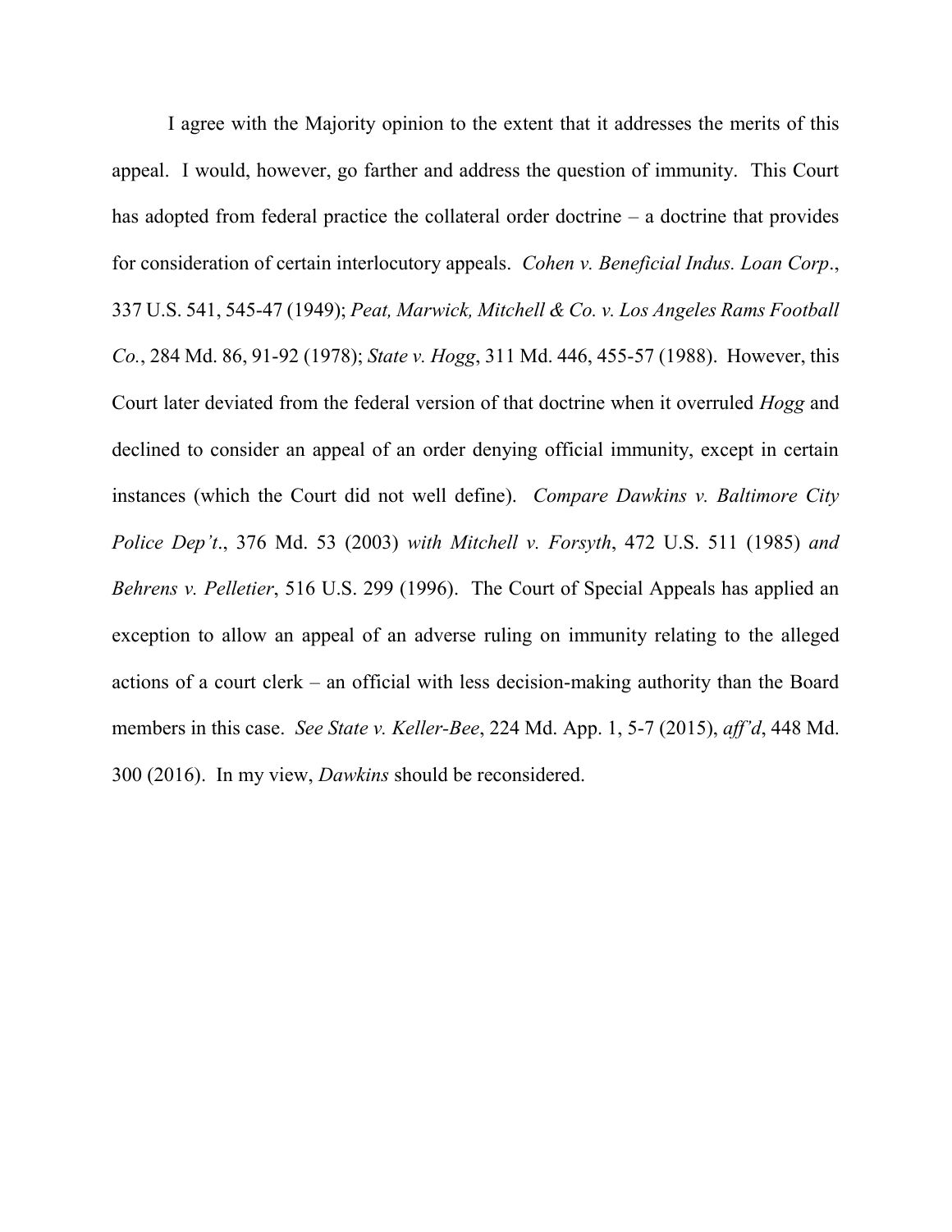I agree with the Majority opinion to the extent that it addresses the merits of this appeal. I would, however, go farther and address the question of immunity. This Court has adopted from federal practice the collateral order doctrine – a doctrine that provides for consideration of certain interlocutory appeals. *Cohen v. Beneficial Indus. Loan Corp*., 337 U.S. 541, 545-47 (1949); *Peat, Marwick, Mitchell & Co. v. Los Angeles Rams Football Co.*, 284 Md. 86, 91-92 (1978); *State v. Hogg*, 311 Md. 446, 455-57 (1988). However, this Court later deviated from the federal version of that doctrine when it overruled *Hogg* and declined to consider an appeal of an order denying official immunity, except in certain instances (which the Court did not well define). *Compare Dawkins v. Baltimore City Police Dep't*., 376 Md. 53 (2003) *with Mitchell v. Forsyth*, 472 U.S. 511 (1985) *and Behrens v. Pelletier*, 516 U.S. 299 (1996). The Court of Special Appeals has applied an exception to allow an appeal of an adverse ruling on immunity relating to the alleged actions of a court clerk – an official with less decision-making authority than the Board members in this case. *See State v. Keller-Bee*, 224 Md. App. 1, 5-7 (2015), *aff'd*, 448 Md. 300 (2016). In my view, *Dawkins* should be reconsidered.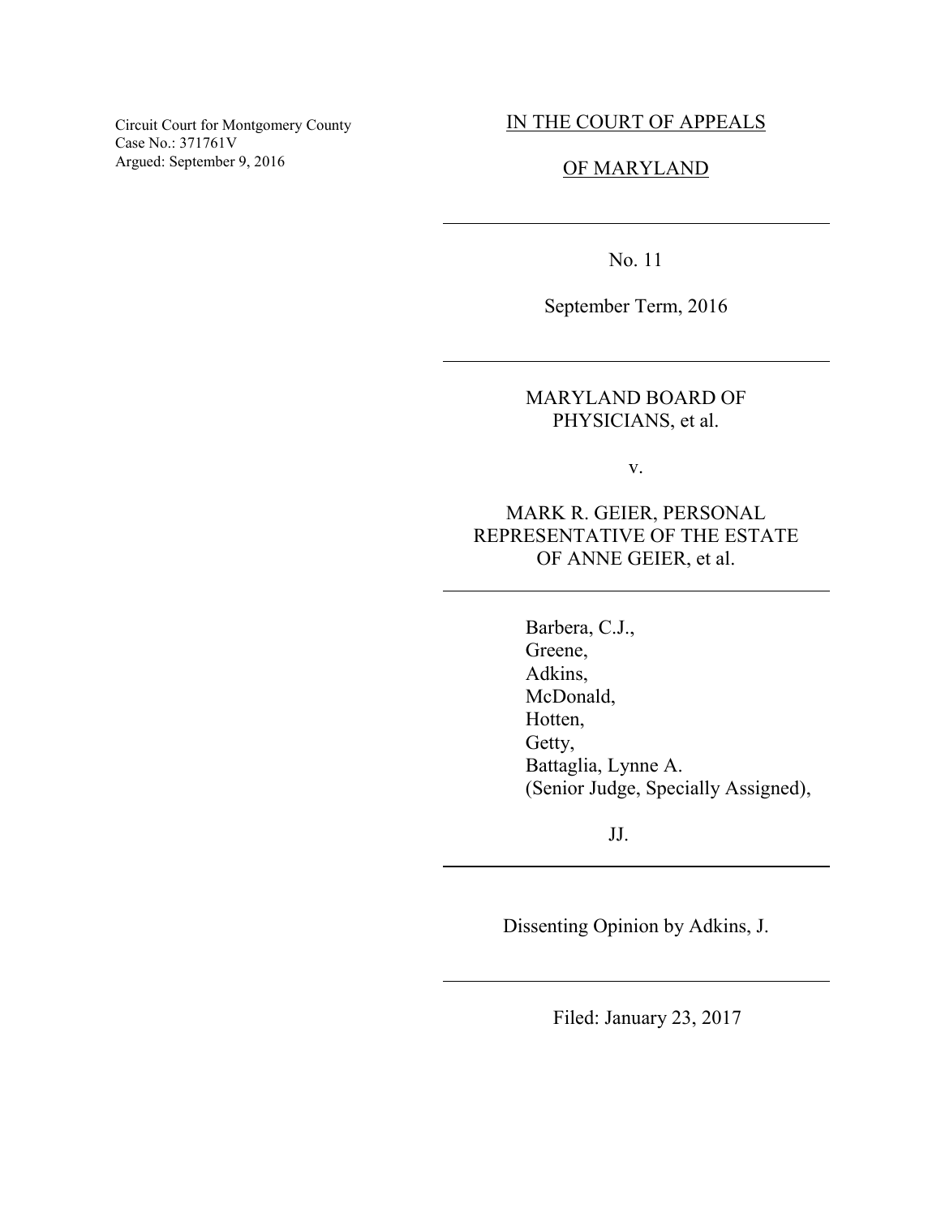Circuit Court for Montgomery County
Case No.: 371761V
Argued: September 9, 2016

IN THE COURT OF APPEALS

OF MARYLAND

No. 11

September Term, 2016

MARYLAND BOARD OF PHYSICIANS, et al.

v.

MARK R. GEIER, PERSONAL REPRESENTATIVE OF THE ESTATE OF ANNE GEIER, et al.

Barbera, C.J.,
Greene,
Adkins,
McDonald,
Hotten,
Getty,
Battaglia, Lynne A.
(Senior Judge, Specially Assigned),

JJ.

Dissenting Opinion by Adkins, J.

Filed: January 23, 2017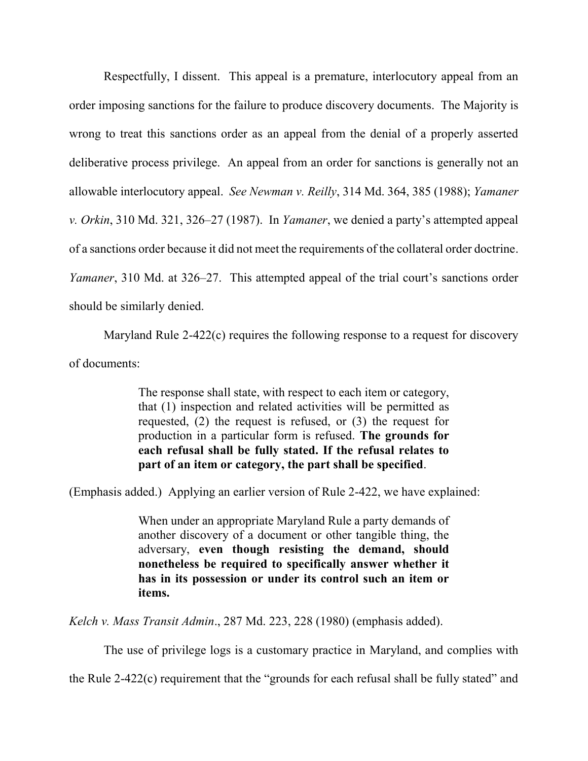Respectfully, I dissent. This appeal is a premature, interlocutory appeal from an order imposing sanctions for the failure to produce discovery documents. The Majority is wrong to treat this sanctions order as an appeal from the denial of a properly asserted deliberative process privilege. An appeal from an order for sanctions is generally not an allowable interlocutory appeal. *See Newman v. Reilly*, 314 Md. 364, 385 (1988); *Yamaner v. Orkin*, 310 Md. 321, 326–27 (1987). In *Yamaner*, we denied a party's attempted appeal of a sanctions order because it did not meet the requirements of the collateral order doctrine. *Yamaner*, 310 Md. at 326–27. This attempted appeal of the trial court's sanctions order should be similarly denied.

Maryland Rule 2-422(c) requires the following response to a request for discovery of documents:

> The response shall state, with respect to each item or category, that (1) inspection and related activities will be permitted as requested, (2) the request is refused, or (3) the request for production in a particular form is refused. **The grounds for each refusal shall be fully stated. If the refusal relates to part of an item or category, the part shall be specified**.

(Emphasis added.) Applying an earlier version of Rule 2-422, we have explained:

> When under an appropriate Maryland Rule a party demands of another discovery of a document or other tangible thing, the adversary, **even though resisting the demand, should nonetheless be required to specifically answer whether it has in its possession or under its control such an item or items.**

*Kelch v. Mass Transit Admin*., 287 Md. 223, 228 (1980) (emphasis added).

The use of privilege logs is a customary practice in Maryland, and complies with the Rule 2-422(c) requirement that the "grounds for each refusal shall be fully stated" and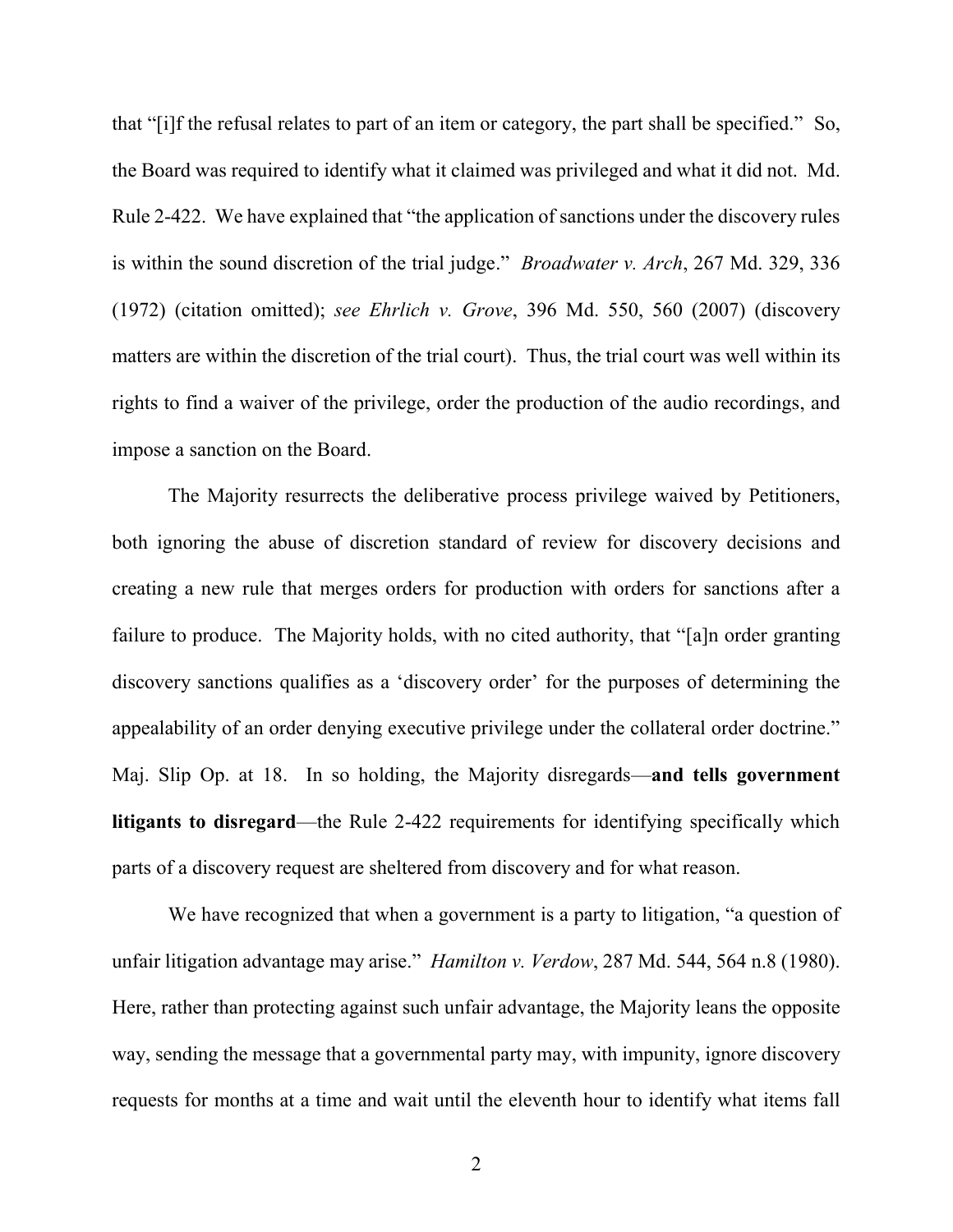that "[i]f the refusal relates to part of an item or category, the part shall be specified." So, the Board was required to identify what it claimed was privileged and what it did not. Md. Rule 2-422. We have explained that "the application of sanctions under the discovery rules is within the sound discretion of the trial judge." *Broadwater v. Arch*, 267 Md. 329, 336 (1972) (citation omitted); *see Ehrlich v. Grove*, 396 Md. 550, 560 (2007) (discovery matters are within the discretion of the trial court). Thus, the trial court was well within its rights to find a waiver of the privilege, order the production of the audio recordings, and impose a sanction on the Board.

The Majority resurrects the deliberative process privilege waived by Petitioners, both ignoring the abuse of discretion standard of review for discovery decisions and creating a new rule that merges orders for production with orders for sanctions after a failure to produce. The Majority holds, with no cited authority, that "[a]n order granting discovery sanctions qualifies as a 'discovery order' for the purposes of determining the appealability of an order denying executive privilege under the collateral order doctrine." Maj. Slip Op. at 18. In so holding, the Majority disregards—**and tells government litigants to disregard**—the Rule 2-422 requirements for identifying specifically which parts of a discovery request are sheltered from discovery and for what reason.

We have recognized that when a government is a party to litigation, "a question of unfair litigation advantage may arise." *Hamilton v. Verdow*, 287 Md. 544, 564 n.8 (1980). Here, rather than protecting against such unfair advantage, the Majority leans the opposite way, sending the message that a governmental party may, with impunity, ignore discovery requests for months at a time and wait until the eleventh hour to identify what items fall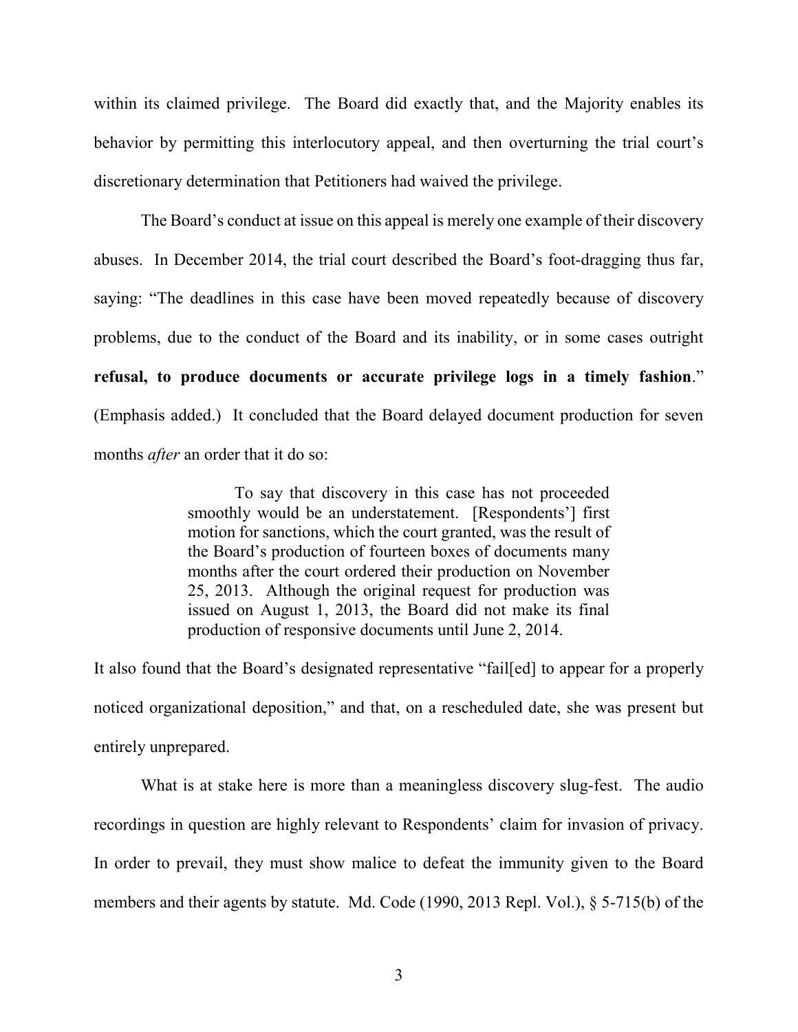within its claimed privilege. The Board did exactly that, and the Majority enables its behavior by permitting this interlocutory appeal, and then overturning the trial court's discretionary determination that Petitioners had waived the privilege.

The Board's conduct at issue on this appeal is merely one example of their discovery abuses. In December 2014, the trial court described the Board's foot-dragging thus far, saying: "The deadlines in this case have been moved repeatedly because of discovery problems, due to the conduct of the Board and its inability, or in some cases outright **refusal, to produce documents or accurate privilege logs in a timely fashion**." (Emphasis added.) It concluded that the Board delayed document production for seven months *after* an order that it do so:

> To say that discovery in this case has not proceeded smoothly would be an understatement. [Respondents'] first motion for sanctions, which the court granted, was the result of the Board's production of fourteen boxes of documents many months after the court ordered their production on November 25, 2013. Although the original request for production was issued on August 1, 2013, the Board did not make its final production of responsive documents until June 2, 2014.

It also found that the Board's designated representative "fail[ed] to appear for a properly noticed organizational deposition," and that, on a rescheduled date, she was present but entirely unprepared.

What is at stake here is more than a meaningless discovery slug-fest. The audio recordings in question are highly relevant to Respondents' claim for invasion of privacy. In order to prevail, they must show malice to defeat the immunity given to the Board members and their agents by statute. Md. Code (1990, 2013 Repl. Vol.), § 5-715(b) of the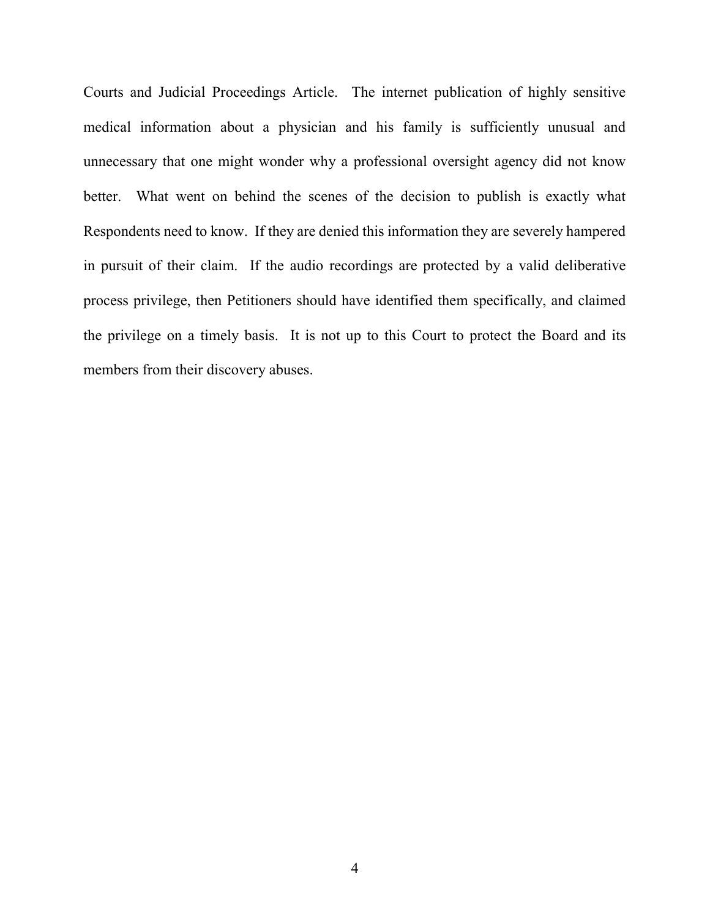Courts and Judicial Proceedings Article. The internet publication of highly sensitive medical information about a physician and his family is sufficiently unusual and unnecessary that one might wonder why a professional oversight agency did not know better. What went on behind the scenes of the decision to publish is exactly what Respondents need to know. If they are denied this information they are severely hampered in pursuit of their claim. If the audio recordings are protected by a valid deliberative process privilege, then Petitioners should have identified them specifically, and claimed the privilege on a timely basis. It is not up to this Court to protect the Board and its members from their discovery abuses.